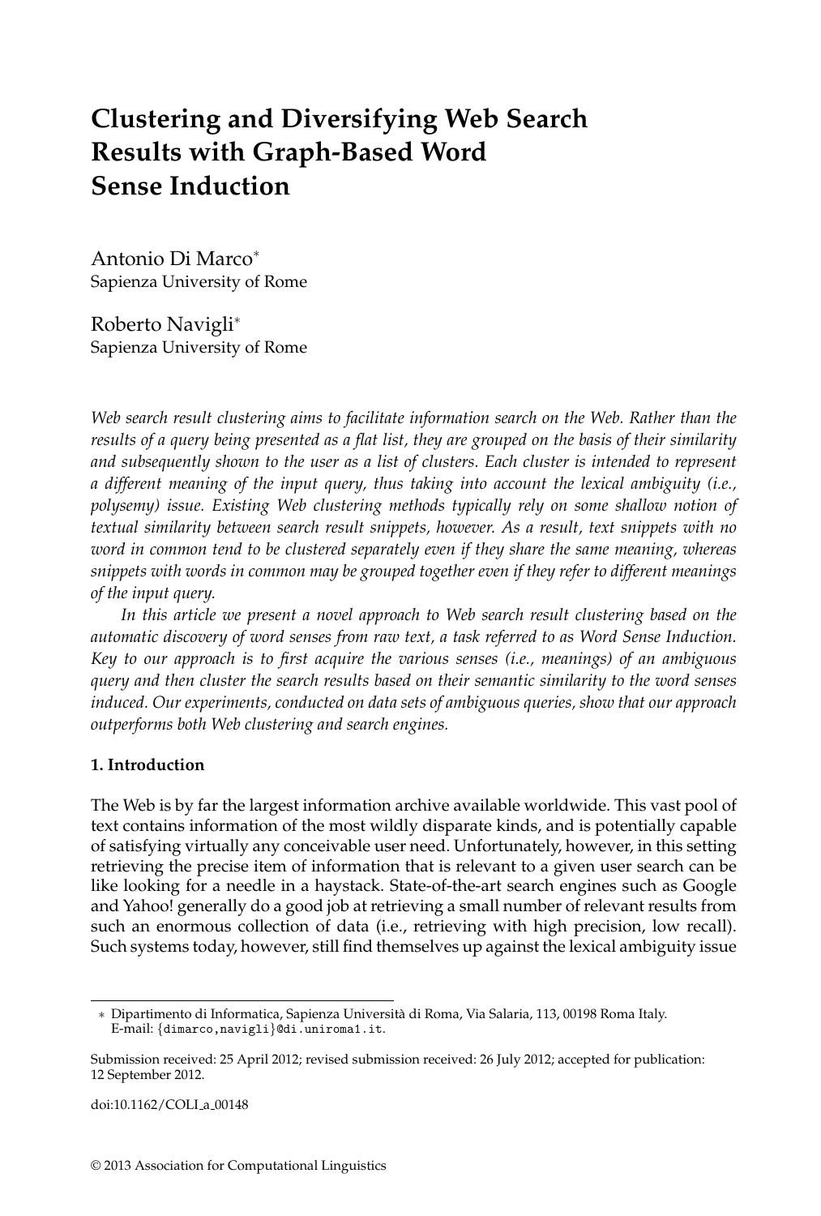# Clustering and Diversifying Web Search Results with Graph-Based Word Sense Induction

Antonio Di Marco*
Sapienza University of Rome

Roberto Navigli*
Sapienza University of Rome

*Web search result clustering aims to facilitate information search on the Web. Rather than the results of a query being presented as a flat list, they are grouped on the basis of their similarity and subsequently shown to the user as a list of clusters. Each cluster is intended to represent a different meaning of the input query, thus taking into account the lexical ambiguity (i.e., polysemy) issue. Existing Web clustering methods typically rely on some shallow notion of textual similarity between search result snippets, however. As a result, text snippets with no word in common tend to be clustered separately even if they share the same meaning, whereas snippets with words in common may be grouped together even if they refer to different meanings of the input query.*

*In this article we present a novel approach to Web search result clustering based on the automatic discovery of word senses from raw text, a task referred to as Word Sense Induction. Key to our approach is to first acquire the various senses (i.e., meanings) of an ambiguous query and then cluster the search results based on their semantic similarity to the word senses induced. Our experiments, conducted on data sets of ambiguous queries, show that our approach outperforms both Web clustering and search engines.*

## 1. Introduction

The Web is by far the largest information archive available worldwide. This vast pool of text contains information of the most wildly disparate kinds, and is potentially capable of satisfying virtually any conceivable user need. Unfortunately, however, in this setting retrieving the precise item of information that is relevant to a given user search can be like looking for a needle in a haystack. State-of-the-art search engines such as Google and Yahoo! generally do a good job at retrieving a small number of relevant results from such an enormous collection of data (i.e., retrieving with high precision, low recall). Such systems today, however, still find themselves up against the lexical ambiguity issue

---

* Dipartimento di Informatica, Sapienza Università di Roma, Via Salaria, 113, 00198 Roma Italy. E-mail: {dimarco,navigli}@di.uniroma1.it.

Submission received: 25 April 2012; revised submission received: 26 July 2012; accepted for publication: 12 September 2012.

doi:10.1162/COLI_a_00148

© 2013 Association for Computational Linguistics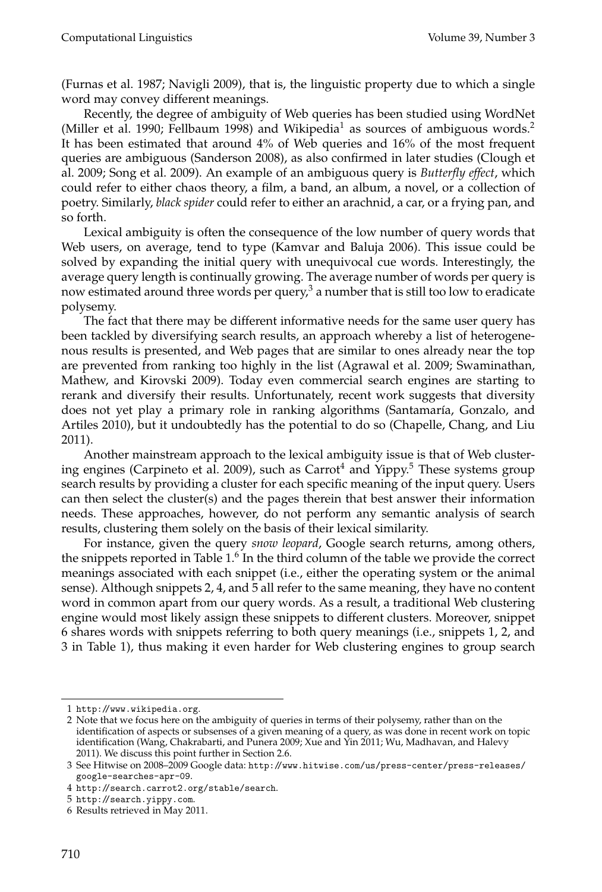(Furnas et al. 1987; Navigli 2009), that is, the linguistic property due to which a single word may convey different meanings.

Recently, the degree of ambiguity of Web queries has been studied using WordNet (Miller et al. 1990; Fellbaum 1998) and Wikipedia[1] as sources of ambiguous words.[2] It has been estimated that around 4% of Web queries and 16% of the most frequent queries are ambiguous (Sanderson 2008), as also confirmed in later studies (Clough et al. 2009; Song et al. 2009). An example of an ambiguous query is *Butterfly effect*, which could refer to either chaos theory, a film, a band, an album, a novel, or a collection of poetry. Similarly, *black spider* could refer to either an arachnid, a car, or a frying pan, and so forth.

Lexical ambiguity is often the consequence of the low number of query words that Web users, on average, tend to type (Kamvar and Baluja 2006). This issue could be solved by expanding the initial query with unequivocal cue words. Interestingly, the average query length is continually growing. The average number of words per query is now estimated around three words per query,[3] a number that is still too low to eradicate polysemy.

The fact that there may be different informative needs for the same user query has been tackled by diversifying search results, an approach whereby a list of heterogenenous results is presented, and Web pages that are similar to ones already near the top are prevented from ranking too highly in the list (Agrawal et al. 2009; Swaminathan, Mathew, and Kirovski 2009). Today even commercial search engines are starting to rerank and diversify their results. Unfortunately, recent work suggests that diversity does not yet play a primary role in ranking algorithms (Santamaría, Gonzalo, and Artiles 2010), but it undoubtedly has the potential to do so (Chapelle, Chang, and Liu 2011).

Another mainstream approach to the lexical ambiguity issue is that of Web clustering engines (Carpineto et al. 2009), such as Carrot[4] and Yippy.[5] These systems group search results by providing a cluster for each specific meaning of the input query. Users can then select the cluster(s) and the pages therein that best answer their information needs. These approaches, however, do not perform any semantic analysis of search results, clustering them solely on the basis of their lexical similarity.

For instance, given the query *snow leopard*, Google search returns, among others, the snippets reported in Table 1.[6] In the third column of the table we provide the correct meanings associated with each snippet (i.e., either the operating system or the animal sense). Although snippets 2, 4, and 5 all refer to the same meaning, they have no content word in common apart from our query words. As a result, a traditional Web clustering engine would most likely assign these snippets to different clusters. Moreover, snippet 6 shares words with snippets referring to both query meanings (i.e., snippets 1, 2, and 3 in Table 1), thus making it even harder for Web clustering engines to group search

---

1 http://www.wikipedia.org.

2 Note that we focus here on the ambiguity of queries in terms of their polysemy, rather than on the identification of aspects or subsenses of a given meaning of a query, as was done in recent work on topic identification (Wang, Chakrabarti, and Punera 2009; Xue and Yin 2011; Wu, Madhavan, and Halevy 2011). We discuss this point further in Section 2.6.

3 See Hitwise on 2008–2009 Google data: http://www.hitwise.com/us/press-center/press-releases/google-searches-apr-09.

4 http://search.carrot2.org/stable/search.

5 http://search.yippy.com.

6 Results retrieved in May 2011.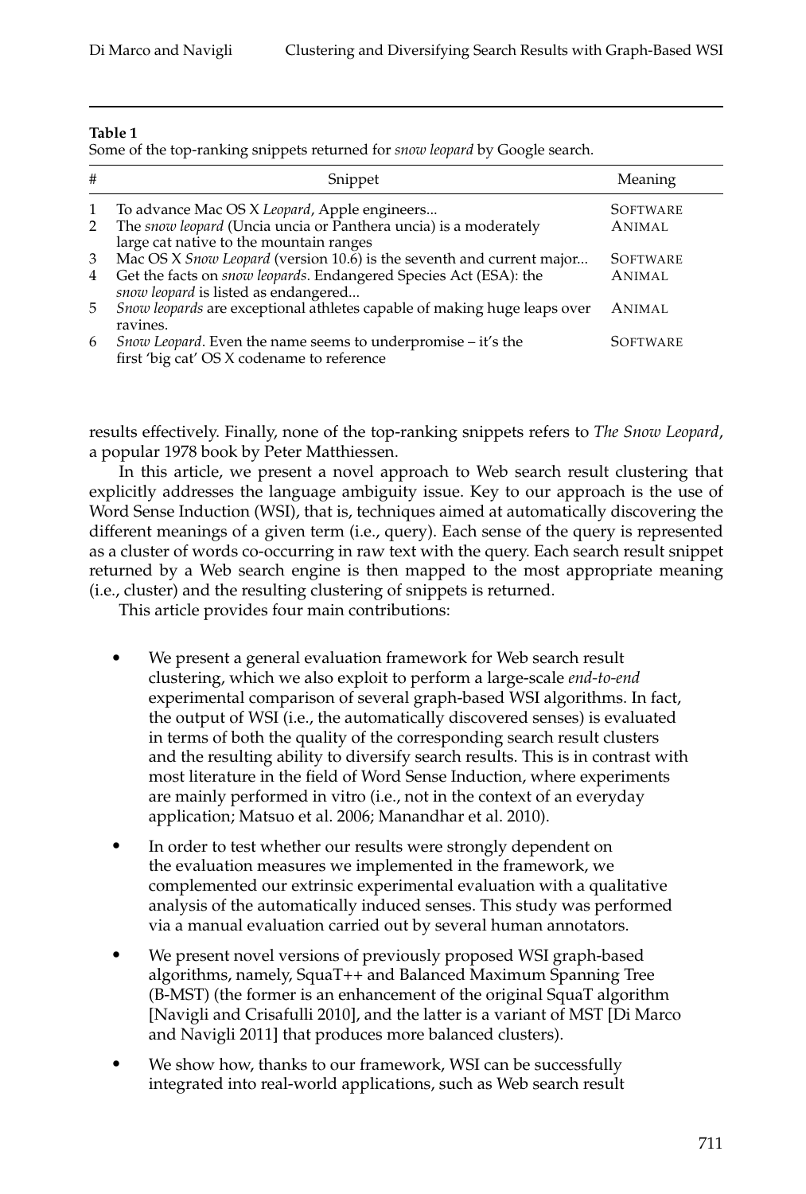**Table 1**
Some of the top-ranking snippets returned for *snow leopard* by Google search.

| # | Snippet | Meaning |
|---|---|---|
| 1 | To advance Mac OS X *Leopard*, Apple engineers... | SOFTWARE |
| 2 | The *snow leopard* (Uncia uncia or Panthera uncia) is a moderately large cat native to the mountain ranges | ANIMAL |
| 3 | Mac OS X *Snow Leopard* (version 10.6) is the seventh and current major... | SOFTWARE |
| 4 | Get the facts on *snow leopards*. Endangered Species Act (ESA): the *snow leopard* is listed as endangered... | ANIMAL |
| 5 | *Snow leopards* are exceptional athletes capable of making huge leaps over ravines. | ANIMAL |
| 6 | *Snow Leopard*. Even the name seems to underpromise – it's the first 'big cat' OS X codename to reference | SOFTWARE |

results effectively. Finally, none of the top-ranking snippets refers to *The Snow Leopard*, a popular 1978 book by Peter Matthiessen.

In this article, we present a novel approach to Web search result clustering that explicitly addresses the language ambiguity issue. Key to our approach is the use of Word Sense Induction (WSI), that is, techniques aimed at automatically discovering the different meanings of a given term (i.e., query). Each sense of the query is represented as a cluster of words co-occurring in raw text with the query. Each search result snippet returned by a Web search engine is then mapped to the most appropriate meaning (i.e., cluster) and the resulting clustering of snippets is returned.

This article provides four main contributions:

- We present a general evaluation framework for Web search result clustering, which we also exploit to perform a large-scale *end-to-end* experimental comparison of several graph-based WSI algorithms. In fact, the output of WSI (i.e., the automatically discovered senses) is evaluated in terms of both the quality of the corresponding search result clusters and the resulting ability to diversify search results. This is in contrast with most literature in the field of Word Sense Induction, where experiments are mainly performed in vitro (i.e., not in the context of an everyday application; Matsuo et al. 2006; Manandhar et al. 2010).
- In order to test whether our results were strongly dependent on the evaluation measures we implemented in the framework, we complemented our extrinsic experimental evaluation with a qualitative analysis of the automatically induced senses. This study was performed via a manual evaluation carried out by several human annotators.
- We present novel versions of previously proposed WSI graph-based algorithms, namely, SquaT++ and Balanced Maximum Spanning Tree (B-MST) (the former is an enhancement of the original SquaT algorithm [Navigli and Crisafulli 2010], and the latter is a variant of MST [Di Marco and Navigli 2011] that produces more balanced clusters).
- We show how, thanks to our framework, WSI can be successfully integrated into real-world applications, such as Web search result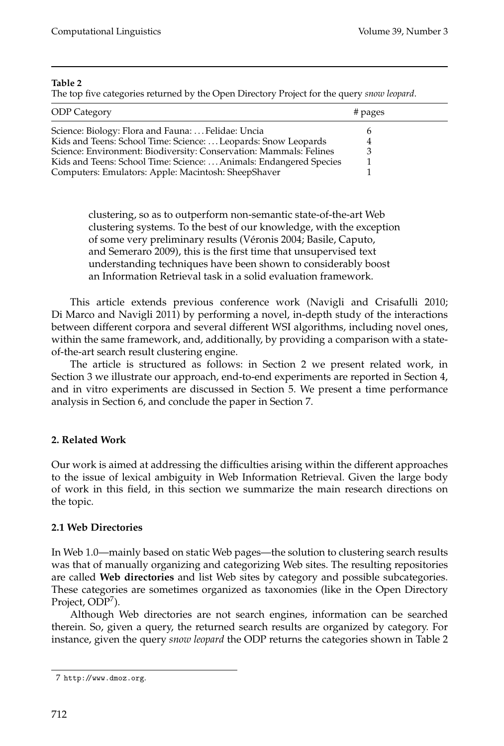**Table 2**
The top five categories returned by the Open Directory Project for the query *snow leopard*.

| ODP Category | # pages |
|---|---|
| Science: Biology: Flora and Fauna: ... Felidae: Uncia | 6 |
| Kids and Teens: School Time: Science: ... Leopards: Snow Leopards | 4 |
| Science: Environment: Biodiversity: Conservation: Mammals: Felines | 3 |
| Kids and Teens: School Time: Science: ... Animals: Endangered Species | 1 |
| Computers: Emulators: Apple: Macintosh: SheepShaver | 1 |

clustering, so as to outperform non-semantic state-of-the-art Web clustering systems. To the best of our knowledge, with the exception of some very preliminary results (Véronis 2004; Basile, Caputo, and Semeraro 2009), this is the first time that unsupervised text understanding techniques have been shown to considerably boost an Information Retrieval task in a solid evaluation framework.

This article extends previous conference work (Navigli and Crisafulli 2010; Di Marco and Navigli 2011) by performing a novel, in-depth study of the interactions between different corpora and several different WSI algorithms, including novel ones, within the same framework, and, additionally, by providing a comparison with a state-of-the-art search result clustering engine.

The article is structured as follows: in Section 2 we present related work, in Section 3 we illustrate our approach, end-to-end experiments are reported in Section 4, and in vitro experiments are discussed in Section 5. We present a time performance analysis in Section 6, and conclude the paper in Section 7.

## 2. Related Work

Our work is aimed at addressing the difficulties arising within the different approaches to the issue of lexical ambiguity in Web Information Retrieval. Given the large body of work in this field, in this section we summarize the main research directions on the topic.

### 2.1 Web Directories

In Web 1.0—mainly based on static Web pages—the solution to clustering search results was that of manually organizing and categorizing Web sites. The resulting repositories are called **Web directories** and list Web sites by category and possible subcategories. These categories are sometimes organized as taxonomies (like in the Open Directory Project, ODP[7]).

Although Web directories are not search engines, information can be searched therein. So, given a query, the returned search results are organized by category. For instance, given the query *snow leopard* the ODP returns the categories shown in Table 2

7 http://www.dmoz.org.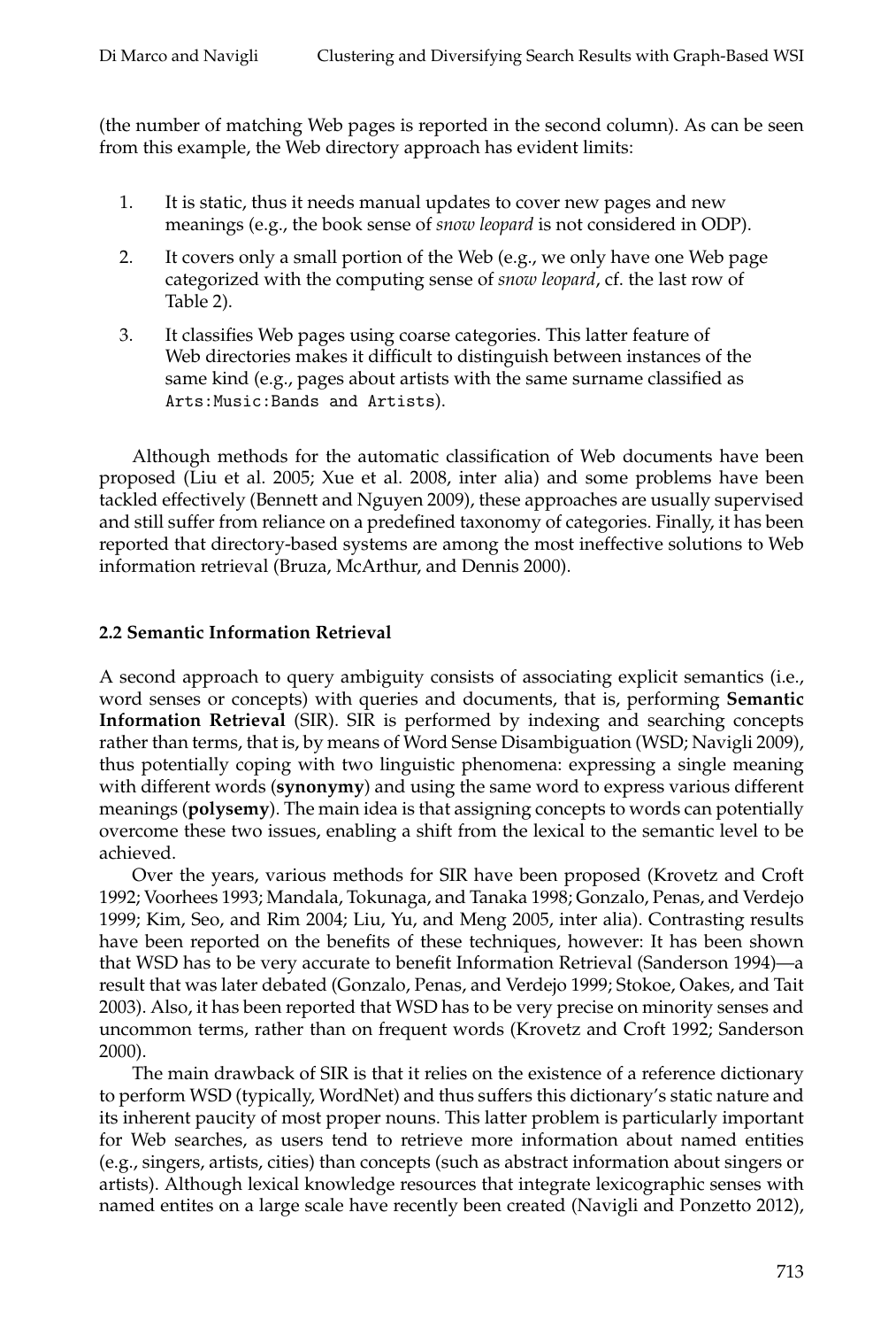(the number of matching Web pages is reported in the second column). As can be seen from this example, the Web directory approach has evident limits:

1. It is static, thus it needs manual updates to cover new pages and new meanings (e.g., the book sense of *snow leopard* is not considered in ODP).
2. It covers only a small portion of the Web (e.g., we only have one Web page categorized with the computing sense of *snow leopard*, cf. the last row of Table 2).
3. It classifies Web pages using coarse categories. This latter feature of Web directories makes it difficult to distinguish between instances of the same kind (e.g., pages about artists with the same surname classified as `Arts:Music:Bands and Artists`).

Although methods for the automatic classification of Web documents have been proposed (Liu et al. 2005; Xue et al. 2008, inter alia) and some problems have been tackled effectively (Bennett and Nguyen 2009), these approaches are usually supervised and still suffer from reliance on a predefined taxonomy of categories. Finally, it has been reported that directory-based systems are among the most ineffective solutions to Web information retrieval (Bruza, McArthur, and Dennis 2000).

### 2.2 Semantic Information Retrieval

A second approach to query ambiguity consists of associating explicit semantics (i.e., word senses or concepts) with queries and documents, that is, performing **Semantic Information Retrieval** (SIR). SIR is performed by indexing and searching concepts rather than terms, that is, by means of Word Sense Disambiguation (WSD; Navigli 2009), thus potentially coping with two linguistic phenomena: expressing a single meaning with different words (**synonymy**) and using the same word to express various different meanings (**polysemy**). The main idea is that assigning concepts to words can potentially overcome these two issues, enabling a shift from the lexical to the semantic level to be achieved.

Over the years, various methods for SIR have been proposed (Krovetz and Croft 1992; Voorhees 1993; Mandala, Tokunaga, and Tanaka 1998; Gonzalo, Penas, and Verdejo 1999; Kim, Seo, and Rim 2004; Liu, Yu, and Meng 2005, inter alia). Contrasting results have been reported on the benefits of these techniques, however: It has been shown that WSD has to be very accurate to benefit Information Retrieval (Sanderson 1994)—a result that was later debated (Gonzalo, Penas, and Verdejo 1999; Stokoe, Oakes, and Tait 2003). Also, it has been reported that WSD has to be very precise on minority senses and uncommon terms, rather than on frequent words (Krovetz and Croft 1992; Sanderson 2000).

The main drawback of SIR is that it relies on the existence of a reference dictionary to perform WSD (typically, WordNet) and thus suffers this dictionary's static nature and its inherent paucity of most proper nouns. This latter problem is particularly important for Web searches, as users tend to retrieve more information about named entities (e.g., singers, artists, cities) than concepts (such as abstract information about singers or artists). Although lexical knowledge resources that integrate lexicographic senses with named entites on a large scale have recently been created (Navigli and Ponzetto 2012),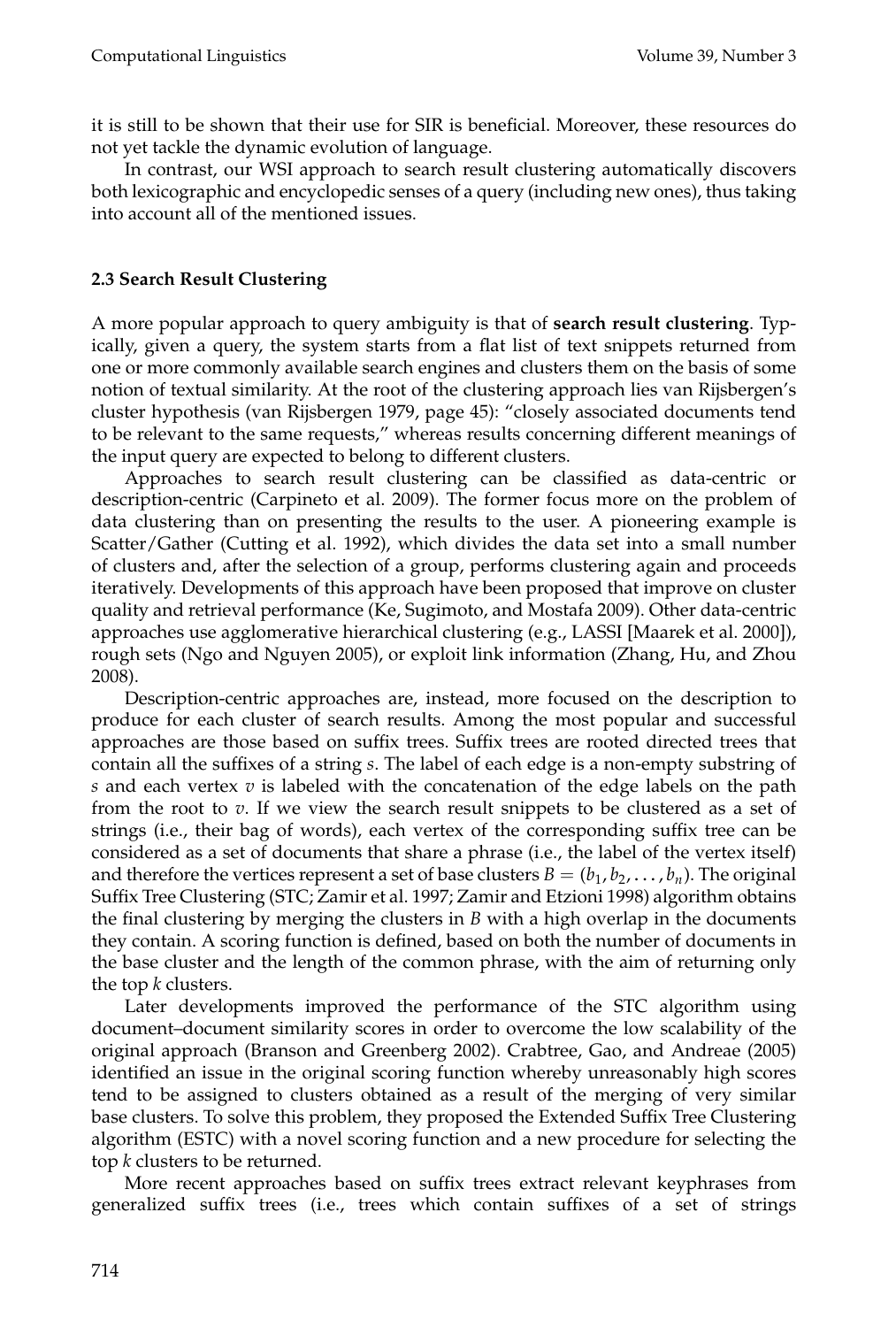it is still to be shown that their use for SIR is beneficial. Moreover, these resources do not yet tackle the dynamic evolution of language.

In contrast, our WSI approach to search result clustering automatically discovers both lexicographic and encyclopedic senses of a query (including new ones), thus taking into account all of the mentioned issues.

### 2.3 Search Result Clustering

A more popular approach to query ambiguity is that of **search result clustering**. Typically, given a query, the system starts from a flat list of text snippets returned from one or more commonly available search engines and clusters them on the basis of some notion of textual similarity. At the root of the clustering approach lies van Rijsbergen's cluster hypothesis (van Rijsbergen 1979, page 45): "closely associated documents tend to be relevant to the same requests," whereas results concerning different meanings of the input query are expected to belong to different clusters.

Approaches to search result clustering can be classified as data-centric or description-centric (Carpineto et al. 2009). The former focus more on the problem of data clustering than on presenting the results to the user. A pioneering example is Scatter/Gather (Cutting et al. 1992), which divides the data set into a small number of clusters and, after the selection of a group, performs clustering again and proceeds iteratively. Developments of this approach have been proposed that improve on cluster quality and retrieval performance (Ke, Sugimoto, and Mostafa 2009). Other data-centric approaches use agglomerative hierarchical clustering (e.g., LASSI [Maarek et al. 2000]), rough sets (Ngo and Nguyen 2005), or exploit link information (Zhang, Hu, and Zhou 2008).

Description-centric approaches are, instead, more focused on the description to produce for each cluster of search results. Among the most popular and successful approaches are those based on suffix trees. Suffix trees are rooted directed trees that contain all the suffixes of a string $s$. The label of each edge is a non-empty substring of $s$ and each vertex $v$ is labeled with the concatenation of the edge labels on the path from the root to $v$. If we view the search result snippets to be clustered as a set of strings (i.e., their bag of words), each vertex of the corresponding suffix tree can be considered as a set of documents that share a phrase (i.e., the label of the vertex itself) and therefore the vertices represent a set of base clusters $B = (b_1, b_2, \ldots, b_n)$. The original Suffix Tree Clustering (STC; Zamir et al. 1997; Zamir and Etzioni 1998) algorithm obtains the final clustering by merging the clusters in $B$ with a high overlap in the documents they contain. A scoring function is defined, based on both the number of documents in the base cluster and the length of the common phrase, with the aim of returning only the top $k$ clusters.

Later developments improved the performance of the STC algorithm using document–document similarity scores in order to overcome the low scalability of the original approach (Branson and Greenberg 2002). Crabtree, Gao, and Andreae (2005) identified an issue in the original scoring function whereby unreasonably high scores tend to be assigned to clusters obtained as a result of the merging of very similar base clusters. To solve this problem, they proposed the Extended Suffix Tree Clustering algorithm (ESTC) with a novel scoring function and a new procedure for selecting the top $k$ clusters to be returned.

More recent approaches based on suffix trees extract relevant keyphrases from generalized suffix trees (i.e., trees which contain suffixes of a set of strings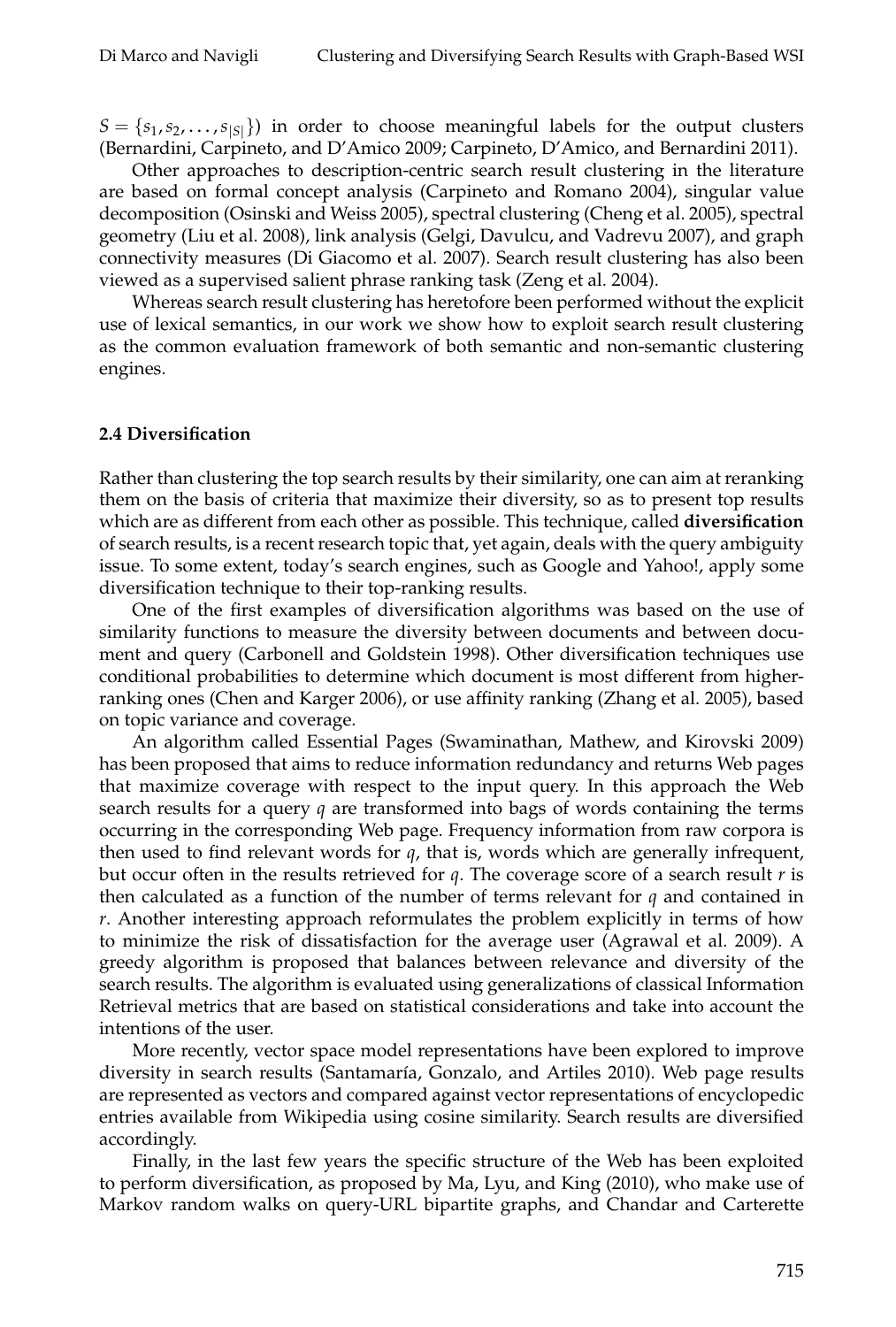$S = \{s_1, s_2, \ldots, s_{|S|}\}$) in order to choose meaningful labels for the output clusters (Bernardini, Carpineto, and D'Amico 2009; Carpineto, D'Amico, and Bernardini 2011).

Other approaches to description-centric search result clustering in the literature are based on formal concept analysis (Carpineto and Romano 2004), singular value decomposition (Osinski and Weiss 2005), spectral clustering (Cheng et al. 2005), spectral geometry (Liu et al. 2008), link analysis (Gelgi, Davulcu, and Vadrevu 2007), and graph connectivity measures (Di Giacomo et al. 2007). Search result clustering has also been viewed as a supervised salient phrase ranking task (Zeng et al. 2004).

Whereas search result clustering has heretofore been performed without the explicit use of lexical semantics, in our work we show how to exploit search result clustering as the common evaluation framework of both semantic and non-semantic clustering engines.

### 2.4 Diversification

Rather than clustering the top search results by their similarity, one can aim at reranking them on the basis of criteria that maximize their diversity, so as to present top results which are as different from each other as possible. This technique, called **diversification** of search results, is a recent research topic that, yet again, deals with the query ambiguity issue. To some extent, today's search engines, such as Google and Yahoo!, apply some diversification technique to their top-ranking results.

One of the first examples of diversification algorithms was based on the use of similarity functions to measure the diversity between documents and between document and query (Carbonell and Goldstein 1998). Other diversification techniques use conditional probabilities to determine which document is most different from higher-ranking ones (Chen and Karger 2006), or use affinity ranking (Zhang et al. 2005), based on topic variance and coverage.

An algorithm called Essential Pages (Swaminathan, Mathew, and Kirovski 2009) has been proposed that aims to reduce information redundancy and returns Web pages that maximize coverage with respect to the input query. In this approach the Web search results for a query $q$ are transformed into bags of words containing the terms occurring in the corresponding Web page. Frequency information from raw corpora is then used to find relevant words for $q$, that is, words which are generally infrequent, but occur often in the results retrieved for $q$. The coverage score of a search result $r$ is then calculated as a function of the number of terms relevant for $q$ and contained in $r$. Another interesting approach reformulates the problem explicitly in terms of how to minimize the risk of dissatisfaction for the average user (Agrawal et al. 2009). A greedy algorithm is proposed that balances between relevance and diversity of the search results. The algorithm is evaluated using generalizations of classical Information Retrieval metrics that are based on statistical considerations and take into account the intentions of the user.

More recently, vector space model representations have been explored to improve diversity in search results (Santamaría, Gonzalo, and Artiles 2010). Web page results are represented as vectors and compared against vector representations of encyclopedic entries available from Wikipedia using cosine similarity. Search results are diversified accordingly.

Finally, in the last few years the specific structure of the Web has been exploited to perform diversification, as proposed by Ma, Lyu, and King (2010), who make use of Markov random walks on query-URL bipartite graphs, and Chandar and Carterette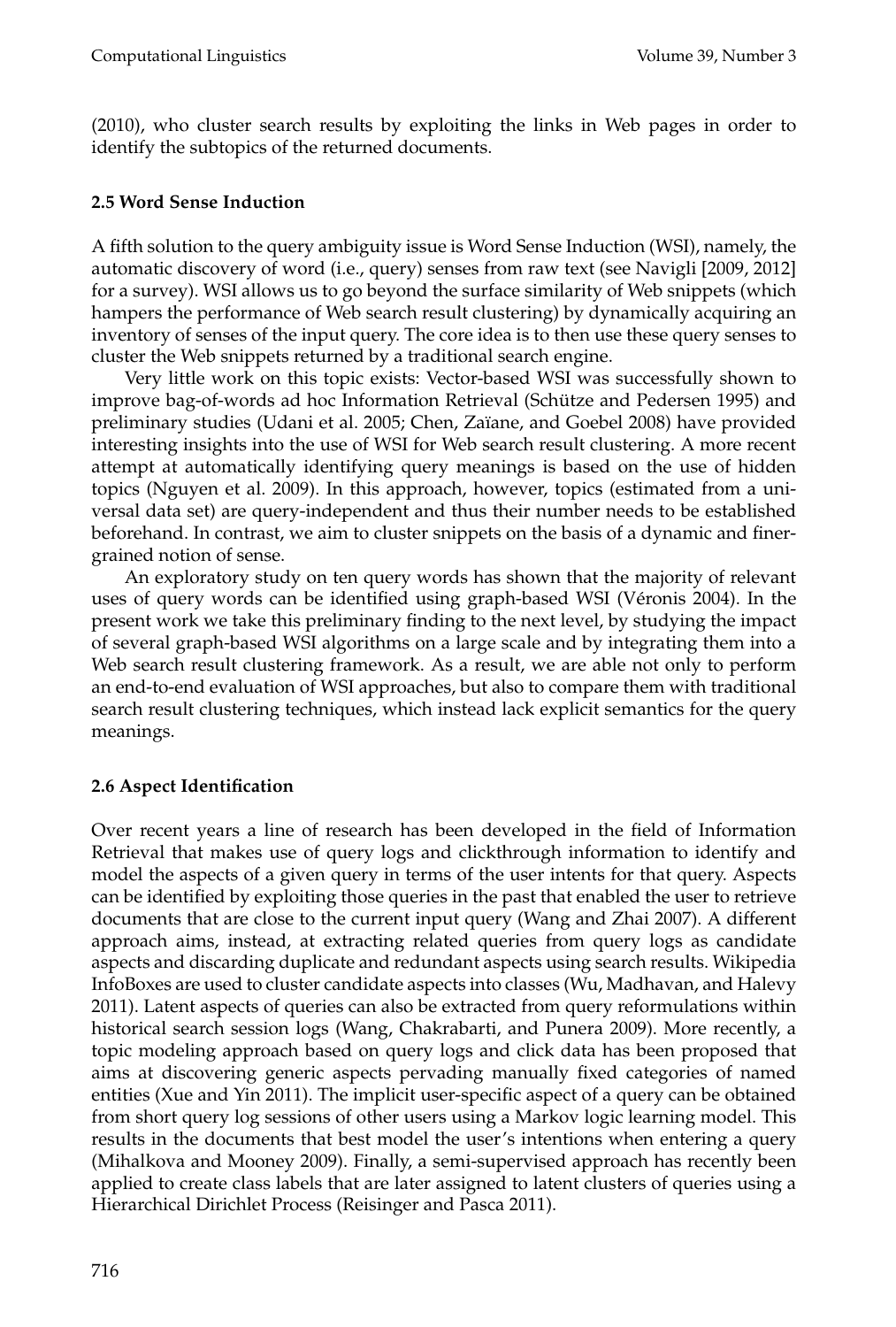(2010), who cluster search results by exploiting the links in Web pages in order to identify the subtopics of the returned documents.

### 2.5 Word Sense Induction

A fifth solution to the query ambiguity issue is Word Sense Induction (WSI), namely, the automatic discovery of word (i.e., query) senses from raw text (see Navigli [2009, 2012] for a survey). WSI allows us to go beyond the surface similarity of Web snippets (which hampers the performance of Web search result clustering) by dynamically acquiring an inventory of senses of the input query. The core idea is to then use these query senses to cluster the Web snippets returned by a traditional search engine.

Very little work on this topic exists: Vector-based WSI was successfully shown to improve bag-of-words ad hoc Information Retrieval (Schütze and Pedersen 1995) and preliminary studies (Udani et al. 2005; Chen, Zaïane, and Goebel 2008) have provided interesting insights into the use of WSI for Web search result clustering. A more recent attempt at automatically identifying query meanings is based on the use of hidden topics (Nguyen et al. 2009). In this approach, however, topics (estimated from a universal data set) are query-independent and thus their number needs to be established beforehand. In contrast, we aim to cluster snippets on the basis of a dynamic and finer-grained notion of sense.

An exploratory study on ten query words has shown that the majority of relevant uses of query words can be identified using graph-based WSI (Véronis 2004). In the present work we take this preliminary finding to the next level, by studying the impact of several graph-based WSI algorithms on a large scale and by integrating them into a Web search result clustering framework. As a result, we are able not only to perform an end-to-end evaluation of WSI approaches, but also to compare them with traditional search result clustering techniques, which instead lack explicit semantics for the query meanings.

### 2.6 Aspect Identification

Over recent years a line of research has been developed in the field of Information Retrieval that makes use of query logs and clickthrough information to identify and model the aspects of a given query in terms of the user intents for that query. Aspects can be identified by exploiting those queries in the past that enabled the user to retrieve documents that are close to the current input query (Wang and Zhai 2007). A different approach aims, instead, at extracting related queries from query logs as candidate aspects and discarding duplicate and redundant aspects using search results. Wikipedia InfoBoxes are used to cluster candidate aspects into classes (Wu, Madhavan, and Halevy 2011). Latent aspects of queries can also be extracted from query reformulations within historical search session logs (Wang, Chakrabarti, and Punera 2009). More recently, a topic modeling approach based on query logs and click data has been proposed that aims at discovering generic aspects pervading manually fixed categories of named entities (Xue and Yin 2011). The implicit user-specific aspect of a query can be obtained from short query log sessions of other users using a Markov logic learning model. This results in the documents that best model the user's intentions when entering a query (Mihalkova and Mooney 2009). Finally, a semi-supervised approach has recently been applied to create class labels that are later assigned to latent clusters of queries using a Hierarchical Dirichlet Process (Reisinger and Pasca 2011).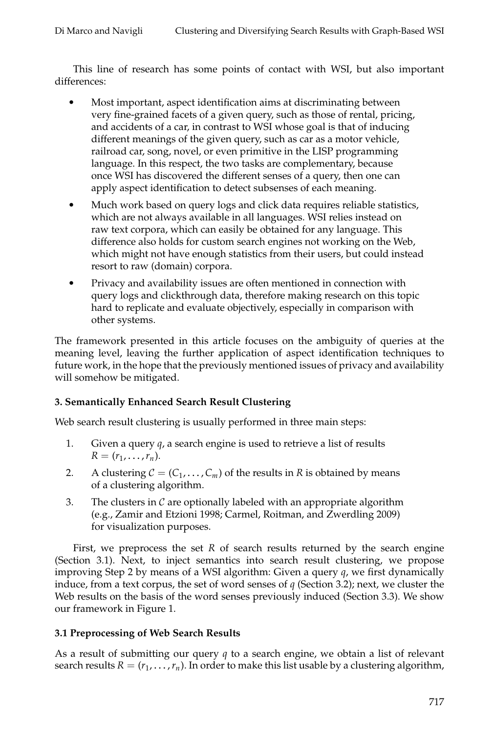This line of research has some points of contact with WSI, but also important differences:

- Most important, aspect identification aims at discriminating between very fine-grained facets of a given query, such as those of rental, pricing, and accidents of a car, in contrast to WSI whose goal is that of inducing different meanings of the given query, such as car as a motor vehicle, railroad car, song, novel, or even primitive in the LISP programming language. In this respect, the two tasks are complementary, because once WSI has discovered the different senses of a query, then one can apply aspect identification to detect subsenses of each meaning.
- Much work based on query logs and click data requires reliable statistics, which are not always available in all languages. WSI relies instead on raw text corpora, which can easily be obtained for any language. This difference also holds for custom search engines not working on the Web, which might not have enough statistics from their users, but could instead resort to raw (domain) corpora.
- Privacy and availability issues are often mentioned in connection with query logs and clickthrough data, therefore making research on this topic hard to replicate and evaluate objectively, especially in comparison with other systems.

The framework presented in this article focuses on the ambiguity of queries at the meaning level, leaving the further application of aspect identification techniques to future work, in the hope that the previously mentioned issues of privacy and availability will somehow be mitigated.

## 3. Semantically Enhanced Search Result Clustering

Web search result clustering is usually performed in three main steps:

1. Given a query $q$, a search engine is used to retrieve a list of results $R = (r_1, \ldots, r_n)$.
2. A clustering $\mathcal{C} = (C_1, \ldots, C_m)$ of the results in $R$ is obtained by means of a clustering algorithm.
3. The clusters in $\mathcal{C}$ are optionally labeled with an appropriate algorithm (e.g., Zamir and Etzioni 1998; Carmel, Roitman, and Zwerdling 2009) for visualization purposes.

First, we preprocess the set $R$ of search results returned by the search engine (Section 3.1). Next, to inject semantics into search result clustering, we propose improving Step 2 by means of a WSI algorithm: Given a query $q$, we first dynamically induce, from a text corpus, the set of word senses of $q$ (Section 3.2); next, we cluster the Web results on the basis of the word senses previously induced (Section 3.3). We show our framework in Figure 1.

### 3.1 Preprocessing of Web Search Results

As a result of submitting our query $q$ to a search engine, we obtain a list of relevant search results $R = (r_1, \ldots, r_n)$. In order to make this list usable by a clustering algorithm,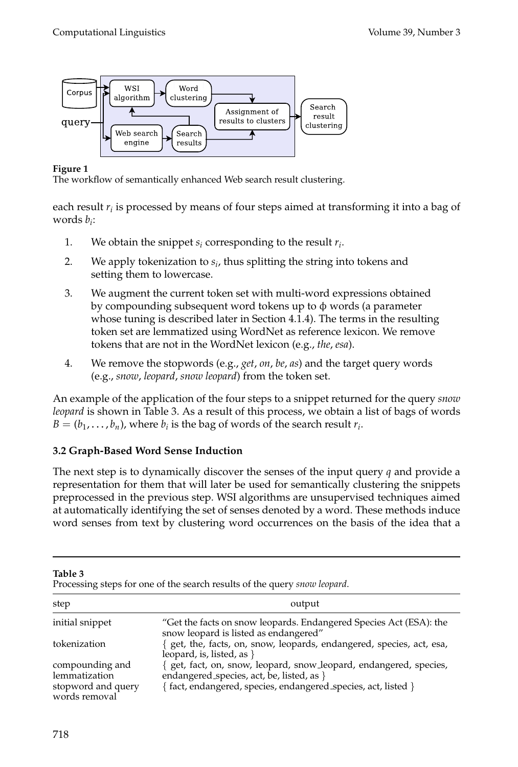**Figure 1**
The workflow of semantically enhanced Web search result clustering.

each result $r_i$ is processed by means of four steps aimed at transforming it into a bag of words $b_i$:

1. We obtain the snippet $s_i$ corresponding to the result $r_i$.
2. We apply tokenization to $s_i$, thus splitting the string into tokens and setting them to lowercase.
3. We augment the current token set with multi-word expressions obtained by compounding subsequent word tokens up to $\phi$ words (a parameter whose tuning is described later in Section 4.1.4). The terms in the resulting token set are lemmatized using WordNet as reference lexicon. We remove tokens that are not in the WordNet lexicon (e.g., *the*, *esa*).
4. We remove the stopwords (e.g., *get*, *on*, *be*, *as*) and the target query words (e.g., *snow*, *leopard*, *snow leopard*) from the token set.

An example of the application of the four steps to a snippet returned for the query *snow leopard* is shown in Table 3. As a result of this process, we obtain a list of bags of words $B = (b_1, \ldots, b_n)$, where $b_i$ is the bag of words of the search result $r_i$.

### 3.2 Graph-Based Word Sense Induction

The next step is to dynamically discover the senses of the input query $q$ and provide a representation for them that will later be used for semantically clustering the snippets preprocessed in the previous step. WSI algorithms are unsupervised techniques aimed at automatically identifying the set of senses denoted by a word. These methods induce word senses from text by clustering word occurrences on the basis of the idea that a

**Table 3**
Processing steps for one of the search results of the query *snow leopard*.

| step | output |
|---|---|
| initial snippet | "Get the facts on snow leopards. Endangered Species Act (ESA): the snow leopard is listed as endangered" |
| tokenization | { get, the, facts, on, snow, leopards, endangered, species, act, esa, leopard, is, listed, as } |
| compounding and lemmatization | { get, fact, on, snow, leopard, snow_leopard, endangered, species, endangered_species, act, be, listed, as } |
| stopword and query words removal | { fact, endangered, species, endangered_species, act, listed } |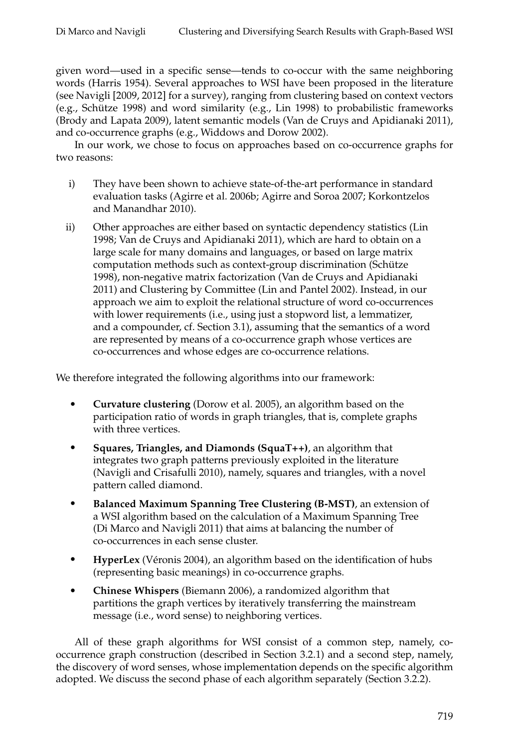given word—used in a specific sense—tends to co-occur with the same neighboring words (Harris 1954). Several approaches to WSI have been proposed in the literature (see Navigli [2009, 2012] for a survey), ranging from clustering based on context vectors (e.g., Schütze 1998) and word similarity (e.g., Lin 1998) to probabilistic frameworks (Brody and Lapata 2009), latent semantic models (Van de Cruys and Apidianaki 2011), and co-occurrence graphs (e.g., Widdows and Dorow 2002).

In our work, we chose to focus on approaches based on co-occurrence graphs for two reasons:

i) They have been shown to achieve state-of-the-art performance in standard evaluation tasks (Agirre et al. 2006b; Agirre and Soroa 2007; Korkontzelos and Manandhar 2010).

ii) Other approaches are either based on syntactic dependency statistics (Lin 1998; Van de Cruys and Apidianaki 2011), which are hard to obtain on a large scale for many domains and languages, or based on large matrix computation methods such as context-group discrimination (Schütze 1998), non-negative matrix factorization (Van de Cruys and Apidianaki 2011) and Clustering by Committee (Lin and Pantel 2002). Instead, in our approach we aim to exploit the relational structure of word co-occurrences with lower requirements (i.e., using just a stopword list, a lemmatizer, and a compounder, cf. Section 3.1), assuming that the semantics of a word are represented by means of a co-occurrence graph whose vertices are co-occurrences and whose edges are co-occurrence relations.

We therefore integrated the following algorithms into our framework:

- **Curvature clustering** (Dorow et al. 2005), an algorithm based on the participation ratio of words in graph triangles, that is, complete graphs with three vertices.
- **Squares, Triangles, and Diamonds (SquaT++)**, an algorithm that integrates two graph patterns previously exploited in the literature (Navigli and Crisafulli 2010), namely, squares and triangles, with a novel pattern called diamond.
- **Balanced Maximum Spanning Tree Clustering (B-MST)**, an extension of a WSI algorithm based on the calculation of a Maximum Spanning Tree (Di Marco and Navigli 2011) that aims at balancing the number of co-occurrences in each sense cluster.
- **HyperLex** (Véronis 2004), an algorithm based on the identification of hubs (representing basic meanings) in co-occurrence graphs.
- **Chinese Whispers** (Biemann 2006), a randomized algorithm that partitions the graph vertices by iteratively transferring the mainstream message (i.e., word sense) to neighboring vertices.

All of these graph algorithms for WSI consist of a common step, namely, co-occurrence graph construction (described in Section 3.2.1) and a second step, namely, the discovery of word senses, whose implementation depends on the specific algorithm adopted. We discuss the second phase of each algorithm separately (Section 3.2.2).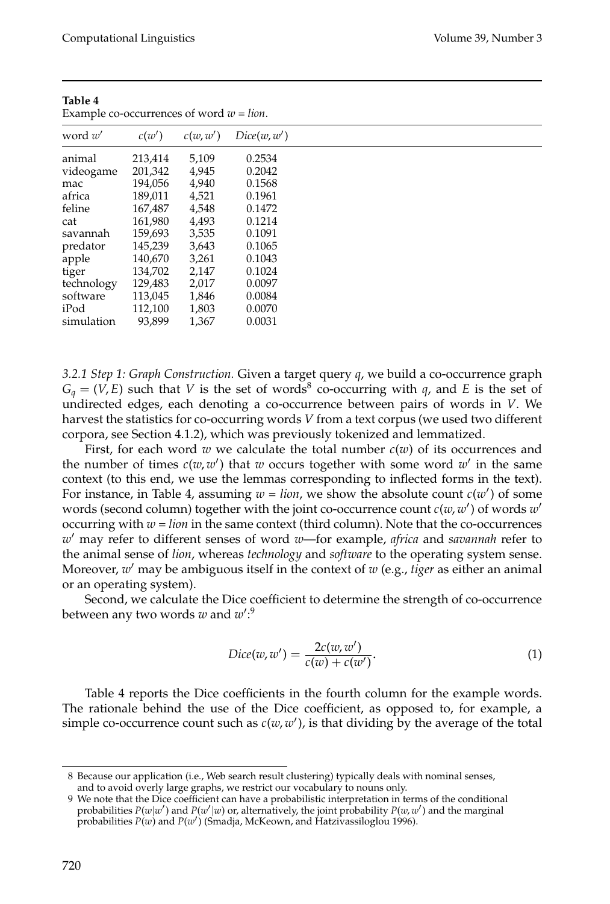**Table 4**
Example co-occurrences of word $w$ = *lion*.

| word $w'$ | $c(w')$ | $c(w, w')$ | $Dice(w, w')$ |
|---|---|---|---|
| animal | 213,414 | 5,109 | 0.2534 |
| videogame | 201,342 | 4,945 | 0.2042 |
| mac | 194,056 | 4,940 | 0.1568 |
| africa | 189,011 | 4,521 | 0.1961 |
| feline | 167,487 | 4,548 | 0.1472 |
| cat | 161,980 | 4,493 | 0.1214 |
| savannah | 159,693 | 3,535 | 0.1091 |
| predator | 145,239 | 3,643 | 0.1065 |
| apple | 140,670 | 3,261 | 0.1043 |
| tiger | 134,702 | 2,147 | 0.1024 |
| technology | 129,483 | 2,017 | 0.0097 |
| software | 113,045 | 1,846 | 0.0084 |
| iPod | 112,100 | 1,803 | 0.0070 |
| simulation | 93,899 | 1,367 | 0.0031 |

*3.2.1 Step 1: Graph Construction.* Given a target query $q$, we build a co-occurrence graph $G_q = (V, E)$ such that $V$ is the set of words[8] co-occurring with $q$, and $E$ is the set of undirected edges, each denoting a co-occurrence between pairs of words in $V$. We harvest the statistics for co-occurring words $V$ from a text corpus (we used two different corpora, see Section 4.1.2), which was previously tokenized and lemmatized.

First, for each word $w$ we calculate the total number $c(w)$ of its occurrences and the number of times $c(w, w')$ that $w$ occurs together with some word $w'$ in the same context (to this end, we use the lemmas corresponding to inflected forms in the text). For instance, in Table 4, assuming $w$ = *lion*, we show the absolute count $c(w')$ of some words (second column) together with the joint co-occurring count $c(w, w')$ of words $w'$ occurring with $w$ = *lion* in the same context (third column). Note that the co-occurrences $w'$ may refer to different senses of word $w$—for example, *africa* and *savannah* refer to the animal sense of *lion*, whereas *technology* and *software* to the operating system sense. Moreover, $w'$ may be ambiguous itself in the context of $w$ (e.g., *tiger* as either an animal or an operating system).

Second, we calculate the Dice coefficient to determine the strength of co-occurrence between any two words $w$ and $w'$:[9]

$$Dice(w, w') = \frac{2c(w, w')}{c(w) + c(w')}. \tag{1}$$

Table 4 reports the Dice coefficients in the fourth column for the example words. The rationale behind the use of the Dice coefficient, as opposed to, for example, a simple co-occurrence count such as $c(w, w')$, is that dividing by the average of the total

---

8 Because our application (i.e., Web search result clustering) typically deals with nominal senses, and to avoid overly large graphs, we restrict our vocabulary to nouns only.

9 We note that the Dice coefficient can have a probabilistic interpretation in terms of the conditional probabilities $P(w|w')$ and $P(w'|w)$ or, alternatively, the joint probability $P(w, w')$ and the marginal probabilities $P(w)$ and $P(w')$ (Smadja, McKeown, and Hatzivassiloglou 1996).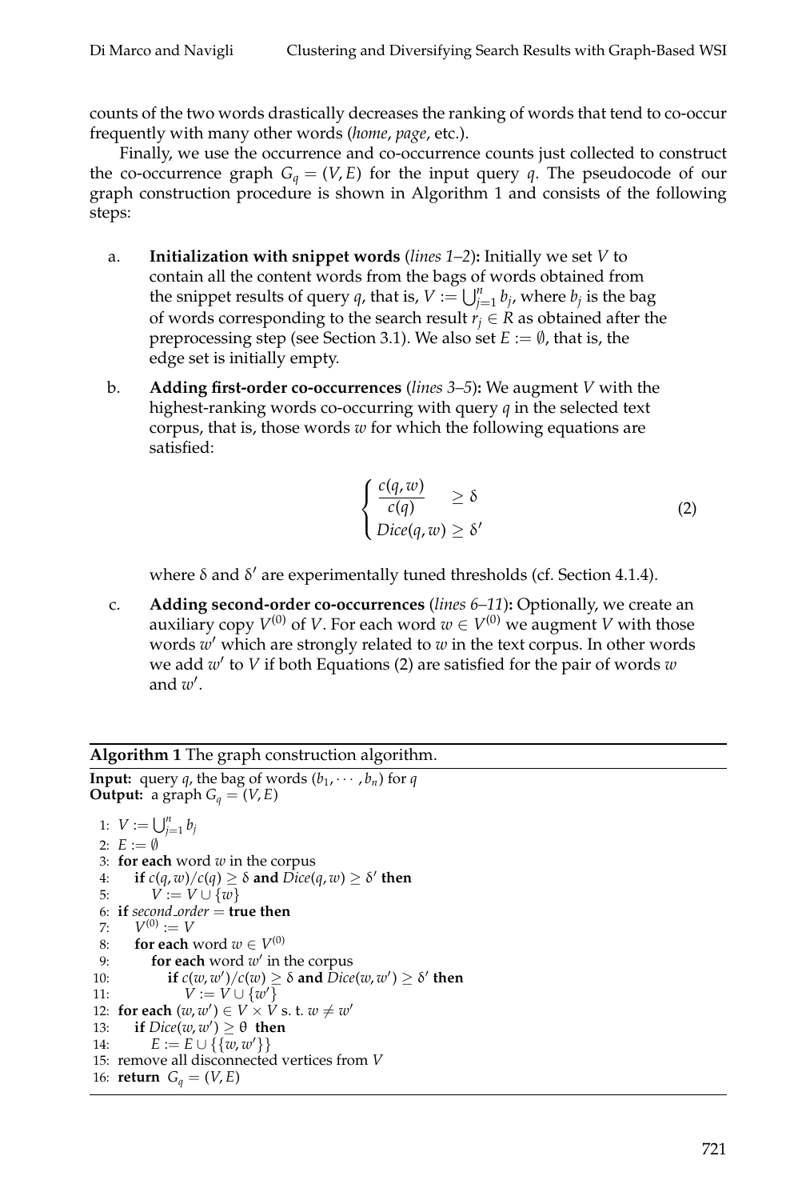counts of the two words drastically decreases the ranking of words that tend to co-occur frequently with many other words (*home*, *page*, etc.).

Finally, we use the occurrence and co-occurrence counts just collected to construct the co-occurrence graph $G_q = (V, E)$ for the input query $q$. The pseudocode of our graph construction procedure is shown in Algorithm 1 and consists of the following steps:

a. **Initialization with snippet words** (*lines 1–2*)**:** Initially we set $V$ to contain all the content words from the bags of words obtained from the snippet results of query $q$, that is, $V := \bigcup_{j=1}^{n} b_j$, where $b_j$ is the bag of words corresponding to the search result $r_j \in R$ as obtained after the preprocessing step (see Section 3.1). We also set $E := \emptyset$, that is, the edge set is initially empty.

b. **Adding first-order co-occurrences** (*lines 3–5*)**:** We augment $V$ with the highest-ranking words co-occurring with query $q$ in the selected text corpus, that is, those words $w$ for which the following equations are satisfied:

$$\begin{cases} \dfrac{c(q,w)}{c(q)} & \geq \delta \\ Dice(q,w) & \geq \delta' \end{cases} \tag{2}$$

where $\delta$ and $\delta'$ are experimentally tuned thresholds (cf. Section 4.1.4).

c. **Adding second-order co-occurrences** (*lines 6–11*)**:** Optionally, we create an auxiliary copy $V^{(0)}$ of $V$. For each word $w \in V^{(0)}$ we augment $V$ with those words $w'$ which are strongly related to $w$ in the text corpus. In other words we add $w'$ to $V$ if both Equations (2) are satisfied for the pair of words $w$ and $w'$.

---

**Algorithm 1** The graph construction algorithm.

**Input:** query $q$, the bag of words $(b_1, \cdots, b_n)$ for $q$
**Output:** a graph $G_q = (V, E)$

```
1:  V := ⋃_{j=1}^{n} b_j
2:  E := ∅
3:  for each word w in the corpus
4:      if c(q,w)/c(q) ≥ δ and Dice(q,w) ≥ δ' then
5:          V := V ∪ {w}
6:  if second_order = true then
7:      V^(0) := V
8:      for each word w ∈ V^(0)
9:          for each word w' in the corpus
10:             if c(w,w')/c(w) ≥ δ and Dice(w,w') ≥ δ' then
11:                 V := V ∪ {w'}
12: for each (w,w') ∈ V × V s. t. w ≠ w'
13:     if Dice(w,w') ≥ θ then
14:         E := E ∪ {{w,w'}}
15: remove all disconnected vertices from V
16: return G_q = (V,E)
```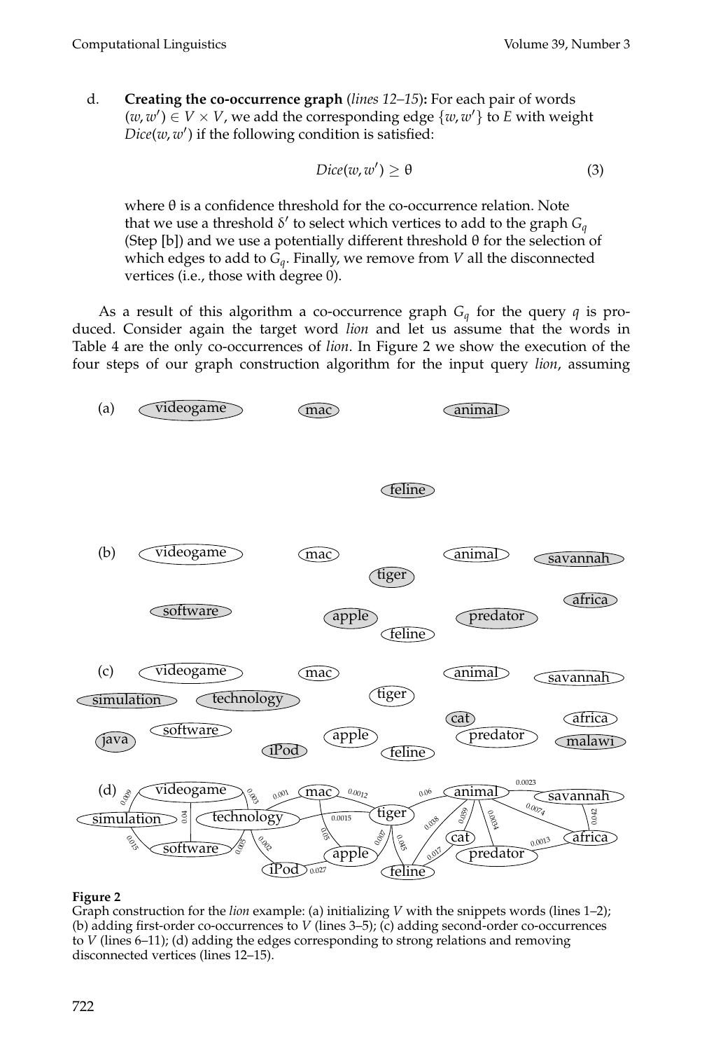d. **Creating the co-occurrence graph** (*lines 12–15*)**:** For each pair of words $(w, w') \in V \times V$, we add the corresponding edge $\{w, w'\}$ to $E$ with weight $Dice(w, w')$ if the following condition is satisfied:

$$Dice(w, w') \geq \theta \tag{3}$$

where $\theta$ is a confidence threshold for the co-occurrence relation. Note that we use a threshold $\delta'$ to select which vertices to add to the graph $G_q$ (Step [b]) and we use a potentially different threshold $\theta$ for the selection of which edges to add to $G_q$. Finally, we remove from $V$ all the disconnected vertices (i.e., those with degree 0).

As a result of this algorithm a co-occurrence graph $G_q$ for the query $q$ is produced. Consider again the target word *lion* and let us assume that the words in Table 4 are the only co-occurrences of *lion*. In Figure 2 we show the execution of the four steps of our graph construction algorithm for the input query *lion*, assuming

**Figure 2**
Graph construction for the *lion* example: (a) initializing $V$ with the snippets words (lines 1–2); (b) adding first-order co-occurrences to $V$ (lines 3–5); (c) adding second-order co-occurrences to $V$ (lines 6–11); (d) adding the edges corresponding to strong relations and removing disconnected vertices (lines 12–15).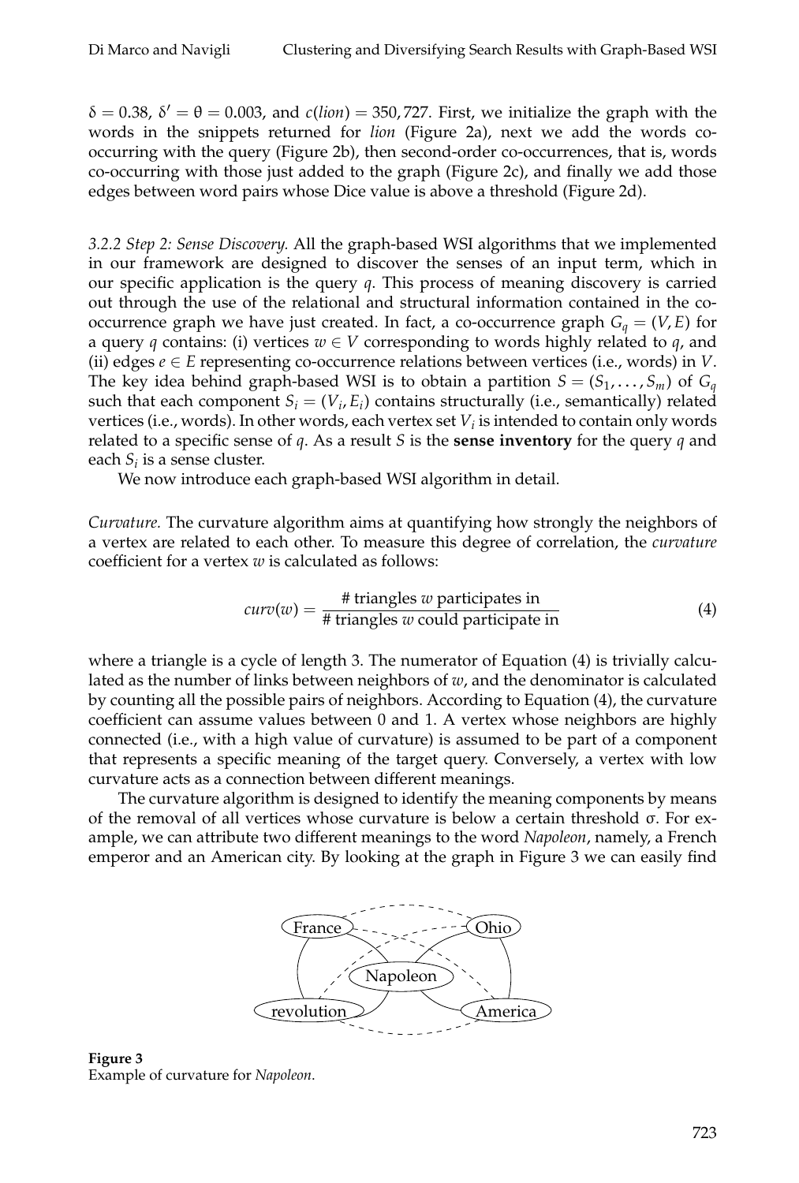$\delta = 0.38$, $\delta' = \theta = 0.003$, and $c(lion) = 350,727$. First, we initialize the graph with the words in the snippets returned for *lion* (Figure 2a), next we add the words co-occurring with the query (Figure 2b), then second-order co-occurrences, that is, words co-occurring with those just added to the graph (Figure 2c), and finally we add those edges between word pairs whose Dice value is above a threshold (Figure 2d).

*3.2.2 Step 2: Sense Discovery.* All the graph-based WSI algorithms that we implemented in our framework are designed to discover the senses of an input term, which in our specific application is the query $q$. This process of meaning discovery is carried out through the use of the relational and structural information contained in the co-occurrence graph we have just created. In fact, a co-occurrence graph $G_q = (V, E)$ for a query $q$ contains: (i) vertices $w \in V$ corresponding to words highly related to $q$, and (ii) edges $e \in E$ representing co-occurrence relations between vertices (i.e., words) in $V$. The key idea behind graph-based WSI is to obtain a partition $S = (S_1, \ldots, S_m)$ of $G_q$ such that each component $S_i = (V_i, E_i)$ contains structurally (i.e., semantically) related vertices (i.e., words). In other words, each vertex set $V_i$ is intended to contain only words related to a specific sense of $q$. As a result $S$ is the **sense inventory** for the query $q$ and each $S_i$ is a sense cluster.

We now introduce each graph-based WSI algorithm in detail.

*Curvature.* The curvature algorithm aims at quantifying how strongly the neighbors of a vertex are related to each other. To measure this degree of correlation, the *curvature* coefficient for a vertex $w$ is calculated as follows:

$$curv(w) = \frac{\text{\# triangles } w \text{ participates in}}{\text{\# triangles } w \text{ could participate in}} \tag{4}$$

where a triangle is a cycle of length 3. The numerator of Equation (4) is trivially calculated as the number of links between neighbors of $w$, and the denominator is calculated by counting all the possible pairs of neighbors. According to Equation (4), the curvature coefficient can assume values between 0 and 1. A vertex whose neighbors are highly connected (i.e., with a high value of curvature) is assumed to be part of a component that represents a specific meaning of the target query. Conversely, a vertex with low curvature acts as a connection between different meanings.

The curvature algorithm is designed to identify the meaning components by means of the removal of all vertices whose curvature is below a certain threshold $\sigma$. For example, we can attribute two different meanings to the word *Napoleon*, namely, a French emperor and an American city. By looking at the graph in Figure 3 we can easily find

**Figure 3**
Example of curvature for *Napoleon*.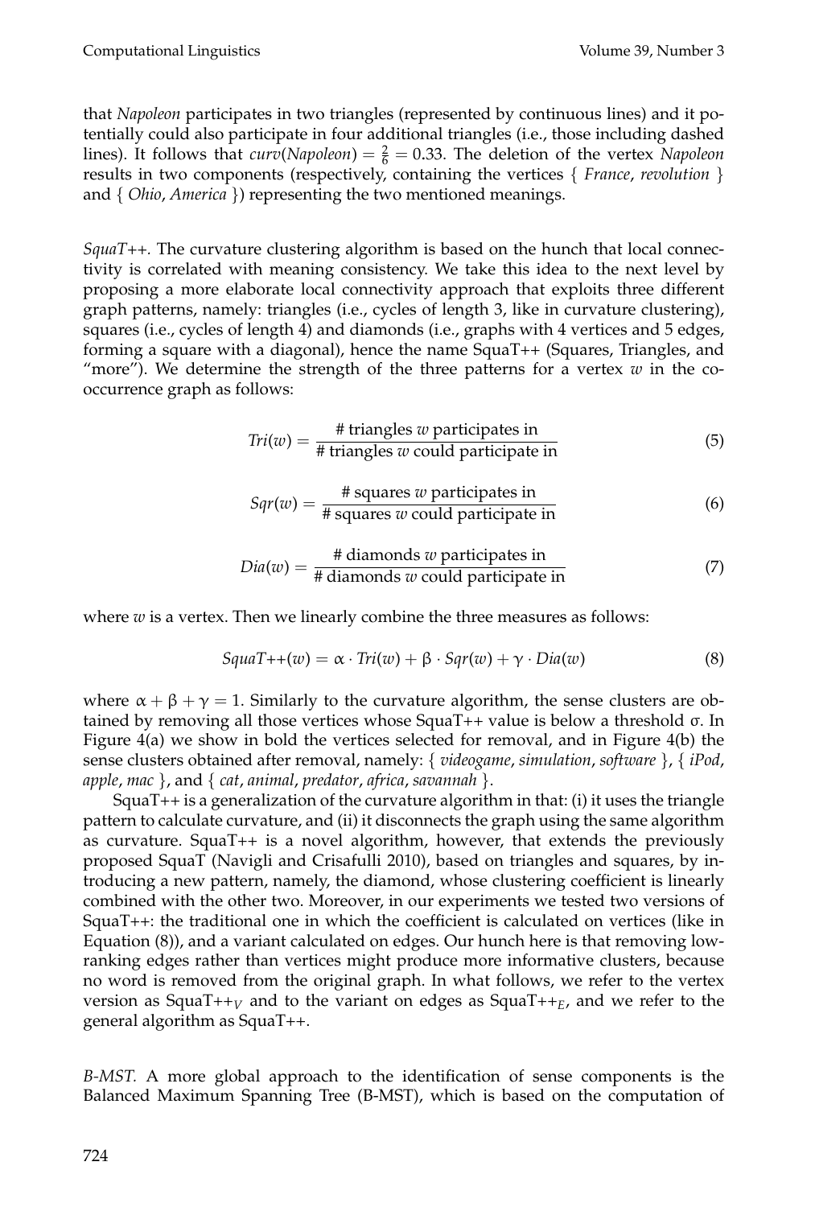that *Napoleon* participates in two triangles (represented by continuous lines) and it potentially could also participate in four additional triangles (i.e., those including dashed lines). It follows that $curv(Napoleon) = \frac{2}{6} = 0.33$. The deletion of the vertex *Napoleon* results in two components (respectively, containing the vertices { *France*, *revolution* } and { *Ohio*, *America* }) representing the two mentioned meanings.

*SquaT++.* The curvature clustering algorithm is based on the hunch that local connectivity is correlated with meaning consistency. We take this idea to the next level by proposing a more elaborate local connectivity approach that exploits three different graph patterns, namely: triangles (i.e., cycles of length 3, like in curvature clustering), squares (i.e., cycles of length 4) and diamonds (i.e., graphs with 4 vertices and 5 edges, forming a square with a diagonal), hence the name SquaT++ (Squares, Triangles, and "more"). We determine the strength of the three patterns for a vertex $w$ in the co-occurrence graph as follows:

$$Tri(w) = \frac{\text{\# triangles } w \text{ participates in}}{\text{\# triangles } w \text{ could participate in}} \tag{5}$$

$$Sqr(w) = \frac{\text{\# squares } w \text{ participates in}}{\text{\# squares } w \text{ could participate in}} \tag{6}$$

$$Dia(w) = \frac{\text{\# diamonds } w \text{ participates in}}{\text{\# diamonds } w \text{ could participate in}} \tag{7}$$

where $w$ is a vertex. Then we linearly combine the three measures as follows:

$$SquaT\text{++}(w) = \alpha \cdot Tri(w) + \beta \cdot Sqr(w) + \gamma \cdot Dia(w) \tag{8}$$

where $\alpha + \beta + \gamma = 1$. Similarly to the curvature algorithm, the sense clusters are obtained by removing all those vertices whose SquaT++ value is below a threshold $\sigma$. In Figure 4(a) we show in bold the vertices selected for removal, and in Figure 4(b) the sense clusters obtained after removal, namely: { *videogame*, *simulation*, *software* }, { *iPod*, *apple*, *mac* }, and { *cat*, *animal*, *predator*, *africa*, *savannah* }.

SquaT++ is a generalization of the curvature algorithm in that: (i) it uses the triangle pattern to calculate curvature, and (ii) it disconnects the graph using the same algorithm as curvature. SquaT++ is a novel algorithm, however, that extends the previously proposed SquaT (Navigli and Crisafulli 2010), based on triangles and squares, by introducing a new pattern, namely, the diamond, whose clustering coefficient is linearly combined with the other two. Moreover, in our experiments we tested two versions of SquaT++: the traditional one in which the coefficient is calculated on vertices (like in Equation (8)), and a variant calculated on edges. Our hunch here is that removing low-ranking edges rather than vertices might produce more informative clusters, because no word is removed from the original graph. In what follows, we refer to the vertex version as SquaT++$_V$ and to the variant on edges as SquaT++$_E$, and we refer to the general algorithm as SquaT++.

*B-MST.* A more global approach to the identification of sense components is the Balanced Maximum Spanning Tree (B-MST), which is based on the computation of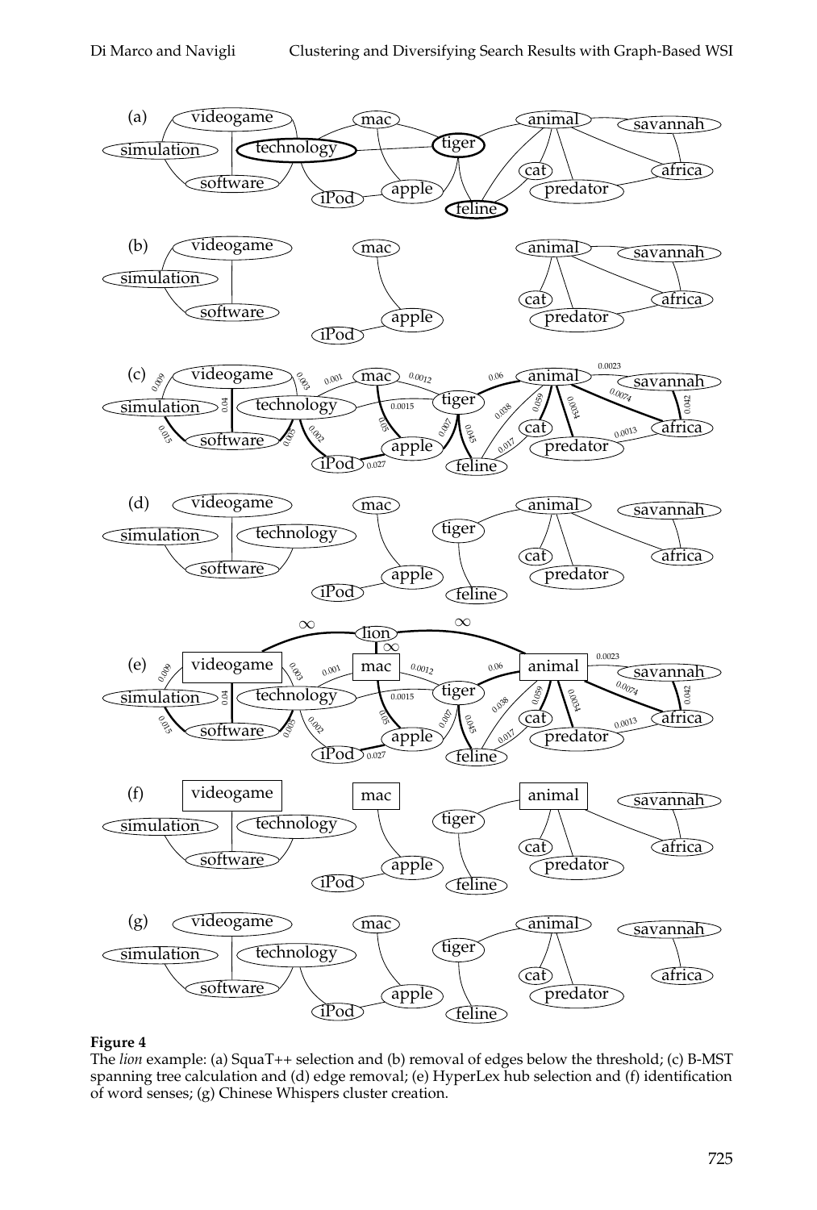**Figure 4**
The *lion* example: (a) SquaT++ selection and (b) removal of edges below the threshold; (c) B-MST spanning tree calculation and (d) edge removal; (e) HyperLex hub selection and (f) identification of word senses; (g) Chinese Whispers cluster creation.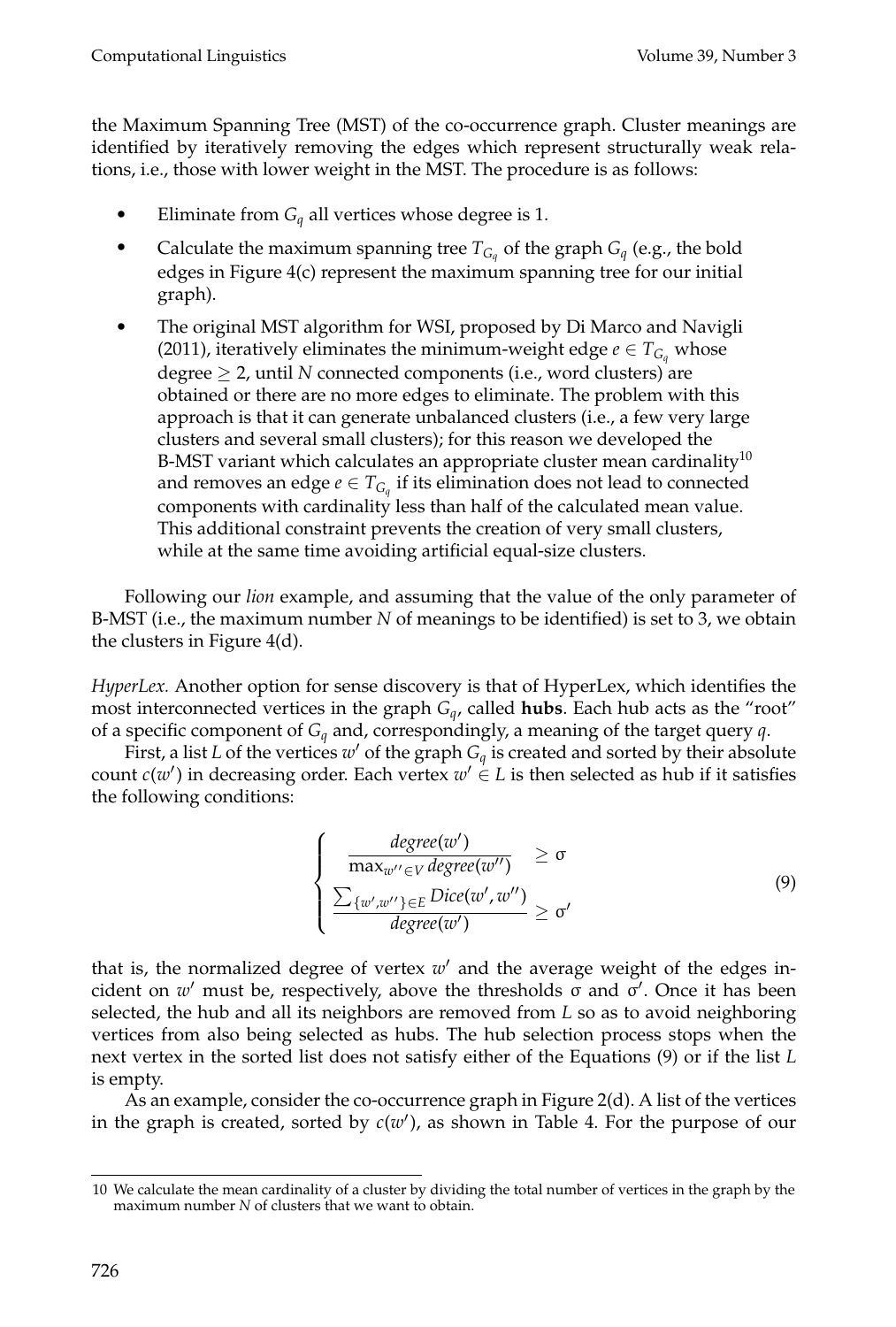the Maximum Spanning Tree (MST) of the co-occurrence graph. Cluster meanings are identified by iteratively removing the edges which represent structurally weak relations, i.e., those with lower weight in the MST. The procedure is as follows:

- Eliminate from $G_q$ all vertices whose degree is 1.
- Calculate the maximum spanning tree $T_{G_q}$ of the graph $G_q$ (e.g., the bold edges in Figure 4(c) represent the maximum spanning tree for our initial graph).
- The original MST algorithm for WSI, proposed by Di Marco and Navigli (2011), iteratively eliminates the minimum-weight edge $e \in T_{G_q}$ whose degree $\geq 2$, until $N$ connected components (i.e., word clusters) are obtained or there are no more edges to eliminate. The problem with this approach is that it can generate unbalanced clusters (i.e., a few very large clusters and several small clusters); for this reason we developed the B-MST variant which calculates an appropriate cluster mean cardinality[10] and removes an edge $e \in T_{G_q}$ if its elimination does not lead to connected components with cardinality less than half of the calculated mean value. This additional constraint prevents the creation of very small clusters, while at the same time avoiding artificial equal-size clusters.

Following our *lion* example, and assuming that the value of the only parameter of B-MST (i.e., the maximum number $N$ of meanings to be identified) is set to 3, we obtain the clusters in Figure 4(d).

*HyperLex.* Another option for sense discovery is that of HyperLex, which identifies the most interconnected vertices in the graph $G_q$, called **hubs**. Each hub acts as the "root" of a specific component of $G_q$ and, correspondingly, a meaning of the target query $q$.

First, a list $L$ of the vertices $w'$ of the graph $G_q$ is created and sorted by their absolute count $c(w')$ in decreasing order. Each vertex $w' \in L$ is then selected as hub if it satisfies the following conditions:

$$\begin{cases} \dfrac{degree(w')}{\max_{w'' \in V} degree(w'')} \geq \sigma \\ \dfrac{\sum_{\{w',w''\} \in E} Dice(w', w'')}{degree(w')} \geq \sigma' \end{cases} \tag{9}$$

that is, the normalized degree of vertex $w'$ and the average weight of the edges incident on $w'$ must be, respectively, above the thresholds $\sigma$ and $\sigma'$. Once it has been selected, the hub and all its neighbors are removed from $L$ so as to avoid neighboring vertices from also being selected as hubs. The hub selection process stops when the next vertex in the sorted list does not satisfy either of the Equations (9) or if the list $L$ is empty.

As an example, consider the co-occurrence graph in Figure 2(d). A list of the vertices in the graph is created, sorted by $c(w')$, as shown in Table 4. For the purpose of our

---

10 We calculate the mean cardinality of a cluster by dividing the total number of vertices in the graph by the maximum number $N$ of clusters that we want to obtain.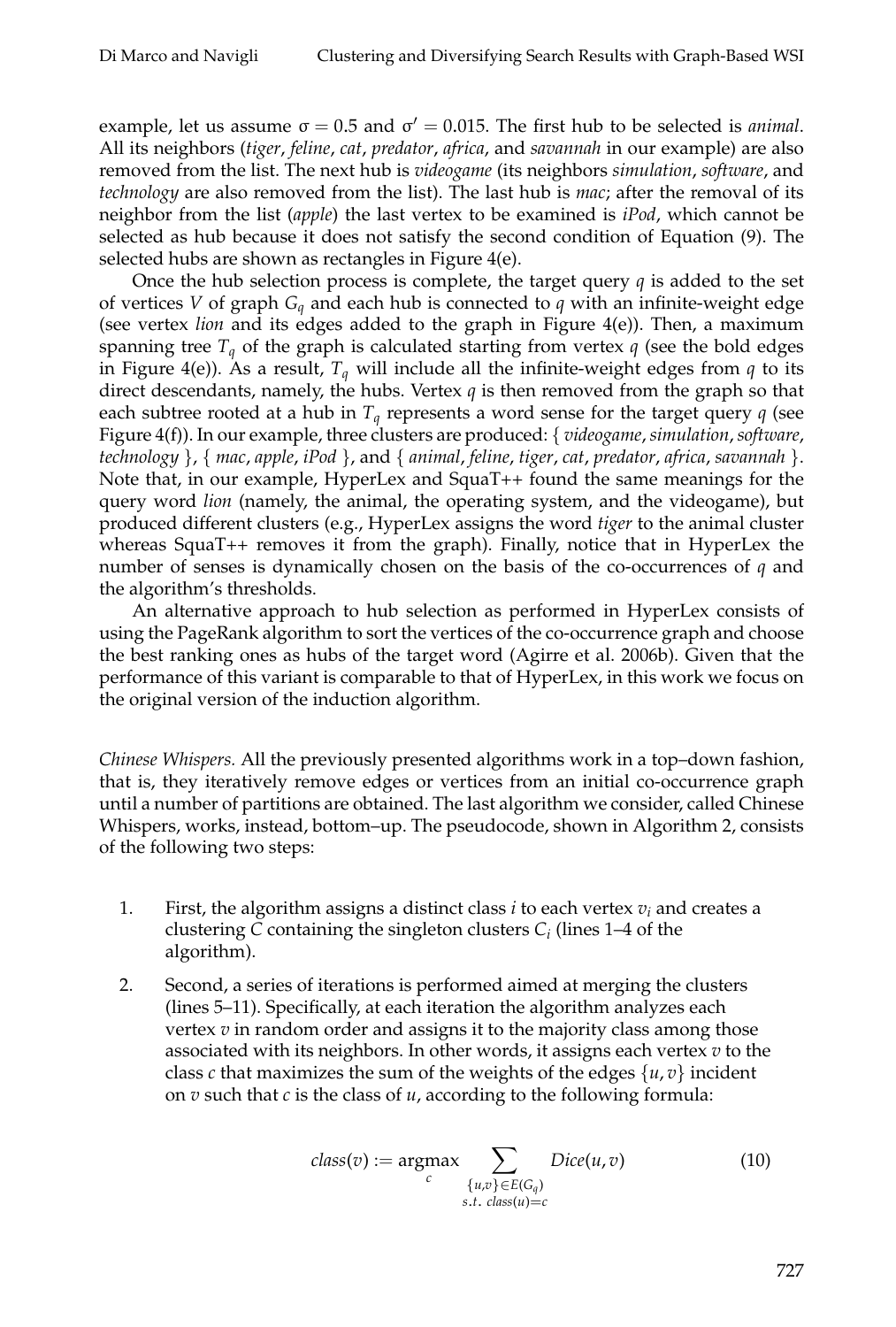example, let us assume $\sigma = 0.5$ and $\sigma' = 0.015$. The first hub to be selected is *animal*. All its neighbors (*tiger*, *feline*, *cat*, *predator*, *africa*, and *savannah* in our example) are also removed from the list. The next hub is *videogame* (its neighbors *simulation*, *software*, and *technology* are also removed from the list). The last hub is *mac*; after the removal of its neighbor from the list (*apple*) the last vertex to be examined is *iPod*, which cannot be selected as hub because it does not satisfy the second condition of Equation (9). The selected hubs are shown as rectangles in Figure 4(e).

Once the hub selection process is complete, the target query $q$ is added to the set of vertices $V$ of graph $G_q$ and each hub is connected to $q$ with an infinite-weight edge (see vertex *lion* and its edges added to the graph in Figure 4(e)). Then, a maximum spanning tree $T_q$ of the graph is calculated starting from vertex $q$ (see the bold edges in Figure 4(e)). As a result, $T_q$ will include all the infinite-weight edges from $q$ to its direct descendants, namely, the hubs. Vertex $q$ is then removed from the graph so that each subtree rooted at a hub in $T_q$ represents a word sense for the target query $q$ (see Figure 4(f)). In our example, three clusters are produced: { *videogame*, *simulation*, *software*, *technology* }, { *mac*, *apple*, *iPod* }, and { *animal*, *feline*, *tiger*, *cat*, *predator*, *africa*, *savannah* }. Note that, in our example, HyperLex and SquaT++ found the same meanings for the query word *lion* (namely, the animal, the operating system, and the videogame), but produced different clusters (e.g., HyperLex assigns the word *tiger* to the animal cluster whereas SquaT++ removes it from the graph). Finally, notice that in HyperLex the number of senses is dynamically chosen on the basis of the co-occurrences of $q$ and the algorithm's thresholds.

An alternative approach to hub selection as performed in HyperLex consists of using the PageRank algorithm to sort the vertices of the co-occurrence graph and choose the best ranking ones as hubs of the target word (Agirre et al. 2006b). Given that the performance of this variant is comparable to that of HyperLex, in this work we focus on the original version of the induction algorithm.

*Chinese Whispers.* All the previously presented algorithms work in a top–down fashion, that is, they iteratively remove edges or vertices from an initial co-occurrence graph until a number of partitions are obtained. The last algorithm we consider, called Chinese Whispers, works, instead, bottom–up. The pseudocode, shown in Algorithm 2, consists of the following two steps:

1. First, the algorithm assigns a distinct class $i$ to each vertex $v_i$ and creates a clustering $C$ containing the singleton clusters $C_i$ (lines 1–4 of the algorithm).
2. Second, a series of iterations is performed aimed at merging the clusters (lines 5–11). Specifically, at each iteration the algorithm analyzes each vertex $v$ in random order and assigns it to the majority class among those associated with its neighbors. In other words, it assigns each vertex $v$ to the class $c$ that maximizes the sum of the weights of the edges $\{u, v\}$ incident on $v$ such that $c$ is the class of $u$, according to the following formula:

$$class(v) := \underset{c}{\operatorname{argmax}} \sum_{\substack{\{u,v\} \in E(G_q) \\ s.t.\ class(u) = c}} Dice(u, v) \tag{10}$$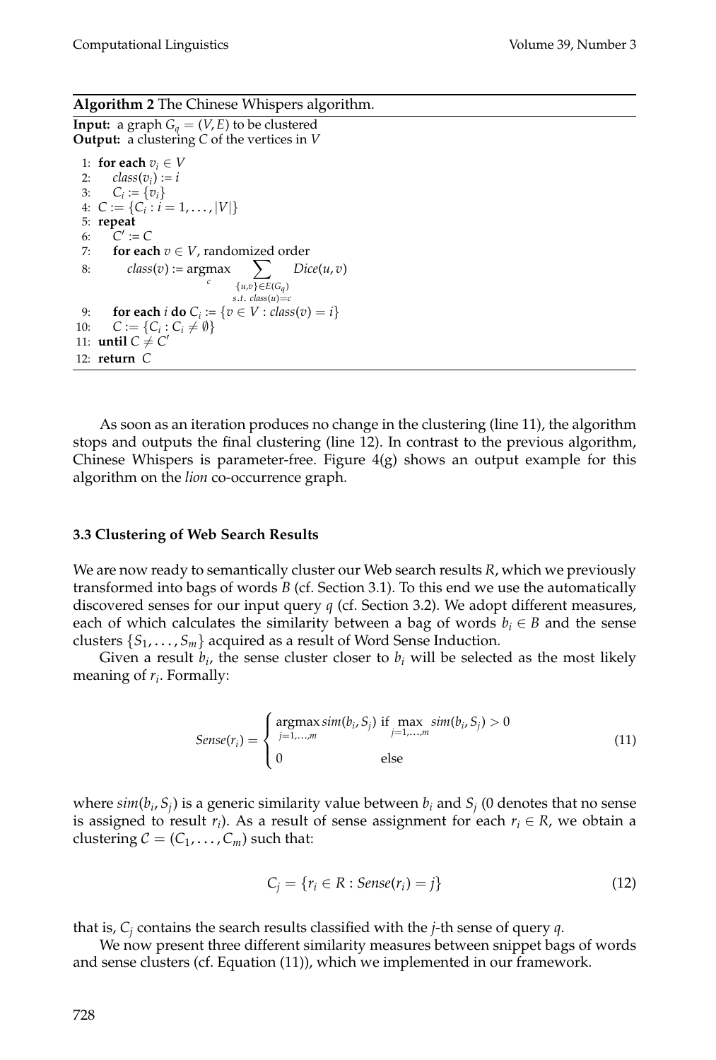**Algorithm 2** The Chinese Whispers algorithm.

**Input:** a graph $G_q = (V, E)$ to be clustered
**Output:** a clustering $C$ of the vertices in $V$

```
1:  for each v_i ∈ V
2:      class(v_i) := i
3:      C_i := {v_i}
4:  C := {C_i : i = 1, ..., |V|}
5:  repeat
6:      C' := C
7:      for each v ∈ V, randomized order
8:          class(v) := argmax_c  Σ_{{u,v} ∈ E(G_q) s.t. class(u)=c}  Dice(u, v)
9:      for each i do C_i := {v ∈ V : class(v) = i}
10:     C := {C_i : C_i ≠ ∅}
11: until C ≠ C'
12: return C
```

As soon as an iteration produces no change in the clustering (line 11), the algorithm stops and outputs the final clustering (line 12). In contrast to the previous algorithm, Chinese Whispers is parameter-free. Figure 4(g) shows an output example for this algorithm on the *lion* co-occurrence graph.

### 3.3 Clustering of Web Search Results

We are now ready to semantically cluster our Web search results $R$, which we previously transformed into bags of words $B$ (cf. Section 3.1). To this end we use the automatically discovered senses for our input query $q$ (cf. Section 3.2). We adopt different measures, each of which calculates the similarity between a bag of words $b_i \in B$ and the sense clusters $\{S_1, \ldots, S_m\}$ acquired as a result of Word Sense Induction.

Given a result $b_i$, the sense cluster closer to $b_i$ will be selected as the most likely meaning of $r_i$. Formally:

$$Sense(r_i) = \begin{cases} \underset{j=1,\ldots,m}{\operatorname{argmax}}\, sim(b_i, S_j) & \text{if } \underset{j=1,\ldots,m}{\max}\, sim(b_i, S_j) > 0 \\ 0 & \text{else} \end{cases} \tag{11}$$

where $sim(b_i, S_j)$ is a generic similarity value between $b_i$ and $S_j$ (0 denotes that no sense is assigned to result $r_i$). As a result of sense assignment for each $r_i \in R$, we obtain a clustering $\mathcal{C} = (C_1, \ldots, C_m)$ such that:

$$C_j = \{r_i \in R : Sense(r_i) = j\} \tag{12}$$

that is, $C_j$ contains the search results classified with the $j$-th sense of query $q$.

We now present three different similarity measures between snippet bags of words and sense clusters (cf. Equation (11)), which we implemented in our framework.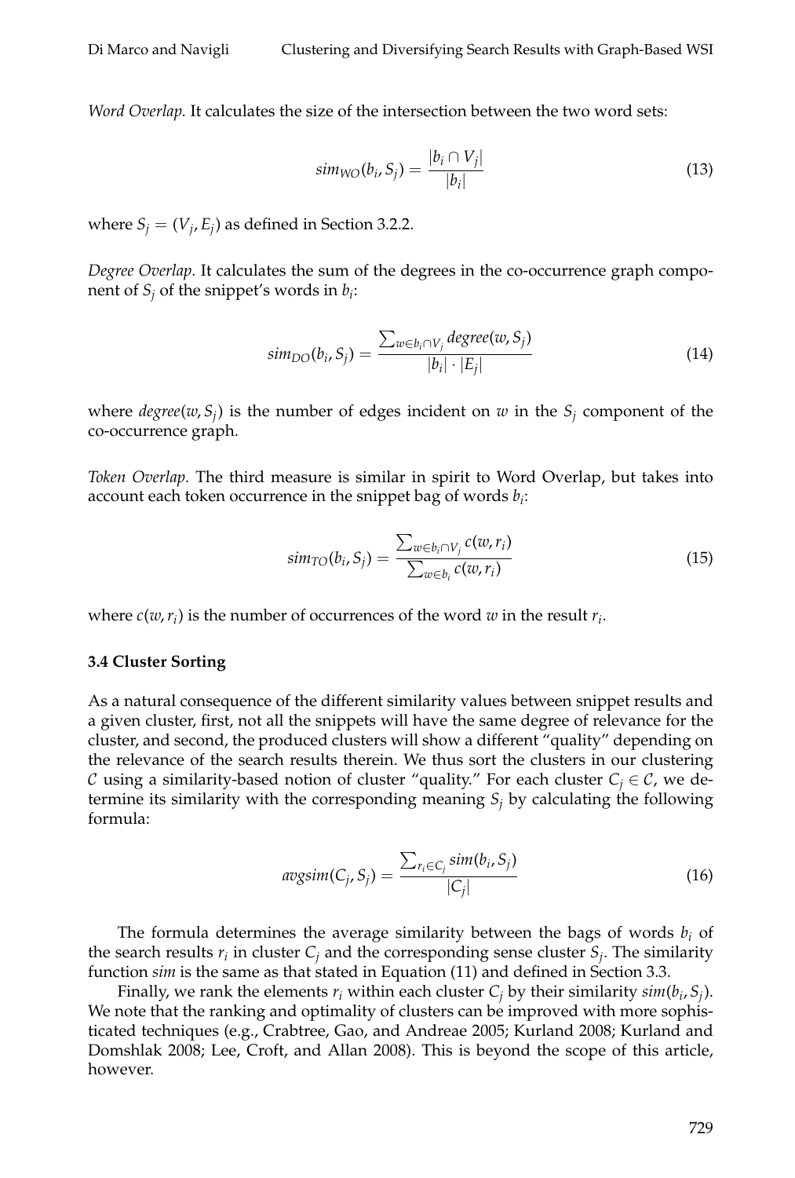*Word Overlap.* It calculates the size of the intersection between the two word sets:

$$sim_{WO}(b_i, S_j) = \frac{|b_i \cap V_j|}{|b_i|} \tag{13}$$

where $S_j = (V_j, E_j)$ as defined in Section 3.2.2.

*Degree Overlap.* It calculates the sum of the degrees in the co-occurrence graph component of $S_j$ of the snippet's words in $b_i$:

$$sim_{DO}(b_i, S_j) = \frac{\sum_{w \in b_i \cap V_j} degree(w, S_j)}{|b_i| \cdot |E_j|} \tag{14}$$

where $degree(w, S_j)$ is the number of edges incident on $w$ in the $S_j$ component of the co-occurrence graph.

*Token Overlap.* The third measure is similar in spirit to Word Overlap, but takes into account each token occurrence in the snippet bag of words $b_i$:

$$sim_{TO}(b_i, S_j) = \frac{\sum_{w \in b_i \cap V_j} c(w, r_i)}{\sum_{w \in b_i} c(w, r_i)} \tag{15}$$

where $c(w, r_i)$ is the number of occurrences of the word $w$ in the result $r_i$.

### 3.4 Cluster Sorting

As a natural consequence of the different similarity values between snippet results and a given cluster, first, not all the snippets will have the same degree of relevance for the cluster, and second, the produced clusters will show a different "quality" depending on the relevance of the search results therein. We thus sort the clusters in our clustering $\mathcal{C}$ using a similarity-based notion of cluster "quality." For each cluster $C_j \in \mathcal{C}$, we determine its similarity with the corresponding meaning $S_j$ by calculating the following formula:

$$avgsim(C_j, S_j) = \frac{\sum_{r_i \in C_j} sim(b_i, S_j)}{|C_j|} \tag{16}$$

The formula determines the average similarity between the bags of words $b_i$ of the search results $r_i$ in cluster $C_j$ and the corresponding sense cluster $S_j$. The similarity function *sim* is the same as that stated in Equation (11) and defined in Section 3.3.

Finally, we rank the elements $r_i$ within each cluster $C_j$ by their similarity $sim(b_i, S_j)$. We note that the ranking and optimality of clusters can be improved with more sophisticated techniques (e.g., Crabtree, Gao, and Andreae 2005; Kurland 2008; Kurland and Domshlak 2008; Lee, Croft, and Allan 2008). This is beyond the scope of this article, however.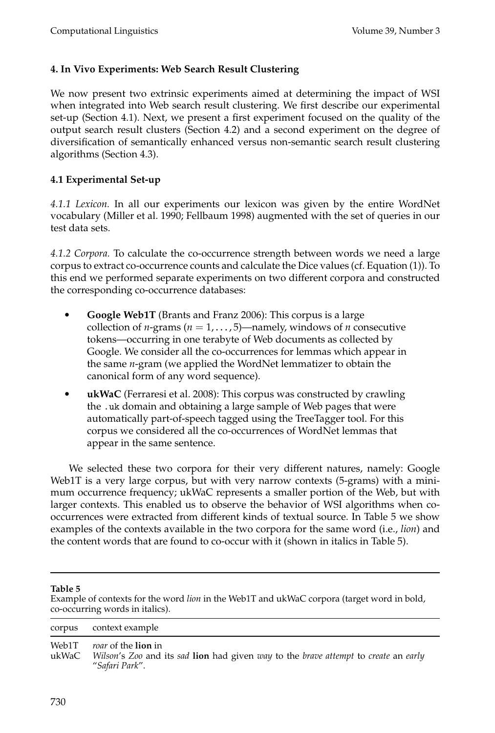## 4. In Vivo Experiments: Web Search Result Clustering

We now present two extrinsic experiments aimed at determining the impact of WSI when integrated into Web search result clustering. We first describe our experimental set-up (Section 4.1). Next, we present a first experiment focused on the quality of the output search result clusters (Section 4.2) and a second experiment on the degree of diversification of semantically enhanced versus non-semantic search result clustering algorithms (Section 4.3).

### 4.1 Experimental Set-up

*4.1.1 Lexicon.* In all our experiments our lexicon was given by the entire WordNet vocabulary (Miller et al. 1990; Fellbaum 1998) augmented with the set of queries in our test data sets.

*4.1.2 Corpora.* To calculate the co-occurrence strength between words we need a large corpus to extract co-occurrence counts and calculate the Dice values (cf. Equation (1)). To this end we performed separate experiments on two different corpora and constructed the corresponding co-occurrence databases:

- **Google Web1T** (Brants and Franz 2006): This corpus is a large collection of $n$-grams ($n = 1, \ldots, 5$)—namely, windows of $n$ consecutive tokens—occurring in one terabyte of Web documents as collected by Google. We consider all the co-occurrences for lemmas which appear in the same $n$-gram (we applied the WordNet lemmatizer to obtain the canonical form of any word sequence).
- **ukWaC** (Ferraresi et al. 2008): This corpus was constructed by crawling the `.uk` domain and obtaining a large sample of Web pages that were automatically part-of-speech tagged using the TreeTagger tool. For this corpus we considered all the co-occurrences of WordNet lemmas that appear in the same sentence.

We selected these two corpora for their very different natures, namely: Google Web1T is a very large corpus, but with very narrow contexts (5-grams) with a minimum occurrence frequency; ukWaC represents a smaller portion of the Web, but with larger contexts. This enabled us to observe the behavior of WSI algorithms when co-occurrences were extracted from different kinds of textual source. In Table 5 we show examples of the contexts available in the two corpora for the same word (i.e., *lion*) and the content words that are found to co-occur with it (shown in italics in Table 5).

**Table 5**
Example of contexts for the word *lion* in the Web1T and ukWaC corpora (target word in bold, co-occurring words in italics).

| corpus | context example |
|---|---|
| Web1T | *roar* of the **lion** in |
| ukWaC | *Wilson*'s *Zoo* and its *sad* **lion** had given *way* to the *brave attempt* to *create* an *early* "*Safari Park*". |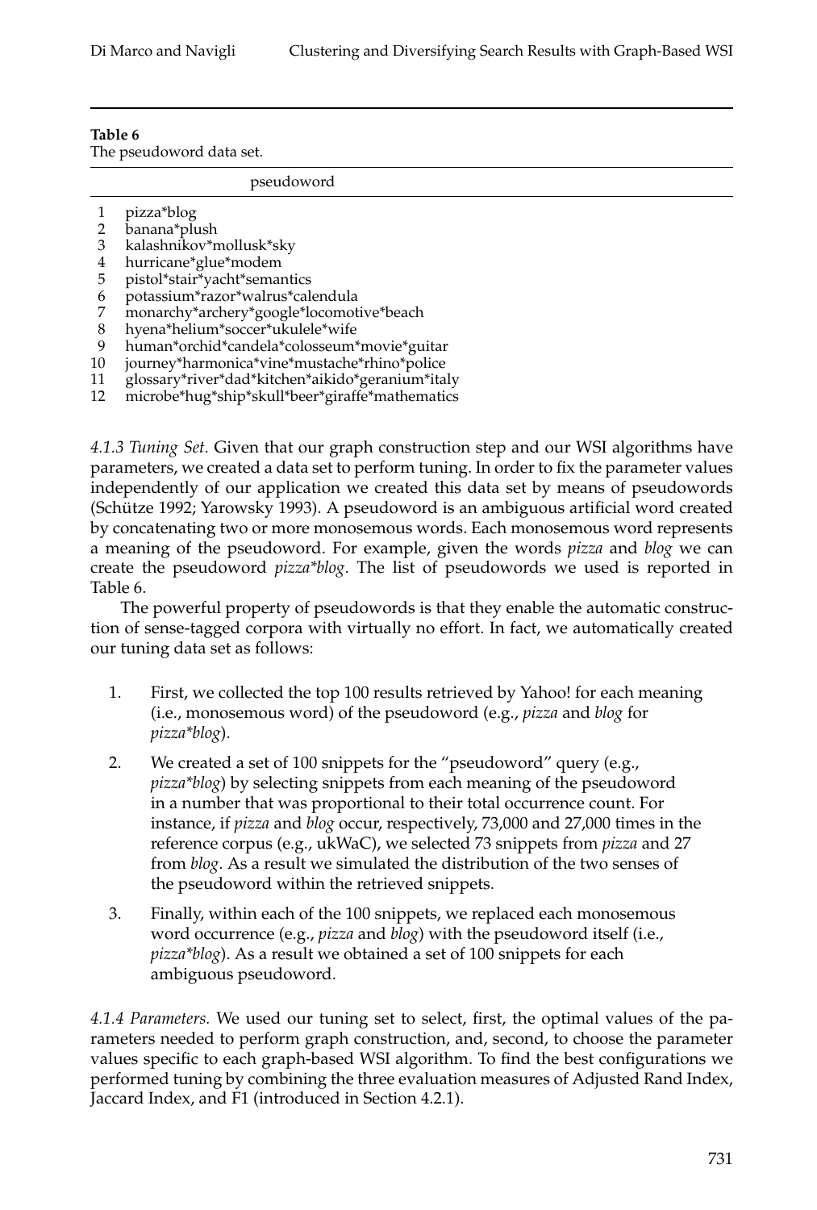**Table 6**
The pseudoword data set.

| | pseudoword |
|---|---|
| 1 | pizza*blog |
| 2 | banana*plush |
| 3 | kalashnikov*mollusk*sky |
| 4 | hurricane*glue*modem |
| 5 | pistol*stair*yacht*semantics |
| 6 | potassium*razor*walrus*calendula |
| 7 | monarchy*archery*google*locomotive*beach |
| 8 | hyena*helium*soccer*ukulele*wife |
| 9 | human*orchid*candela*colosseum*movie*guitar |
| 10 | journey*harmonica*vine*mustache*rhino*police |
| 11 | glossary*river*dad*kitchen*aikido*geranium*italy |
| 12 | microbe*hug*ship*skull*beer*giraffe*mathematics |

*4.1.3 Tuning Set.* Given that our graph construction step and our WSI algorithms have parameters, we created a data set to perform tuning. In order to fix the parameter values independently of our application we created this data set by means of pseudowords (Schütze 1992; Yarowsky 1993). A pseudoword is an ambiguous artificial word created by concatenating two or more monosemous words. Each monosemous word represents a meaning of the pseudoword. For example, given the words *pizza* and *blog* we can create the pseudoword *pizza*blog*. The list of pseudowords we used is reported in Table 6.

The powerful property of pseudowords is that they enable the automatic construction of sense-tagged corpora with virtually no effort. In fact, we automatically created our tuning data set as follows:

1. First, we collected the top 100 results retrieved by Yahoo! for each meaning (i.e., monosemous word) of the pseudoword (e.g., *pizza* and *blog* for *pizza*blog*).
2. We created a set of 100 snippets for the "pseudoword" query (e.g., *pizza*blog*) by selecting snippets from each meaning of the pseudoword in a number that was proportional to their total occurrence count. For instance, if *pizza* and *blog* occur, respectively, 73,000 and 27,000 times in the reference corpus (e.g., ukWaC), we selected 73 snippets from *pizza* and 27 from *blog*. As a result we simulated the distribution of the two senses of the pseudoword within the retrieved snippets.
3. Finally, within each of the 100 snippets, we replaced each monosemous word occurrence (e.g., *pizza* and *blog*) with the pseudoword itself (i.e., *pizza*blog*). As a result we obtained a set of 100 snippets for each ambiguous pseudoword.

*4.1.4 Parameters.* We used our tuning set to select, first, the optimal values of the parameters needed to perform graph construction, and, second, to choose the parameter values specific to each graph-based WSI algorithm. To find the best configurations we performed tuning by combining the three evaluation measures of Adjusted Rand Index, Jaccard Index, and F1 (introduced in Section 4.2.1).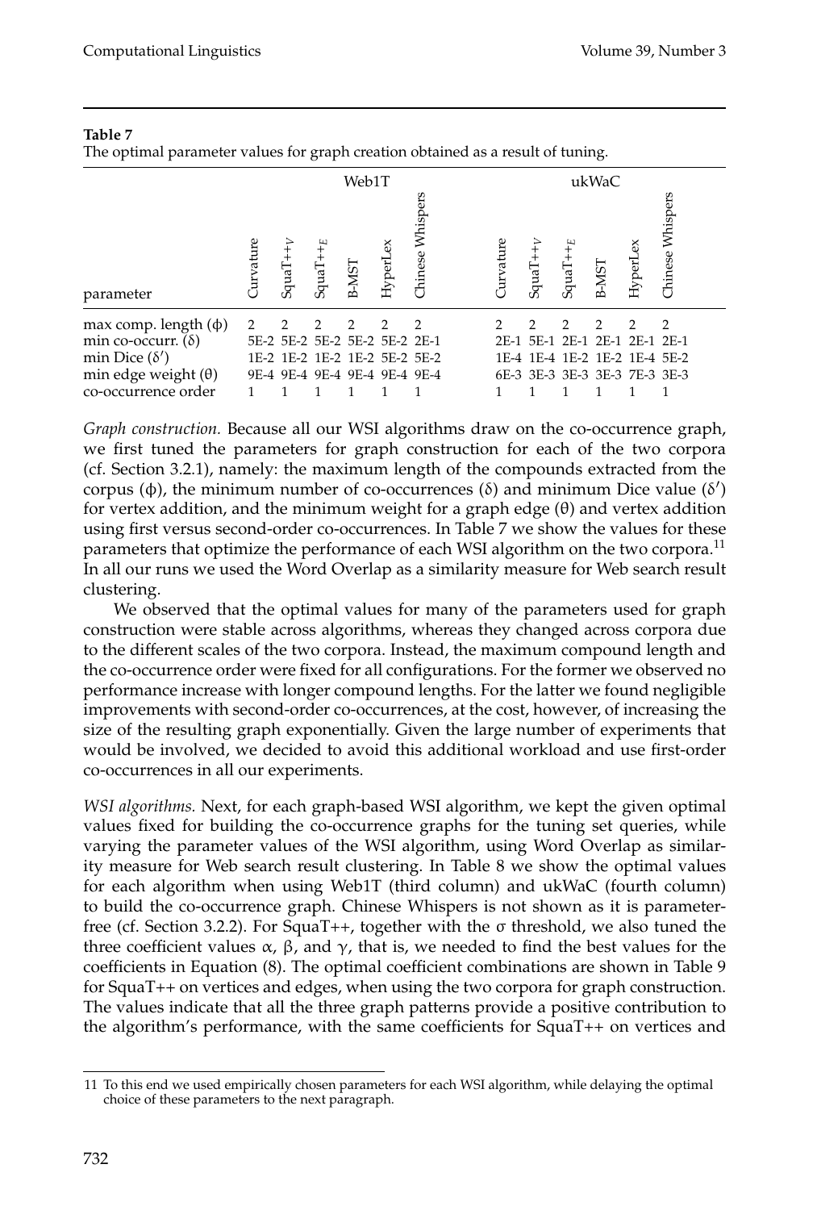**Table 7**
The optimal parameter values for graph creation obtained as a result of tuning.

| | Web1T | | | | | | ukWaC | | | | | |
|---|---|---|---|---|---|---|---|---|---|---|---|---|
| parameter | Curvature | SquaT++$_V$ | SquaT++$_E$ | B-MST | HyperLex | Chinese Whispers | Curvature | SquaT++$_V$ | SquaT++$_E$ | B-MST | HyperLex | Chinese Whispers |
| max comp. length (ϕ) | 2 | 2 | 2 | 2 | 2 | 2 | 2 | 2 | 2 | 2 | 2 | 2 |
| min co-occurr. (δ) | 5E-2 | 5E-2 | 5E-2 | 5E-2 | 5E-2 | 2E-1 | 2E-1 | 5E-1 | 2E-1 | 2E-1 | 2E-1 | 2E-1 |
| min Dice (δ′) | 1E-2 | 1E-2 | 1E-2 | 1E-2 | 5E-2 | 5E-2 | 1E-4 | 1E-4 | 1E-2 | 1E-2 | 1E-4 | 5E-2 |
| min edge weight (θ) | 9E-4 | 9E-4 | 9E-4 | 9E-4 | 9E-4 | 9E-4 | 6E-3 | 3E-3 | 3E-3 | 3E-3 | 7E-3 | 3E-3 |
| co-occurrence order | 1 | 1 | 1 | 1 | 1 | 1 | 1 | 1 | 1 | 1 | 1 | 1 |

*Graph construction.* Because all our WSI algorithms draw on the co-occurrence graph, we first tuned the parameters for graph construction for each of the two corpora (cf. Section 3.2.1), namely: the maximum length of the compounds extracted from the corpus (ϕ), the minimum number of co-occurrences (δ) and minimum Dice value (δ′) for vertex addition, and the minimum weight for a graph edge (θ) and vertex addition using first versus second-order co-occurrences. In Table 7 we show the values for these parameters that optimize the performance of each WSI algorithm on the two corpora.[11] In all our runs we used the Word Overlap as a similarity measure for Web search result clustering.

We observed that the optimal values for many of the parameters used for graph construction were stable across algorithms, whereas they changed across corpora due to the different scales of the two corpora. Instead, the maximum compound length and the co-occurrence order were fixed for all configurations. For the former we observed no performance increase with longer compound lengths. For the latter we found negligible improvements with second-order co-occurrences, at the cost, however, of increasing the size of the resulting graph exponentially. Given the large number of experiments that would be involved, we decided to avoid this additional workload and use first-order co-occurrences in all our experiments.

*WSI algorithms.* Next, for each graph-based WSI algorithm, we kept the given optimal values fixed for building the co-occurrence graphs for the tuning set queries, while varying the parameter values of the WSI algorithm, using Word Overlap as similarity measure for Web search result clustering. In Table 8 we show the optimal values for each algorithm when using Web1T (third column) and ukWaC (fourth column) to build the co-occurrence graph. Chinese Whispers is not shown as it is parameter-free (cf. Section 3.2.2). For SquaT++, together with the σ threshold, we also tuned the three coefficient values α, β, and γ, that is, we needed to find the best values for the coefficients in Equation (8). The optimal coefficient combinations are shown in Table 9 for SquaT++ on vertices and edges, when using the two corpora for graph construction. The values indicate that all the three graph patterns provide a positive contribution to the algorithm's performance, with the same coefficients for SquaT++ on vertices and

11 To this end we used empirically chosen parameters for each WSI algorithm, while delaying the optimal choice of these parameters to the next paragraph.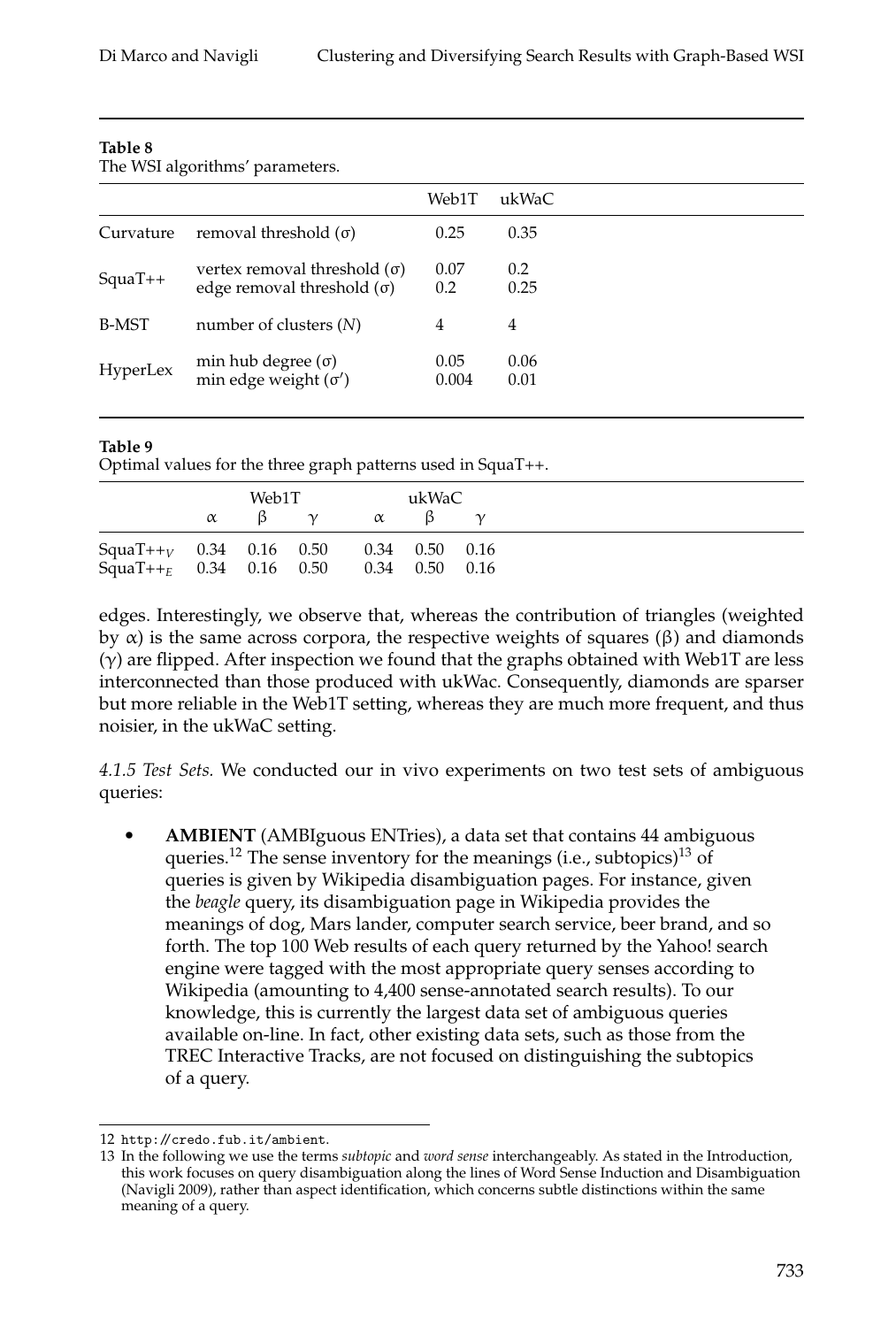**Table 8**
The WSI algorithms' parameters.

| | | Web1T | ukWaC |
|---|---|---|---|
| Curvature | removal threshold ($\sigma$) | 0.25 | 0.35 |
| SquaT++ | vertex removal threshold ($\sigma$) | 0.07 | 0.2 |
| | edge removal threshold ($\sigma$) | 0.2 | 0.25 |
| B-MST | number of clusters ($N$) | 4 | 4 |
| HyperLex | min hub degree ($\sigma$) | 0.05 | 0.06 |
| | min edge weight ($\sigma'$) | 0.004 | 0.01 |

**Table 9**
Optimal values for the three graph patterns used in SquaT++.

| | Web1T | | | ukWaC | | |
|---|---|---|---|---|---|---|
| | $\alpha$ | $\beta$ | $\gamma$ | $\alpha$ | $\beta$ | $\gamma$ |
| SquaT++$_V$ | 0.34 | 0.16 | 0.50 | 0.34 | 0.50 | 0.16 |
| SquaT++$_E$ | 0.34 | 0.16 | 0.50 | 0.34 | 0.50 | 0.16 |

edges. Interestingly, we observe that, whereas the contribution of triangles (weighted by $\alpha$) is the same across corpora, the respective weights of squares ($\beta$) and diamonds ($\gamma$) are flipped. After inspection we found that the graphs obtained with Web1T are less interconnected than those produced with ukWac. Consequently, diamonds are sparser but more reliable in the Web1T setting, whereas they are much more frequent, and thus noisier, in the ukWaC setting.

*4.1.5 Test Sets.* We conducted our in vivo experiments on two test sets of ambiguous queries:

- **AMBIENT** (AMBIguous ENTries), a data set that contains 44 ambiguous queries.[12] The sense inventory for the meanings (i.e., subtopics)[13] of queries is given by Wikipedia disambiguation pages. For instance, given the *beagle* query, its disambiguation page in Wikipedia provides the meanings of dog, Mars lander, computer search service, beer brand, and so forth. The top 100 Web results of each query returned by the Yahoo! search engine were tagged with the most appropriate query senses according to Wikipedia (amounting to 4,400 sense-annotated search results). To our knowledge, this is currently the largest data set of ambiguous queries available on-line. In fact, other existing data sets, such as those from the TREC Interactive Tracks, are not focused on distinguishing the subtopics of a query.

12 `http://credo.fub.it/ambient`.

13 In the following we use the terms *subtopic* and *word sense* interchangeably. As stated in the Introduction, this work focuses on query disambiguation along the lines of Word Sense Induction and Disambiguation (Navigli 2009), rather than aspect identification, which concerns subtle distinctions within the same meaning of a query.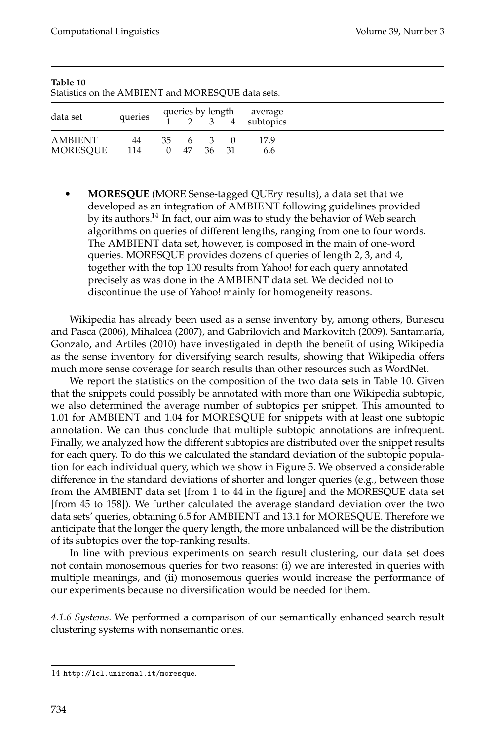**Table 10**
Statistics on the AMBIENT and MORESQUE data sets.

| data set | queries | queries by length | | | | average subtopics |
|---|---|---|---|---|---|---|
| | | 1 | 2 | 3 | 4 | |
| AMBIENT | 44 | 35 | 6 | 3 | 0 | 17.9 |
| MORESQUE | 114 | 0 | 47 | 36 | 31 | 6.6 |

- **MORESQUE** (MORE Sense-tagged QUEry results), a data set that we developed as an integration of AMBIENT following guidelines provided by its authors.[14] In fact, our aim was to study the behavior of Web search algorithms on queries of different lengths, ranging from one to four words. The AMBIENT data set, however, is composed in the main of one-word queries. MORESQUE provides dozens of queries of length 2, 3, and 4, together with the top 100 results from Yahoo! for each query annotated precisely as was done in the AMBIENT data set. We decided not to discontinue the use of Yahoo! mainly for homogeneity reasons.

Wikipedia has already been used as a sense inventory by, among others, Bunescu and Pasca (2006), Mihalcea (2007), and Gabrilovich and Markovitch (2009). Santamaría, Gonzalo, and Artiles (2010) have investigated in depth the benefit of using Wikipedia as the sense inventory for diversifying search results, showing that Wikipedia offers much more sense coverage for search results than other resources such as WordNet.

We report the statistics on the composition of the two data sets in Table 10. Given that the snippets could possibly be annotated with more than one Wikipedia subtopic, we also determined the average number of subtopics per snippet. This amounted to 1.01 for AMBIENT and 1.04 for MORESQUE for snippets with at least one subtopic annotation. We can thus conclude that multiple subtopic annotations are infrequent. Finally, we analyzed how the different subtopics are distributed over the snippet results for each query. To do this we calculated the standard deviation of the subtopic population for each individual query, which we show in Figure 5. We observed a considerable difference in the standard deviations of shorter and longer queries (e.g., between those from the AMBIENT data set [from 1 to 44 in the figure] and the MORESQUE data set [from 45 to 158]). We further calculated the average standard deviation over the two data sets' queries, obtaining 6.5 for AMBIENT and 13.1 for MORESQUE. Therefore we anticipate that the longer the query length, the more unbalanced will be the distribution of its subtopics over the top-ranking results.

In line with previous experiments on search result clustering, our data set does not contain monosemous queries for two reasons: (i) we are interested in queries with multiple meanings, and (ii) monosemous queries would increase the performance of our experiments because no diversification would be needed for them.

*4.1.6 Systems.* We performed a comparison of our semantically enhanced search result clustering systems with nonsemantic ones.

---

14 http://lcl.uniroma1.it/moresque.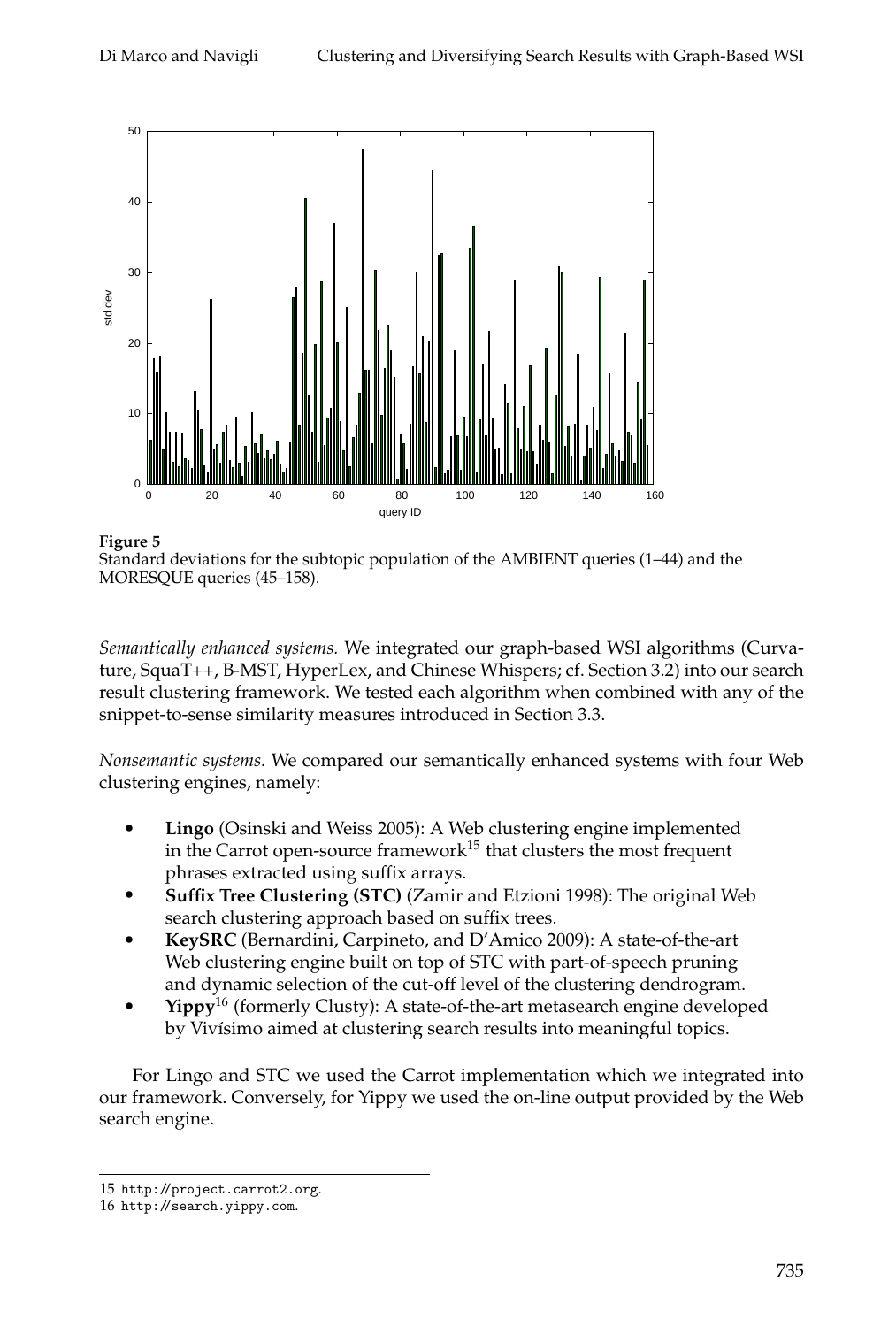**Figure 5**
Standard deviations for the subtopic population of the AMBIENT queries (1–44) and the MORESQUE queries (45–158).

*Semantically enhanced systems.* We integrated our graph-based WSI algorithms (Curvature, SquaT++, B-MST, HyperLex, and Chinese Whispers; cf. Section 3.2) into our search result clustering framework. We tested each algorithm when combined with any of the snippet-to-sense similarity measures introduced in Section 3.3.

*Nonsemantic systems.* We compared our semantically enhanced systems with four Web clustering engines, namely:

- **Lingo** (Osinski and Weiss 2005): A Web clustering engine implemented in the Carrot open-source framework[15] that clusters the most frequent phrases extracted using suffix arrays.
- **Suffix Tree Clustering (STC)** (Zamir and Etzioni 1998): The original Web search clustering approach based on suffix trees.
- **KeySRC** (Bernardini, Carpineto, and D'Amico 2009): A state-of-the-art Web clustering engine built on top of STC with part-of-speech pruning and dynamic selection of the cut-off level of the clustering dendrogram.
- **Yippy**[16] (formerly Clusty): A state-of-the-art metasearch engine developed by Vivísimo aimed at clustering search results into meaningful topics.

For Lingo and STC we used the Carrot implementation which we integrated into our framework. Conversely, for Yippy we used the on-line output provided by the Web search engine.

15 http://project.carrot2.org.

16 http://search.yippy.com.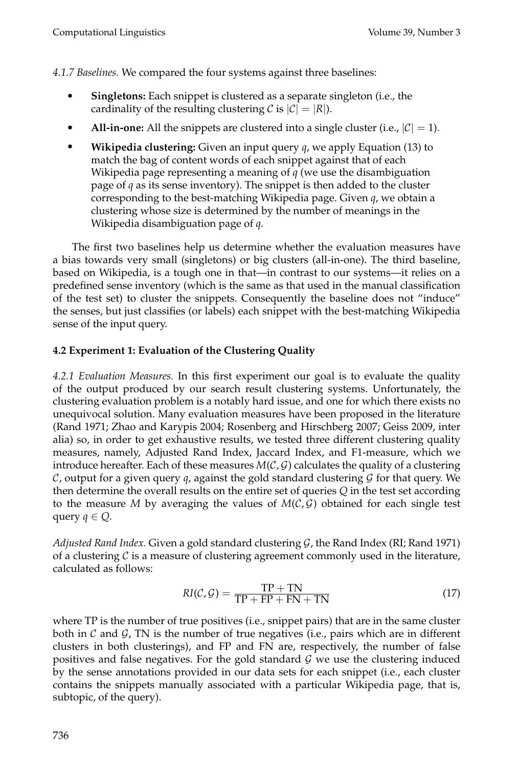*4.1.7 Baselines.* We compared the four systems against three baselines:

- **Singletons:** Each snippet is clustered as a separate singleton (i.e., the cardinality of the resulting clustering $\mathcal{C}$ is $|\mathcal{C}| = |R|$).
- **All-in-one:** All the snippets are clustered into a single cluster (i.e., $|\mathcal{C}| = 1$).
- **Wikipedia clustering:** Given an input query $q$, we apply Equation (13) to match the bag of content words of each snippet against that of each Wikipedia page representing a meaning of $q$ (we use the disambiguation page of $q$ as its sense inventory). The snippet is then added to the cluster corresponding to the best-matching Wikipedia page. Given $q$, we obtain a clustering whose size is determined by the number of meanings in the Wikipedia disambiguation page of $q$.

The first two baselines help us determine whether the evaluation measures have a bias towards very small (singletons) or big clusters (all-in-one). The third baseline, based on Wikipedia, is a tough one in that—in contrast to our systems—it relies on a predefined sense inventory (which is the same as that used in the manual classification of the test set) to cluster the snippets. Consequently the baseline does not "induce" the senses, but just classifies (or labels) each snippet with the best-matching Wikipedia sense of the input query.

### 4.2 Experiment 1: Evaluation of the Clustering Quality

*4.2.1 Evaluation Measures.* In this first experiment our goal is to evaluate the quality of the output produced by our search result clustering systems. Unfortunately, the clustering evaluation problem is a notably hard issue, and one for which there exists no unequivocal solution. Many evaluation measures have been proposed in the literature (Rand 1971; Zhao and Karypis 2004; Rosenberg and Hirschberg 2007; Geiss 2009, inter alia) so, in order to get exhaustive results, we tested three different clustering quality measures, namely, Adjusted Rand Index, Jaccard Index, and F1-measure, which we introduce hereafter. Each of these measures $M(\mathcal{C}, \mathcal{G})$ calculates the quality of a clustering $\mathcal{C}$, output for a given query $q$, against the gold standard clustering $\mathcal{G}$ for that query. We then determine the overall results on the entire set of queries $Q$ in the test set according to the measure $M$ by averaging the values of $M(\mathcal{C}, \mathcal{G})$ obtained for each single test query $q \in Q$.

*Adjusted Rand Index.* Given a gold standard clustering $\mathcal{G}$, the Rand Index (RI; Rand 1971) of a clustering $\mathcal{C}$ is a measure of clustering agreement commonly used in the literature, calculated as follows:

$$RI(\mathcal{C}, \mathcal{G}) = \frac{\text{TP} + \text{TN}}{\text{TP} + \text{FP} + \text{FN} + \text{TN}} \tag{17}$$

where TP is the number of true positives (i.e., snippet pairs) that are in the same cluster both in $\mathcal{C}$ and $\mathcal{G}$, TN is the number of true negatives (i.e., pairs which are in different clusters in both clusterings), and FP and FN are, respectively, the number of false positives and false negatives. For the gold standard $\mathcal{G}$ we use the clustering induced by the sense annotations provided in our data sets for each snippet (i.e., each cluster contains the snippets manually associated with a particular Wikipedia page, that is, subtopic, of the query).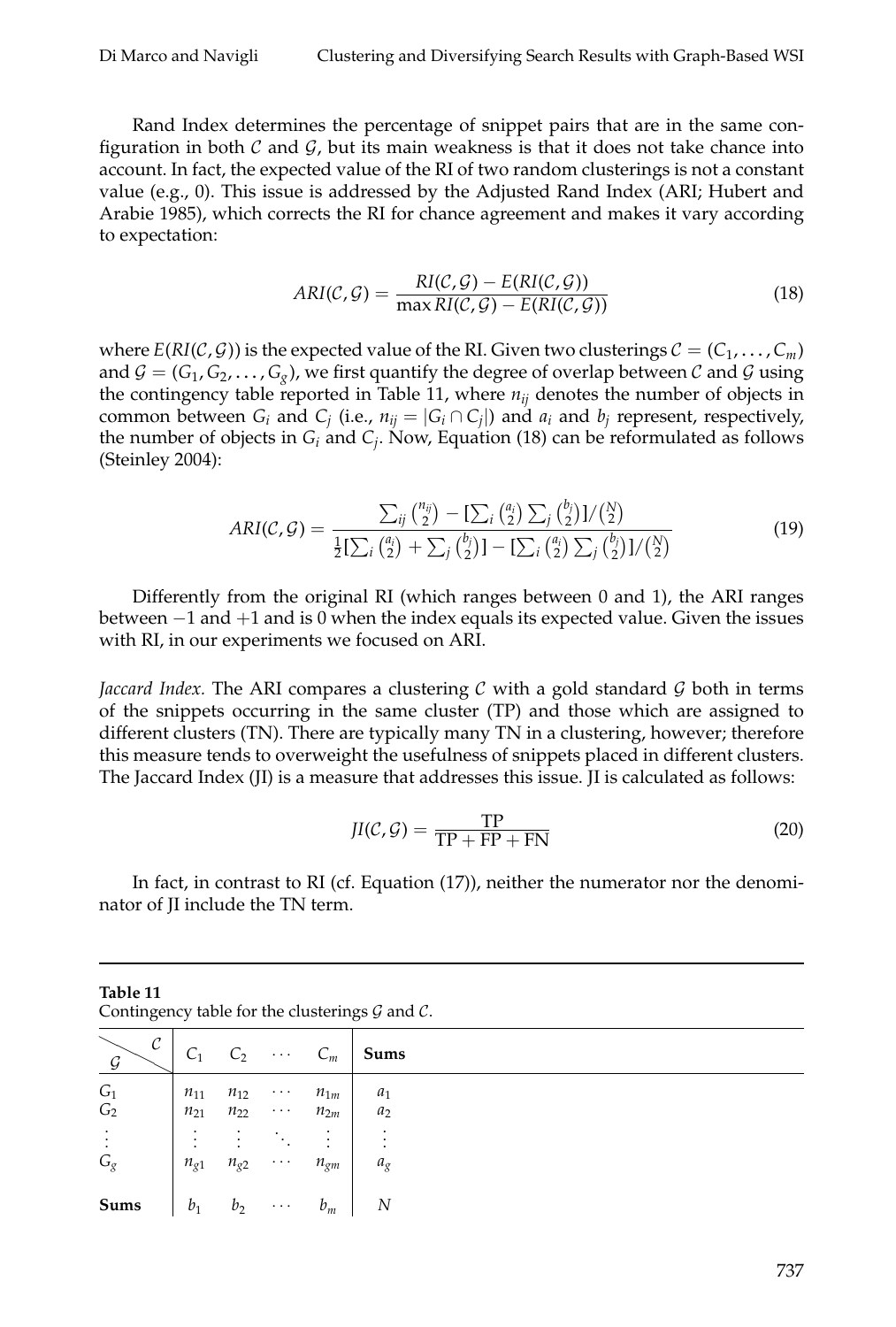Rand Index determines the percentage of snippet pairs that are in the same configuration in both $\mathcal{C}$ and $\mathcal{G}$, but its main weakness is that it does not take chance into account. In fact, the expected value of the RI of two random clusterings is not a constant value (e.g., 0). This issue is addressed by the Adjusted Rand Index (ARI; Hubert and Arabie 1985), which corrects the RI for chance agreement and makes it vary according to expectation:

$$ARI(\mathcal{C}, \mathcal{G}) = \frac{RI(\mathcal{C}, \mathcal{G}) - E(RI(\mathcal{C}, \mathcal{G}))}{\max RI(\mathcal{C}, \mathcal{G}) - E(RI(\mathcal{C}, \mathcal{G}))} \tag{18}$$

where $E(RI(\mathcal{C}, \mathcal{G}))$ is the expected value of the RI. Given two clusterings $\mathcal{C} = (C_1, \ldots, C_m)$ and $\mathcal{G} = (G_1, G_2, \ldots, G_g)$, we first quantify the degree of overlap between $\mathcal{C}$ and $\mathcal{G}$ using the contingency table reported in Table 11, where $n_{ij}$ denotes the number of objects in common between $G_i$ and $C_j$ (i.e., $n_{ij} = |G_i \cap C_j|$) and $a_i$ and $b_j$ represent, respectively, the number of objects in $G_i$ and $C_j$. Now, Equation (18) can be reformulated as follows (Steinley 2004):

$$ARI(\mathcal{C}, \mathcal{G}) = \frac{\sum_{ij} \binom{n_{ij}}{2} - [\sum_i \binom{a_i}{2} \sum_j \binom{b_j}{2}]/\binom{N}{2}}{\frac{1}{2}[\sum_i \binom{a_i}{2} + \sum_j \binom{b_j}{2}] - [\sum_i \binom{a_i}{2} \sum_j \binom{b_j}{2}]/\binom{N}{2}} \tag{19}$$

Differently from the original RI (which ranges between 0 and 1), the ARI ranges between $-1$ and $+1$ and is 0 when the index equals its expected value. Given the issues with RI, in our experiments we focused on ARI.

*Jaccard Index.* The ARI compares a clustering $\mathcal{C}$ with a gold standard $\mathcal{G}$ both in terms of the snippets occurring in the same cluster (TP) and those which are assigned to different clusters (TN). There are typically many TN in a clustering, however; therefore this measure tends to overweight the usefulness of snippets placed in different clusters. The Jaccard Index (JI) is a measure that addresses this issue. JI is calculated as follows:

$$JI(\mathcal{C}, \mathcal{G}) = \frac{\text{TP}}{\text{TP} + \text{FP} + \text{FN}} \tag{20}$$

In fact, in contrast to RI (cf. Equation (17)), neither the numerator nor the denominator of JI include the TN term.

**Table 11**
Contingency table for the clusterings $\mathcal{G}$ and $\mathcal{C}$.

| $\mathcal{G}$ \ $\mathcal{C}$ | $C_1$ | $C_2$ | $\cdots$ | $C_m$ | **Sums** |
|---|---|---|---|---|---|
| $G_1$ | $n_{11}$ | $n_{12}$ | $\cdots$ | $n_{1m}$ | $a_1$ |
| $G_2$ | $n_{21}$ | $n_{22}$ | $\cdots$ | $n_{2m}$ | $a_2$ |
| $\vdots$ | $\vdots$ | $\vdots$ | $\ddots$ | $\vdots$ | $\vdots$ |
| $G_g$ | $n_{g1}$ | $n_{g2}$ | $\cdots$ | $n_{gm}$ | $a_g$ |
| **Sums** | $b_1$ | $b_2$ | $\cdots$ | $b_m$ | $N$ |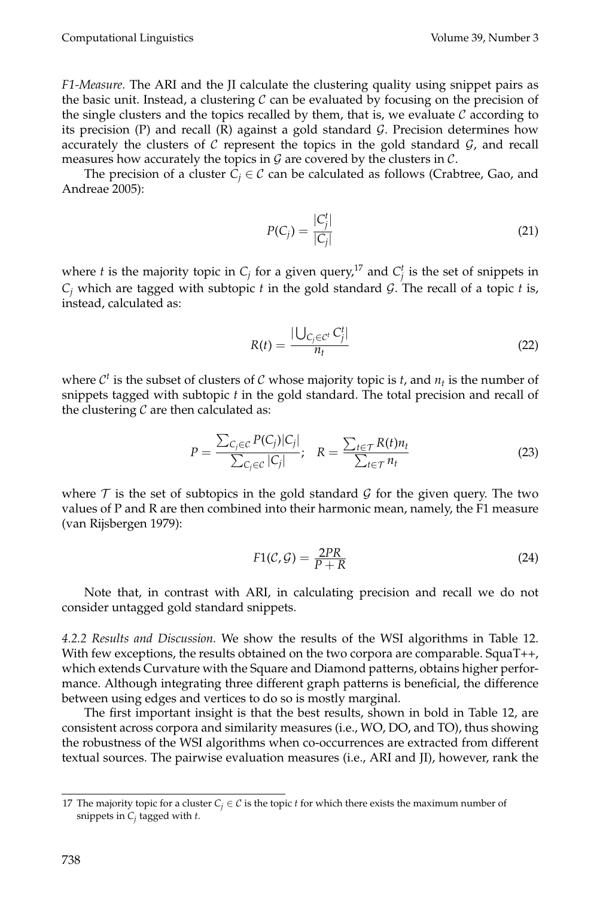*F1-Measure.* The ARI and the JI calculate the clustering quality using snippet pairs as the basic unit. Instead, a clustering $\mathcal{C}$ can be evaluated by focusing on the precision of the single clusters and the topics recalled by them, that is, we evaluate $\mathcal{C}$ according to its precision (P) and recall (R) against a gold standard $\mathcal{G}$. Precision determines how accurately the clusters of $\mathcal{C}$ represent the topics in the gold standard $\mathcal{G}$, and recall measures how accurately the topics in $\mathcal{G}$ are covered by the clusters in $\mathcal{C}$.

The precision of a cluster $C_j \in \mathcal{C}$ can be calculated as follows (Crabtree, Gao, and Andreae 2005):

$$P(C_j) = \frac{|C_j^t|}{|C_j|} \tag{21}$$

where $t$ is the majority topic in $C_j$ for a given query,[17] and $C_j^t$ is the set of snippets in $C_j$ which are tagged with subtopic $t$ in the gold standard $\mathcal{G}$. The recall of a topic $t$ is, instead, calculated as:

$$R(t) = \frac{|\bigcup_{C_j \in \mathcal{C}^t} C_j^t|}{n_t} \tag{22}$$

where $\mathcal{C}^t$ is the subset of clusters of $\mathcal{C}$ whose majority topic is $t$, and $n_t$ is the number of snippets tagged with subtopic $t$ in the gold standard. The total precision and recall of the clustering $\mathcal{C}$ are then calculated as:

$$P = \frac{\sum_{C_j \in \mathcal{C}} P(C_j)|C_j|}{\sum_{C_j \in \mathcal{C}} |C_j|}; \quad R = \frac{\sum_{t \in \mathcal{T}} R(t) n_t}{\sum_{t \in \mathcal{T}} n_t} \tag{23}$$

where $\mathcal{T}$ is the set of subtopics in the gold standard $\mathcal{G}$ for the given query. The two values of P and R are then combined into their harmonic mean, namely, the F1 measure (van Rijsbergen 1979):

$$F1(\mathcal{C}, \mathcal{G}) = \frac{2PR}{P + R} \tag{24}$$

Note that, in contrast with ARI, in calculating precision and recall we do not consider untagged gold standard snippets.

*4.2.2 Results and Discussion.* We show the results of the WSI algorithms in Table 12. With few exceptions, the results obtained on the two corpora are comparable. SquaT++, which extends Curvature with the Square and Diamond patterns, obtains higher performance. Although integrating three different graph patterns is beneficial, the difference between using edges and vertices to do so is mostly marginal.

The first important insight is that the best results, shown in bold in Table 12, are consistent across corpora and similarity measures (i.e., WO, DO, and TO), thus showing the robustness of the WSI algorithms when co-occurrences are extracted from different textual sources. The pairwise evaluation measures (i.e., ARI and JI), however, rank the

[17] The majority topic for a cluster $C_j \in \mathcal{C}$ is the topic $t$ for which there exists the maximum number of snippets in $C_j$ tagged with $t$.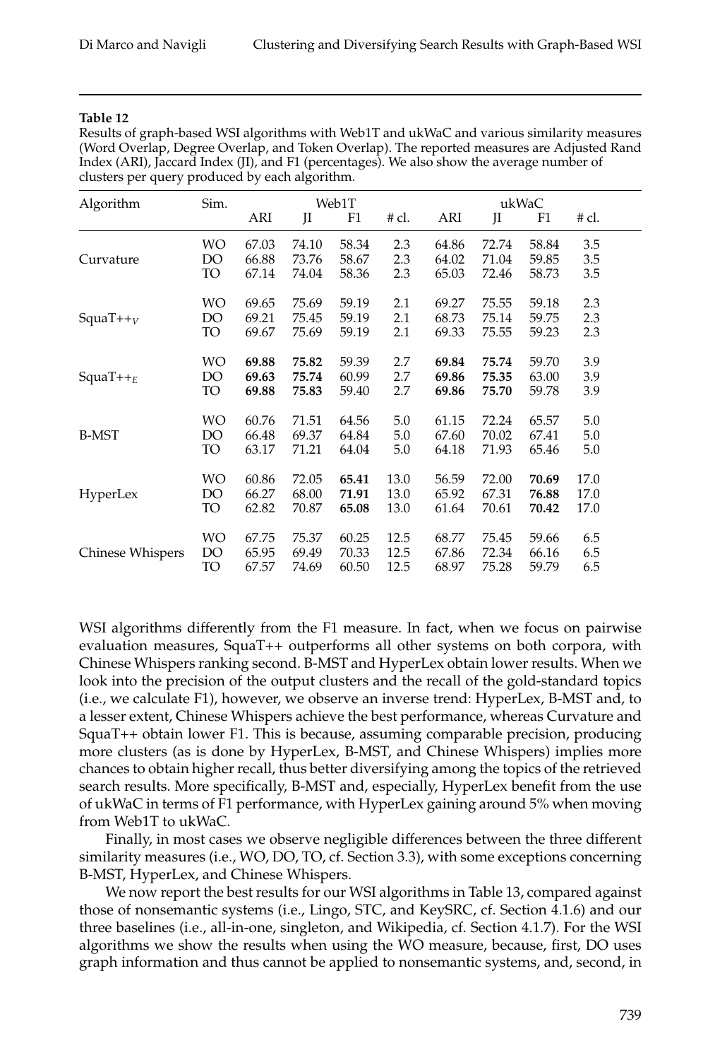**Table 12**
Results of graph-based WSI algorithms with Web1T and ukWaC and various similarity measures (Word Overlap, Degree Overlap, and Token Overlap). The reported measures are Adjusted Rand Index (ARI), Jaccard Index (JI), and F1 (percentages). We also show the average number of clusters per query produced by each algorithm.

| Algorithm | Sim. | Web1T | | | | ukWaC | | | |
|---|---|---|---|---|---|---|---|---|---|
| | | ARI | JI | F1 | # cl. | ARI | JI | F1 | # cl. |
| Curvature | WO | 67.03 | 74.10 | 58.34 | 2.3 | 64.86 | 72.74 | 58.84 | 3.5 |
| | DO | 66.88 | 73.76 | 58.67 | 2.3 | 64.02 | 71.04 | 59.85 | 3.5 |
| | TO | 67.14 | 74.04 | 58.36 | 2.3 | 65.03 | 72.46 | 58.73 | 3.5 |
| SquaT++$_V$ | WO | 69.65 | 75.69 | 59.19 | 2.1 | 69.27 | 75.55 | 59.18 | 2.3 |
| | DO | 69.21 | 75.45 | 59.19 | 2.1 | 68.73 | 75.14 | 59.75 | 2.3 |
| | TO | 69.67 | 75.69 | 59.19 | 2.1 | 69.33 | 75.55 | 59.23 | 2.3 |
| SquaT++$_E$ | WO | **69.88** | **75.82** | 59.39 | 2.7 | **69.84** | **75.74** | 59.70 | 3.9 |
| | DO | **69.63** | **75.74** | 60.99 | 2.7 | **69.86** | **75.35** | 63.00 | 3.9 |
| | TO | **69.88** | **75.83** | 59.40 | 2.7 | **69.86** | **75.70** | 59.78 | 3.9 |
| B-MST | WO | 60.76 | 71.51 | 64.56 | 5.0 | 61.15 | 72.24 | 65.57 | 5.0 |
| | DO | 66.48 | 69.37 | 64.84 | 5.0 | 67.60 | 70.02 | 67.41 | 5.0 |
| | TO | 63.17 | 71.21 | 64.04 | 5.0 | 64.18 | 71.93 | 65.46 | 5.0 |
| HyperLex | WO | 60.86 | 72.05 | **65.41** | 13.0 | 56.59 | 72.00 | **70.69** | 17.0 |
| | DO | 66.27 | 68.00 | **71.91** | 13.0 | 65.92 | 67.31 | **76.88** | 17.0 |
| | TO | 62.82 | 70.87 | **65.08** | 13.0 | 61.64 | 70.61 | **70.42** | 17.0 |
| Chinese Whispers | WO | 67.75 | 75.37 | 60.25 | 12.5 | 68.77 | 75.45 | 59.66 | 6.5 |
| | DO | 65.95 | 69.49 | 70.33 | 12.5 | 67.86 | 72.34 | 66.16 | 6.5 |
| | TO | 67.57 | 74.69 | 60.50 | 12.5 | 68.97 | 75.28 | 59.79 | 6.5 |

WSI algorithms differently from the F1 measure. In fact, when we focus on pairwise evaluation measures, SquaT++ outperforms all other systems on both corpora, with Chinese Whispers ranking second. B-MST and HyperLex obtain lower results. When we look into the precision of the output clusters and the recall of the gold-standard topics (i.e., we calculate F1), however, we observe an inverse trend: HyperLex, B-MST and, to a lesser extent, Chinese Whispers achieve the best performance, whereas Curvature and SquaT++ obtain lower F1. This is because, assuming comparable precision, producing more clusters (as is done by HyperLex, B-MST, and Chinese Whispers) implies more chances to obtain higher recall, thus better diversifying among the topics of the retrieved search results. More specifically, B-MST and, especially, HyperLex benefit from the use of ukWaC in terms of F1 performance, with HyperLex gaining around 5% when moving from Web1T to ukWaC.

Finally, in most cases we observe negligible differences between the three different similarity measures (i.e., WO, DO, TO, cf. Section 3.3), with some exceptions concerning B-MST, HyperLex, and Chinese Whispers.

We now report the best results for our WSI algorithms in Table 13, compared against those of nonsemantic systems (i.e., Lingo, STC, and KeySRC, cf. Section 4.1.6) and our three baselines (i.e., all-in-one, singleton, and Wikipedia, cf. Section 4.1.7). For the WSI algorithms we show the results when using the WO measure, because, first, DO uses graph information and thus cannot be applied to nonsemantic systems, and, second, in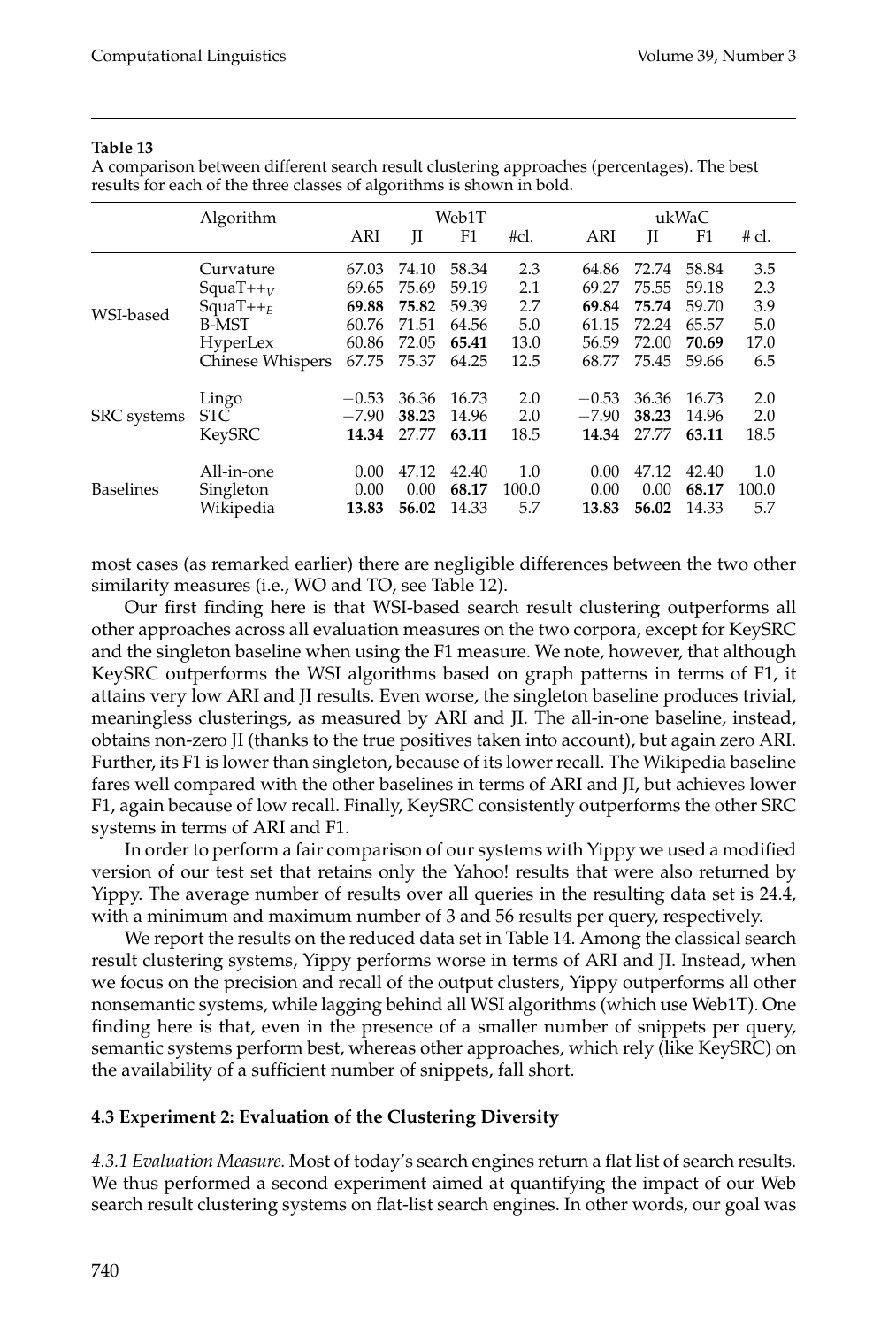**Table 13**

A comparison between different search result clustering approaches (percentages). The best results for each of the three classes of algorithms is shown in bold.

| | Algorithm | Web1T | | | | ukWaC | | | |
|---|---|---|---|---|---|---|---|---|---|
| | | ARI | JI | F1 | #cl. | ARI | JI | F1 | # cl. |
| WSI-based | Curvature | 67.03 | 74.10 | 58.34 | 2.3 | 64.86 | 72.74 | 58.84 | 3.5 |
| | $SquaT{+}{+}_V$ | 69.65 | 75.69 | 59.19 | 2.1 | 69.27 | 75.55 | 59.18 | 2.3 |
| | $SquaT{+}{+}_E$ | **69.88** | **75.82** | 59.39 | 2.7 | **69.84** | **75.74** | 59.70 | 3.9 |
| | B-MST | 60.76 | 71.51 | 64.56 | 5.0 | 61.15 | 72.24 | 65.57 | 5.0 |
| | HyperLex | 60.86 | 72.05 | **65.41** | 13.0 | 56.59 | 72.00 | **70.69** | 17.0 |
| | Chinese Whispers | 67.75 | 75.37 | 64.25 | 12.5 | 68.77 | 75.45 | 59.66 | 6.5 |
| SRC systems | Lingo | −0.53 | 36.36 | 16.73 | 2.0 | −0.53 | 36.36 | 16.73 | 2.0 |
| | STC | −7.90 | **38.23** | 14.96 | 2.0 | −7.90 | **38.23** | 14.96 | 2.0 |
| | KeySRC | **14.34** | 27.77 | **63.11** | 18.5 | **14.34** | 27.77 | **63.11** | 18.5 |
| Baselines | All-in-one | 0.00 | 47.12 | 42.40 | 1.0 | 0.00 | 47.12 | 42.40 | 1.0 |
| | Singleton | 0.00 | 0.00 | **68.17** | 100.0 | 0.00 | 0.00 | **68.17** | 100.0 |
| | Wikipedia | **13.83** | **56.02** | 14.33 | 5.7 | **13.83** | **56.02** | 14.33 | 5.7 |

most cases (as remarked earlier) there are negligible differences between the two other similarity measures (i.e., WO and TO, see Table 12).

Our first finding here is that WSI-based search result clustering outperforms all other approaches across all evaluation measures on the two corpora, except for KeySRC and the singleton baseline when using the F1 measure. We note, however, that although KeySRC outperforms the WSI algorithms based on graph patterns in terms of F1, it attains very low ARI and JI results. Even worse, the singleton baseline produces trivial, meaningless clusterings, as measured by ARI and JI. The all-in-one baseline, instead, obtains non-zero JI (thanks to the true positives taken into account), but again zero ARI. Further, its F1 is lower than singleton, because of its lower recall. The Wikipedia baseline fares well compared with the other baselines in terms of ARI and JI, but achieves lower F1, again because of low recall. Finally, KeySRC consistently outperforms the other SRC systems in terms of ARI and F1.

In order to perform a fair comparison of our systems with Yippy we used a modified version of our test set that retains only the Yahoo! results that were also returned by Yippy. The average number of results over all queries in the resulting data set is 24.4, with a minimum and maximum number of 3 and 56 results per query, respectively.

We report the results on the reduced data set in Table 14. Among the classical search result clustering systems, Yippy performs worse in terms of ARI and JI. Instead, when we focus on the precision and recall of the output clusters, Yippy outperforms all other nonsemantic systems, while lagging behind all WSI algorithms (which use Web1T). One finding here is that, even in the presence of a smaller number of snippets per query, semantic systems perform best, whereas other approaches, which rely (like KeySRC) on the availability of a sufficient number of snippets, fall short.

### 4.3 Experiment 2: Evaluation of the Clustering Diversity

*4.3.1 Evaluation Measure.* Most of today's search engines return a flat list of search results. We thus performed a second experiment aimed at quantifying the impact of our Web search result clustering systems on flat-list search engines. In other words, our goal was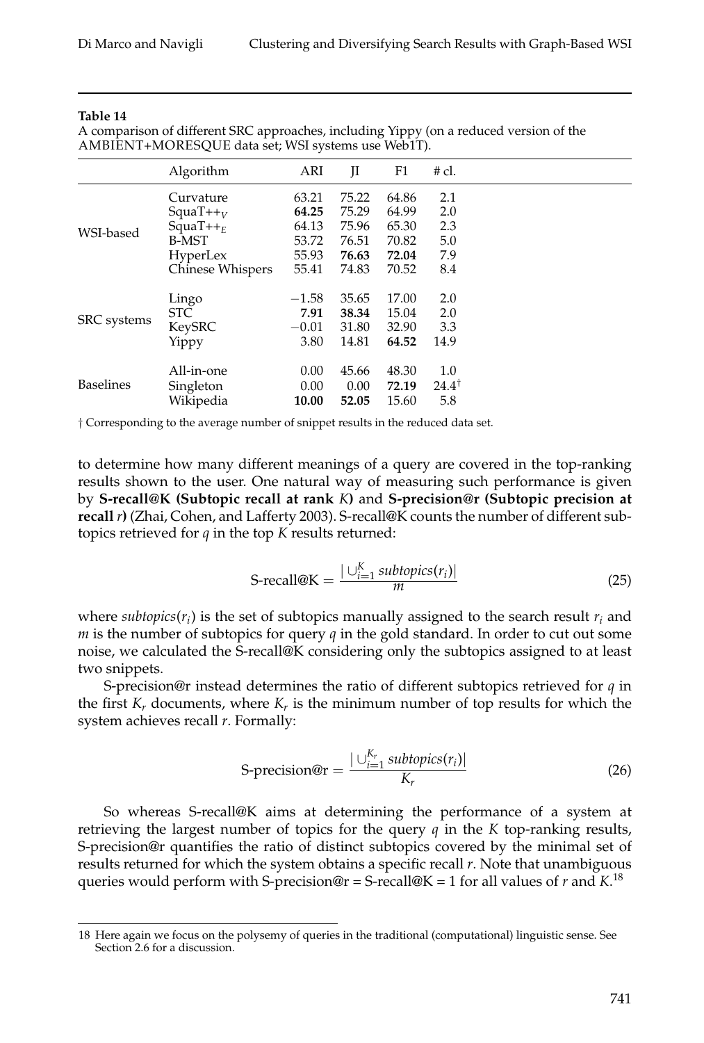**Table 14**
A comparison of different SRC approaches, including Yippy (on a reduced version of the AMBIENT+MORESQUE data set; WSI systems use Web1T).

| | Algorithm | ARI | JI | F1 | # cl. |
|---|---|---|---|---|---|
| WSI-based | Curvature | 63.21 | 75.22 | 64.86 | 2.1 |
| | SquaT++$_V$ | **64.25** | 75.29 | 64.99 | 2.0 |
| | SquaT++$_E$ | 64.13 | 75.96 | 65.30 | 2.3 |
| | B-MST | 53.72 | 76.51 | 70.82 | 5.0 |
| | HyperLex | 55.93 | **76.63** | **72.04** | 7.9 |
| | Chinese Whispers | 55.41 | 74.83 | 70.52 | 8.4 |
| SRC systems | Lingo | −1.58 | 35.65 | 17.00 | 2.0 |
| | STC | **7.91** | **38.34** | 15.04 | 2.0 |
| | KeySRC | −0.01 | 31.80 | 32.90 | 3.3 |
| | Yippy | 3.80 | 14.81 | **64.52** | 14.9 |
| Baselines | All-in-one | 0.00 | 45.66 | 48.30 | 1.0 |
| | Singleton | 0.00 | 0.00 | **72.19** | 24.4† |
| | Wikipedia | **10.00** | **52.05** | 15.60 | 5.8 |

† Corresponding to the average number of snippet results in the reduced data set.

to determine how many different meanings of a query are covered in the top-ranking results shown to the user. One natural way of measuring such performance is given by **S-recall@K (Subtopic recall at rank** *K***)** and **S-precision@r (Subtopic precision at recall** *r***)** (Zhai, Cohen, and Lafferty 2003). S-recall@K counts the number of different subtopics retrieved for $q$ in the top $K$ results returned:

$$\text{S-recall@K} = \frac{|\cup_{i=1}^{K} subtopics(r_i)|}{m} \tag{25}$$

where $subtopics(r_i)$ is the set of subtopics manually assigned to the search result $r_i$ and $m$ is the number of subtopics for query $q$ in the gold standard. In order to cut out some noise, we calculated the S-recall@K considering only the subtopics assigned to at least two snippets.

S-precision@r instead determines the ratio of different subtopics retrieved for $q$ in the first $K_r$ documents, where $K_r$ is the minimum number of top results for which the system achieves recall $r$. Formally:

$$\text{S-precision@r} = \frac{|\cup_{i=1}^{K_r} subtopics(r_i)|}{K_r} \tag{26}$$

So whereas S-recall@K aims at determining the performance of a system at retrieving the largest number of topics for the query $q$ in the $K$ top-ranking results, S-precision@r quantifies the ratio of distinct subtopics covered by the minimal set of results returned for which the system obtains a specific recall $r$. Note that unambiguous queries would perform with S-precision@r = S-recall@K = 1 for all values of $r$ and $K$.[18]

18 Here again we focus on the polysemy of queries in the traditional (computational) linguistic sense. See Section 2.6 for a discussion.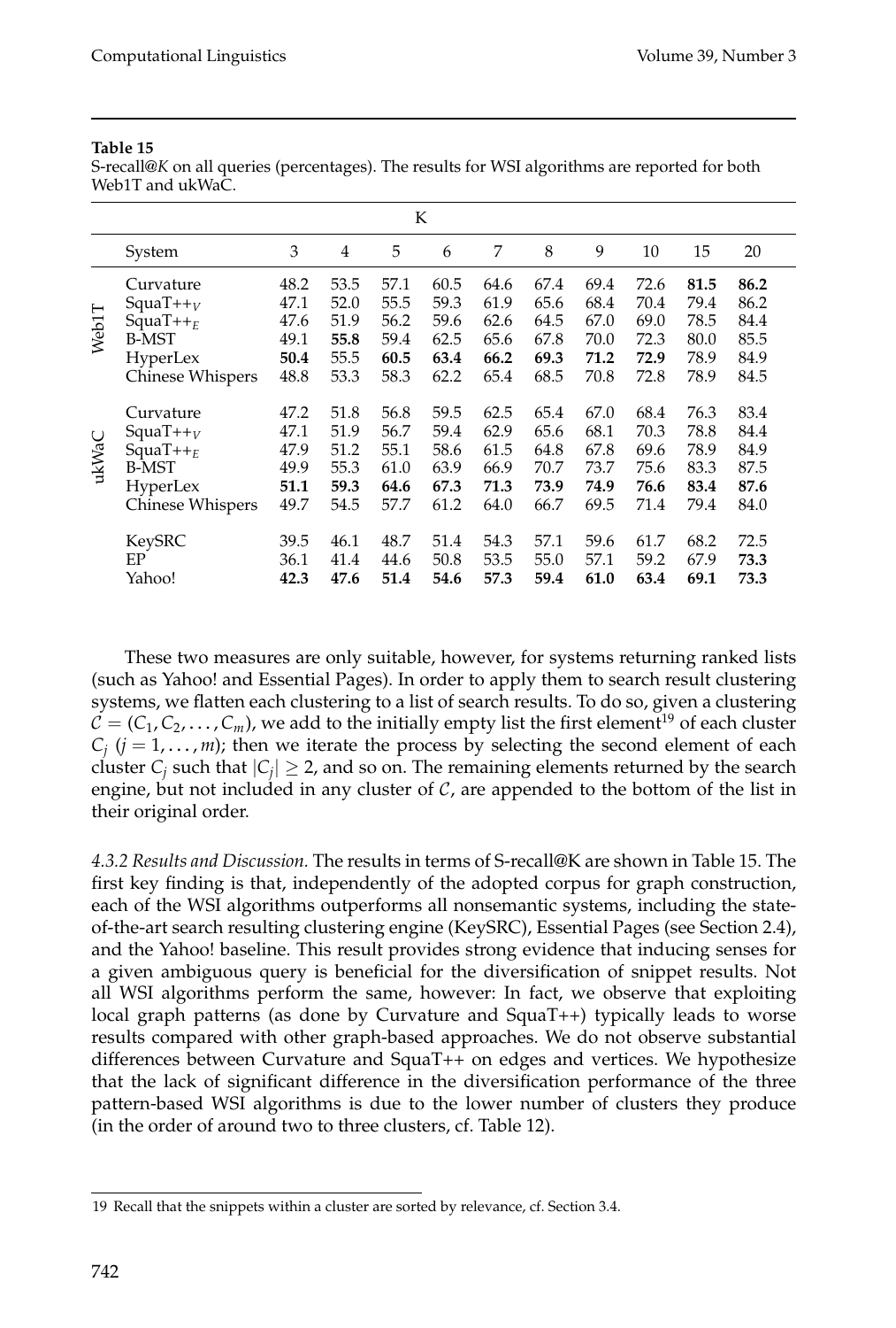**Table 15**

S-recall@*K* on all queries (percentages). The results for WSI algorithms are reported for both Web1T and ukWaC.

| | | K | | | | | | | | | |
|---|---|---|---|---|---|---|---|---|---|---|---|
| | System | 3 | 4 | 5 | 6 | 7 | 8 | 9 | 10 | 15 | 20 |
| Web1T | Curvature | 48.2 | 53.5 | 57.1 | 60.5 | 64.6 | 67.4 | 69.4 | 72.6 | **81.5** | **86.2** |
| | SquaT++$_V$ | 47.1 | 52.0 | 55.5 | 59.3 | 61.9 | 65.6 | 68.4 | 70.4 | 79.4 | 86.2 |
| | SquaT++$_E$ | 47.6 | 51.9 | 56.2 | 59.6 | 62.6 | 64.5 | 67.0 | 69.0 | 78.5 | 84.4 |
| | B-MST | 49.1 | **55.8** | 59.4 | 62.5 | 65.6 | 67.8 | 70.0 | 72.3 | 80.0 | 85.5 |
| | HyperLex | **50.4** | 55.5 | **60.5** | **63.4** | **66.2** | **69.3** | **71.2** | **72.9** | 78.9 | 84.9 |
| | Chinese Whispers | 48.8 | 53.3 | 58.3 | 62.2 | 65.4 | 68.5 | 70.8 | 72.8 | 78.9 | 84.5 |
| ukWaC | Curvature | 47.2 | 51.8 | 56.8 | 59.5 | 62.5 | 65.4 | 67.0 | 68.4 | 76.3 | 83.4 |
| | SquaT++$_V$ | 47.1 | 51.9 | 56.7 | 59.4 | 62.9 | 65.6 | 68.1 | 70.3 | 78.8 | 84.4 |
| | SquaT++$_E$ | 47.9 | 51.2 | 55.1 | 58.6 | 61.5 | 64.8 | 67.8 | 69.6 | 78.9 | 84.9 |
| | B-MST | 49.9 | 55.3 | 61.0 | 63.9 | 66.9 | 70.7 | 73.7 | 75.6 | 83.3 | 87.5 |
| | HyperLex | **51.1** | **59.3** | **64.6** | **67.3** | **71.3** | **73.9** | **74.9** | **76.6** | **83.4** | **87.6** |
| | Chinese Whispers | 49.7 | 54.5 | 57.7 | 61.2 | 64.0 | 66.7 | 69.5 | 71.4 | 79.4 | 84.0 |
| | KeySRC | 39.5 | 46.1 | 48.7 | 51.4 | 54.3 | 57.1 | 59.6 | 61.7 | 68.2 | 72.5 |
| | EP | 36.1 | 41.4 | 44.6 | 50.8 | 53.5 | 55.0 | 57.1 | 59.2 | 67.9 | **73.3** |
| | Yahoo! | **42.3** | **47.6** | **51.4** | **54.6** | **57.3** | **59.4** | **61.0** | **63.4** | **69.1** | **73.3** |

These two measures are only suitable, however, for systems returning ranked lists (such as Yahoo! and Essential Pages). In order to apply them to search result clustering systems, we flatten each clustering to a list of search results. To do so, given a clustering $\mathcal{C} = (C_1, C_2, \ldots, C_m)$, we add to the initially empty list the first element[19] of each cluster $C_j$ ($j = 1, \ldots, m$); then we iterate the process by selecting the second element of each cluster $C_j$ such that $|C_j| \geq 2$, and so on. The remaining elements returned by the search engine, but not included in any cluster of $\mathcal{C}$, are appended to the bottom of the list in their original order.

*4.3.2 Results and Discussion.* The results in terms of S-recall@K are shown in Table 15. The first key finding is that, independently of the adopted corpus for graph construction, each of the WSI algorithms outperforms all nonsemantic systems, including the state-of-the-art search resulting clustering engine (KeySRC), Essential Pages (see Section 2.4), and the Yahoo! baseline. This result provides strong evidence that inducing senses for a given ambiguous query is beneficial for the diversification of snippet results. Not all WSI algorithms perform the same, however: In fact, we observe that exploiting local graph patterns (as done by Curvature and SquaT++) typically leads to worse results compared with other graph-based approaches. We do not observe substantial differences between Curvature and SquaT++ on edges and vertices. We hypothesize that the lack of significant difference in the diversification performance of the three pattern-based WSI algorithms is due to the lower number of clusters they produce (in the order of around two to three clusters, cf. Table 12).

---

19 Recall that the snippets within a cluster are sorted by relevance, cf. Section 3.4.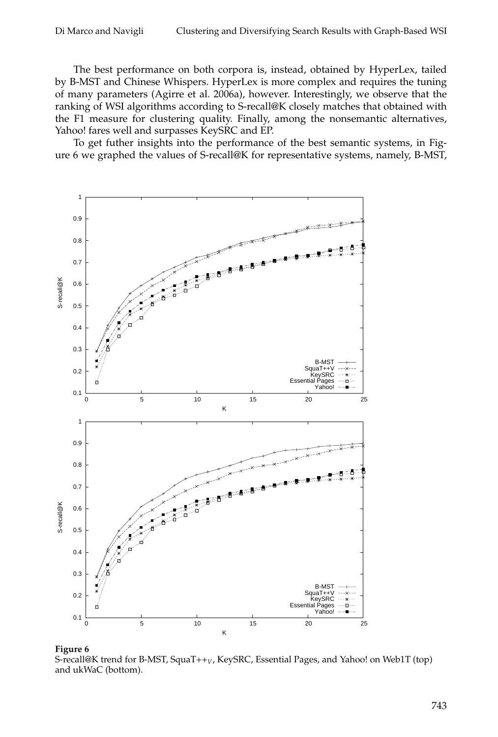The best performance on both corpora is, instead, obtained by HyperLex, tailed by B-MST and Chinese Whispers. HyperLex is more complex and requires the tuning of many parameters (Agirre et al. 2006a), however. Interestingly, we observe that the ranking of WSI algorithms according to S-recall@K closely matches that obtained with the F1 measure for clustering quality. Finally, among the nonsemantic alternatives, Yahoo! fares well and surpasses KeySRC and EP.

To get futher insights into the performance of the best semantic systems, in Figure 6 we graphed the values of S-recall@K for representative systems, namely, B-MST,

**Figure 6**
S-recall@K trend for B-MST, SquaT++$_V$, KeySRC, Essential Pages, and Yahoo! on Web1T (top) and ukWaC (bottom).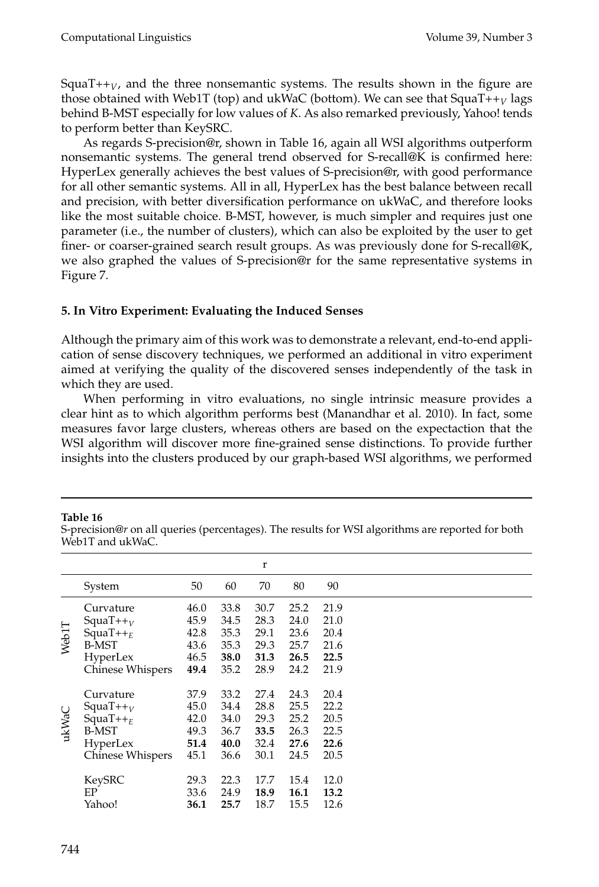SquaT++$_V$, and the three nonsemantic systems. The results shown in the figure are those obtained with Web1T (top) and ukWaC (bottom). We can see that SquaT++$_V$ lags behind B-MST especially for low values of $K$. As also remarked previously, Yahoo! tends to perform better than KeySRC.

As regards S-precision@r, shown in Table 16, again all WSI algorithms outperform nonsemantic systems. The general trend observed for S-recall@K is confirmed here: HyperLex generally achieves the best values of S-precision@r, with good performance for all other semantic systems. All in all, HyperLex has the best balance between recall and precision, with better diversification performance on ukWaC, and therefore looks like the most suitable choice. B-MST, however, is much simpler and requires just one parameter (i.e., the number of clusters), which can also be exploited by the user to get finer- or coarser-grained search result groups. As was previously done for S-recall@K, we also graphed the values of S-precision@r for the same representative systems in Figure 7.

## 5. In Vitro Experiment: Evaluating the Induced Senses

Although the primary aim of this work was to demonstrate a relevant, end-to-end application of sense discovery techniques, we performed an additional in vitro experiment aimed at verifying the quality of the discovered senses independently of the task in which they are used.

When performing in vitro evaluations, no single intrinsic measure provides a clear hint as to which algorithm performs best (Manandhar et al. 2010). In fact, some measures favor large clusters, whereas others are based on the expectaction that the WSI algorithm will discover more fine-grained sense distinctions. To provide further insights into the clusters produced by our graph-based WSI algorithms, we performed

**Table 16**
S-precision@$r$ on all queries (percentages). The results for WSI algorithms are reported for both Web1T and ukWaC.

| | | r | | | | |
|---|---|---|---|---|---|---|
| | System | 50 | 60 | 70 | 80 | 90 |
| Web1T | Curvature | 46.0 | 33.8 | 30.7 | 25.2 | 21.9 |
| | SquaT++$_V$ | 45.9 | 34.5 | 28.3 | 24.0 | 21.0 |
| | SquaT++$_E$ | 42.8 | 35.3 | 29.1 | 23.6 | 20.4 |
| | B-MST | 43.6 | 35.3 | 29.3 | 25.7 | 21.6 |
| | HyperLex | 46.5 | **38.0** | **31.3** | **26.5** | **22.5** |
| | Chinese Whispers | **49.4** | 35.2 | 28.9 | 24.2 | 21.9 |
| ukWaC | Curvature | 37.9 | 33.2 | 27.4 | 24.3 | 20.4 |
| | SquaT++$_V$ | 45.0 | 34.4 | 28.8 | 25.5 | 22.2 |
| | SquaT++$_E$ | 42.0 | 34.0 | 29.3 | 25.2 | 20.5 |
| | B-MST | 49.3 | 36.7 | **33.5** | 26.3 | 22.5 |
| | HyperLex | **51.4** | **40.0** | 32.4 | **27.6** | **22.6** |
| | Chinese Whispers | 45.1 | 36.6 | 30.1 | 24.5 | 20.5 |
| | KeySRC | 29.3 | 22.3 | 17.7 | 15.4 | 12.0 |
| | EP | 33.6 | 24.9 | **18.9** | **16.1** | **13.2** |
| | Yahoo! | **36.1** | **25.7** | 18.7 | 15.5 | 12.6 |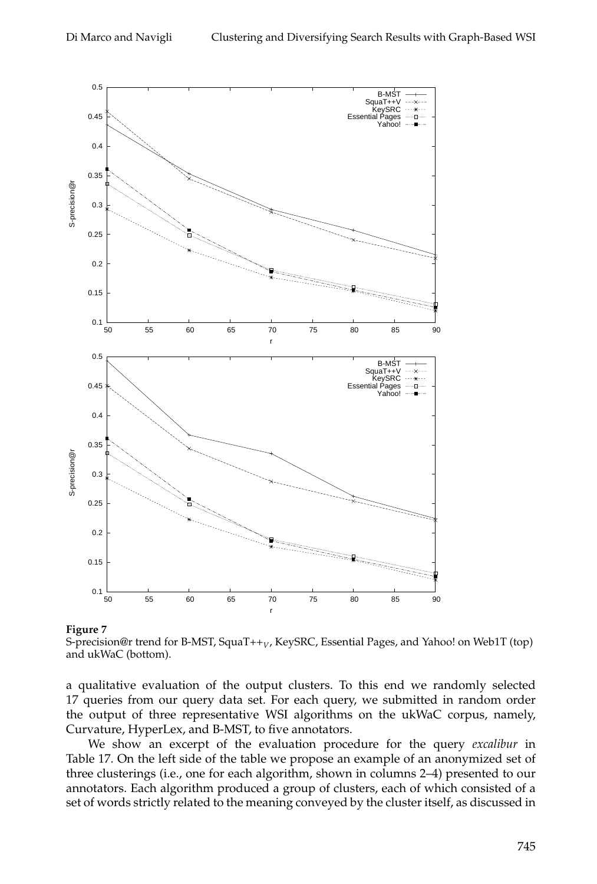**Figure 7**

S-precision@r trend for B-MST, SquaT++$_V$, KeySRC, Essential Pages, and Yahoo! on Web1T (top) and ukWaC (bottom).

a qualitative evaluation of the output clusters. To this end we randomly selected 17 queries from our query data set. For each query, we submitted in random order the output of three representative WSI algorithms on the ukWaC corpus, namely, Curvature, HyperLex, and B-MST, to five annotators.

We show an excerpt of the evaluation procedure for the query *excalibur* in Table 17. On the left side of the table we propose an example of an anonymized set of three clusterings (i.e., one for each algorithm, shown in columns 2–4) presented to our annotators. Each algorithm produced a group of clusters, each of which consisted of a set of words strictly related to the meaning conveyed by the cluster itself, as discussed in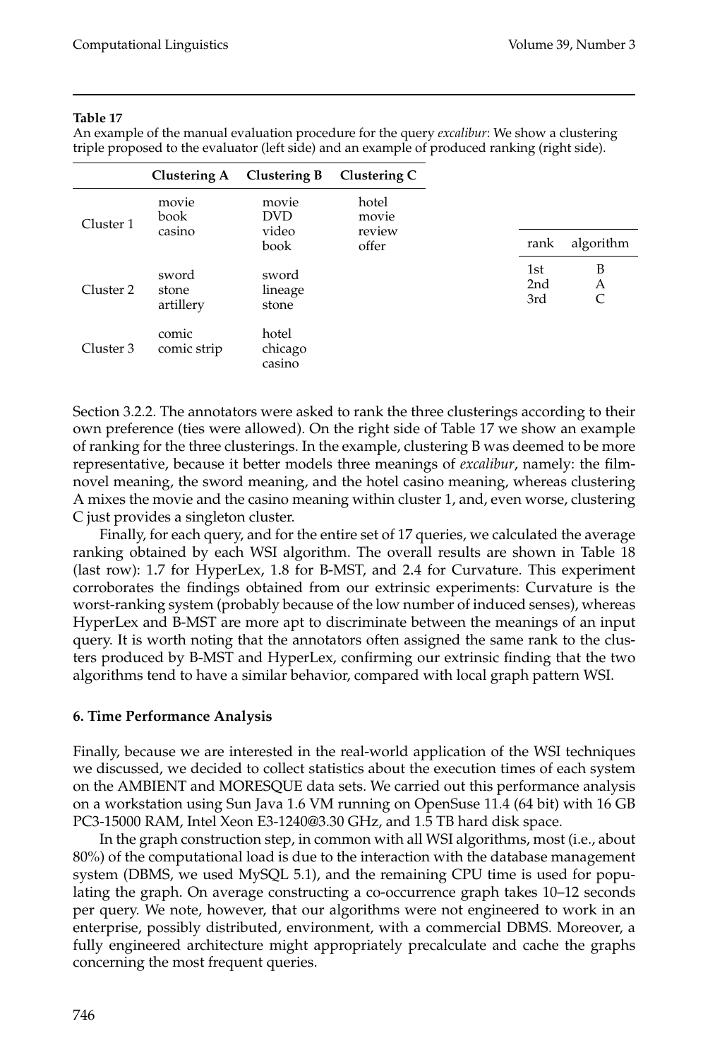**Table 17**

An example of the manual evaluation procedure for the query *excalibur*: We show a clustering triple proposed to the evaluator (left side) and an example of produced ranking (right side).

| | Clustering A | Clustering B | Clustering C |
|---|---|---|---|
| Cluster 1 | movie book casino | movie DVD video book | hotel movie review offer |
| Cluster 2 | sword stone artillery | sword lineage stone | |
| Cluster 3 | comic comic strip | hotel chicago casino | |

| rank | algorithm |
|---|---|
| 1st | B |
| 2nd | A |
| 3rd | C |

Section 3.2.2. The annotators were asked to rank the three clusterings according to their own preference (ties were allowed). On the right side of Table 17 we show an example of ranking for the three clusterings. In the example, clustering B was deemed to be more representative, because it better models three meanings of *excalibur*, namely: the film-novel meaning, the sword meaning, and the hotel casino meaning, whereas clustering A mixes the movie and the casino meaning within cluster 1, and, even worse, clustering C just provides a singleton cluster.

Finally, for each query, and for the entire set of 17 queries, we calculated the average ranking obtained by each WSI algorithm. The overall results are shown in Table 18 (last row): 1.7 for HyperLex, 1.8 for B-MST, and 2.4 for Curvature. This experiment corroborates the findings obtained from our extrinsic experiments: Curvature is the worst-ranking system (probably because of the low number of induced senses), whereas HyperLex and B-MST are more apt to discriminate between the meanings of an input query. It is worth noting that the annotators often assigned the same rank to the clusters produced by B-MST and HyperLex, confirming our extrinsic finding that the two algorithms tend to have a similar behavior, compared with local graph pattern WSI.

## 6. Time Performance Analysis

Finally, because we are interested in the real-world application of the WSI techniques we discussed, we decided to collect statistics about the execution times of each system on the AMBIENT and MORESQUE data sets. We carried out this performance analysis on a workstation using Sun Java 1.6 VM running on OpenSuse 11.4 (64 bit) with 16 GB PC3-15000 RAM, Intel Xeon E3-1240@3.30 GHz, and 1.5 TB hard disk space.

In the graph construction step, in common with all WSI algorithms, most (i.e., about 80%) of the computational load is due to the interaction with the database management system (DBMS, we used MySQL 5.1), and the remaining CPU time is used for populating the graph. On average constructing a co-occurrence graph takes 10–12 seconds per query. We note, however, that our algorithms were not engineered to work in an enterprise, possibly distributed, environment, with a commercial DBMS. Moreover, a fully engineered architecture might appropriately precalculate and cache the graphs concerning the most frequent queries.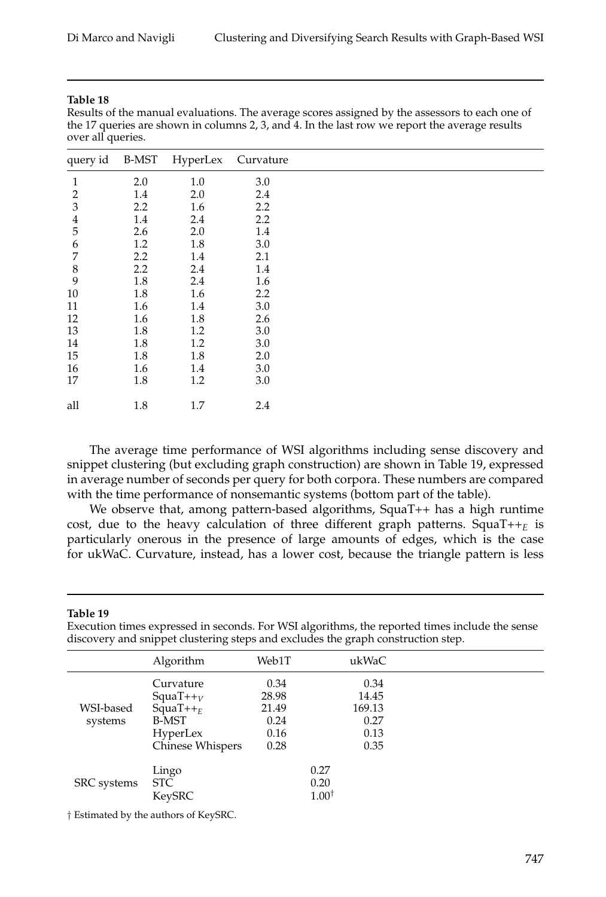**Table 18**
Results of the manual evaluations. The average scores assigned by the assessors to each one of the 17 queries are shown in columns 2, 3, and 4. In the last row we report the average results over all queries.

| query id | B-MST | HyperLex | Curvature |
|---|---|---|---|
| 1 | 2.0 | 1.0 | 3.0 |
| 2 | 1.4 | 2.0 | 2.4 |
| 3 | 2.2 | 1.6 | 2.2 |
| 4 | 1.4 | 2.4 | 2.2 |
| 5 | 2.6 | 2.0 | 1.4 |
| 6 | 1.2 | 1.8 | 3.0 |
| 7 | 2.2 | 1.4 | 2.1 |
| 8 | 2.2 | 2.4 | 1.4 |
| 9 | 1.8 | 2.4 | 1.6 |
| 10 | 1.8 | 1.6 | 2.2 |
| 11 | 1.6 | 1.4 | 3.0 |
| 12 | 1.6 | 1.8 | 2.6 |
| 13 | 1.8 | 1.2 | 3.0 |
| 14 | 1.8 | 1.2 | 3.0 |
| 15 | 1.8 | 1.8 | 2.0 |
| 16 | 1.6 | 1.4 | 3.0 |
| 17 | 1.8 | 1.2 | 3.0 |
| all | 1.8 | 1.7 | 2.4 |

The average time performance of WSI algorithms including sense discovery and snippet clustering (but excluding graph construction) are shown in Table 19, expressed in average number of seconds per query for both corpora. These numbers are compared with the time performance of nonsemantic systems (bottom part of the table).

We observe that, among pattern-based algorithms, SquaT++ has a high runtime cost, due to the heavy calculation of three different graph patterns. SquaT++$_E$ is particularly onerous in the presence of large amounts of edges, which is the case for ukWaC. Curvature, instead, has a lower cost, because the triangle pattern is less

**Table 19**
Execution times expressed in seconds. For WSI algorithms, the reported times include the sense discovery and snippet clustering steps and excludes the graph construction step.

| | Algorithm | Web1T | ukWaC |
|---|---|---|---|
| WSI-based systems | Curvature | 0.34 | 0.34 |
| | SquaT++$_V$ | 28.98 | 14.45 |
| | SquaT++$_E$ | 21.49 | 169.13 |
| | B-MST | 0.24 | 0.27 |
| | HyperLex | 0.16 | 0.13 |
| | Chinese Whispers | 0.28 | 0.35 |
| SRC systems | Lingo | 0.27 | |
| | STC | 0.20 | |
| | KeySRC | 1.00$^\dagger$ | |

† Estimated by the authors of KeySRC.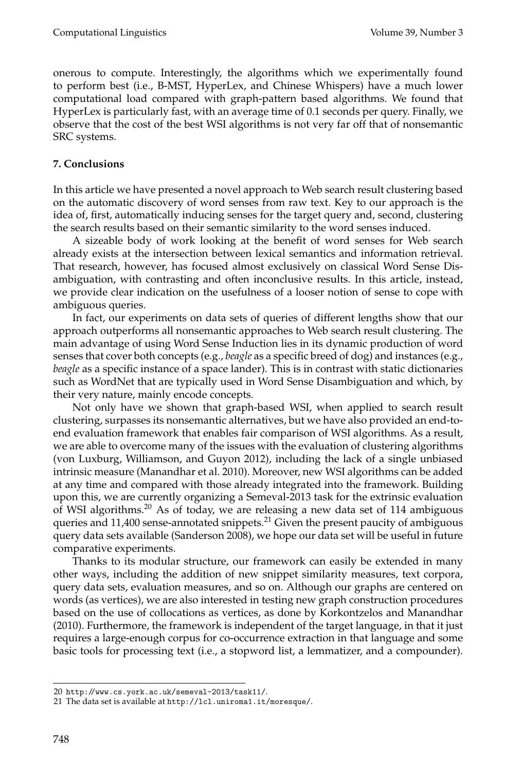onerous to compute. Interestingly, the algorithms which we experimentally found to perform best (i.e., B-MST, HyperLex, and Chinese Whispers) have a much lower computational load compared with graph-pattern based algorithms. We found that HyperLex is particularly fast, with an average time of 0.1 seconds per query. Finally, we observe that the cost of the best WSI algorithms is not very far off that of nonsemantic SRC systems.

## 7. Conclusions

In this article we have presented a novel approach to Web search result clustering based on the automatic discovery of word senses from raw text. Key to our approach is the idea of, first, automatically inducing senses for the target query and, second, clustering the search results based on their semantic similarity to the word senses induced.

A sizeable body of work looking at the benefit of word senses for Web search already exists at the intersection between lexical semantics and information retrieval. That research, however, has focused almost exclusively on classical Word Sense Disambiguation, with contrasting and often inconclusive results. In this article, instead, we provide clear indication on the usefulness of a looser notion of sense to cope with ambiguous queries.

In fact, our experiments on data sets of queries of different lengths show that our approach outperforms all nonsemantic approaches to Web search result clustering. The main advantage of using Word Sense Induction lies in its dynamic production of word senses that cover both concepts (e.g., *beagle* as a specific breed of dog) and instances (e.g., *beagle* as a specific instance of a space lander). This is in contrast with static dictionaries such as WordNet that are typically used in Word Sense Disambiguation and which, by their very nature, mainly encode concepts.

Not only have we shown that graph-based WSI, when applied to search result clustering, surpasses its nonsemantic alternatives, but we have also provided an end-to-end evaluation framework that enables fair comparison of WSI algorithms. As a result, we are able to overcome many of the issues with the evaluation of clustering algorithms (von Luxburg, Williamson, and Guyon 2012), including the lack of a single unbiased intrinsic measure (Manandhar et al. 2010). Moreover, new WSI algorithms can be added at any time and compared with those already integrated into the framework. Building upon this, we are currently organizing a Semeval-2013 task for the extrinsic evaluation of WSI algorithms.[20] As of today, we are releasing a new data set of 114 ambiguous queries and 11,400 sense-annotated snippets.[21] Given the present paucity of ambiguous query data sets available (Sanderson 2008), we hope our data set will be useful in future comparative experiments.

Thanks to its modular structure, our framework can easily be extended in many other ways, including the addition of new snippet similarity measures, text corpora, query data sets, evaluation measures, and so on. Although our graphs are centered on words (as vertices), we are also interested in testing new graph construction procedures based on the use of collocations as vertices, as done by Korkontzelos and Manandhar (2010). Furthermore, the framework is independent of the target language, in that it just requires a large-enough corpus for co-occurrence extraction in that language and some basic tools for processing text (i.e., a stopword list, a lemmatizer, and a compounder).

---

20 http://www.cs.york.ac.uk/semeval-2013/task11/.

21 The data set is available at http://lcl.uniroma1.it/moresque/.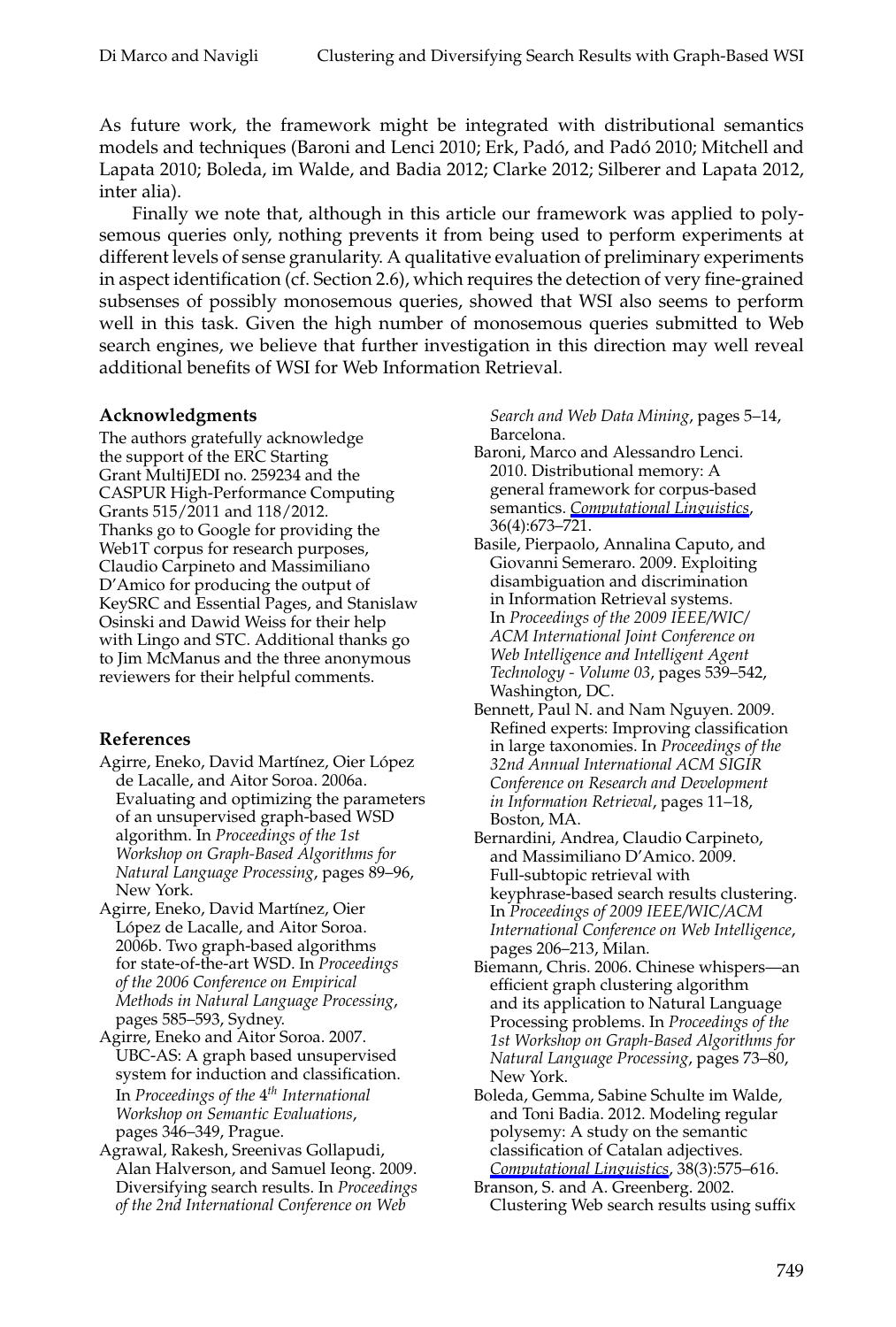As future work, the framework might be integrated with distributional semantics models and techniques (Baroni and Lenci 2010; Erk, Padó, and Padó 2010; Mitchell and Lapata 2010; Boleda, im Walde, and Badia 2012; Clarke 2012; Silberer and Lapata 2012, inter alia).

Finally we note that, although in this article our framework was applied to polysemous queries only, nothing prevents it from being used to perform experiments at different levels of sense granularity. A qualitative evaluation of preliminary experiments in aspect identification (cf. Section 2.6), which requires the detection of very fine-grained subsenses of possibly monosemous queries, showed that WSI also seems to perform well in this task. Given the high number of monosemous queries submitted to Web search engines, we believe that further investigation in this direction may well reveal additional benefits of WSI for Web Information Retrieval.

## Acknowledgments

The authors gratefully acknowledge the support of the ERC Starting Grant MultiJEDI no. 259234 and the CASPUR High-Performance Computing Grants 515/2011 and 118/2012. Thanks go to Google for providing the Web1T corpus for research purposes, Claudio Carpineto and Massimiliano D'Amico for producing the output of KeySRC and Essential Pages, and Stanislaw Osinski and Dawid Weiss for their help with Lingo and STC. Additional thanks go to Jim McManus and the three anonymous reviewers for their helpful comments.

## References

Agirre, Eneko, David Martínez, Oier López de Lacalle, and Aitor Soroa. 2006a. Evaluating and optimizing the parameters of an unsupervised graph-based WSD algorithm. In *Proceedings of the 1st Workshop on Graph-Based Algorithms for Natural Language Processing*, pages 89–96, New York.

Agirre, Eneko, David Martínez, Oier López de Lacalle, and Aitor Soroa. 2006b. Two graph-based algorithms for state-of-the-art WSD. In *Proceedings of the 2006 Conference on Empirical Methods in Natural Language Processing*, pages 585–593, Sydney.

Agirre, Eneko and Aitor Soroa. 2007. UBC-AS: A graph based unsupervised system for induction and classification. In *Proceedings of the 4th International Workshop on Semantic Evaluations*, pages 346–349, Prague.

Agrawal, Rakesh, Sreenivas Gollapudi, Alan Halverson, and Samuel Ieong. 2009. Diversifying search results. In *Proceedings of the 2nd International Conference on Web Search and Web Data Mining*, pages 5–14, Barcelona.

Baroni, Marco and Alessandro Lenci. 2010. Distributional memory: A general framework for corpus-based semantics. *Computational Linguistics*, 36(4):673–721.

Basile, Pierpaolo, Annalina Caputo, and Giovanni Semeraro. 2009. Exploiting disambiguation and discrimination in Information Retrieval systems. In *Proceedings of the 2009 IEEE/WIC/ACM International Joint Conference on Web Intelligence and Intelligent Agent Technology - Volume 03*, pages 539–542, Washington, DC.

Bennett, Paul N. and Nam Nguyen. 2009. Refined experts: Improving classification in large taxonomies. In *Proceedings of the 32nd Annual International ACM SIGIR Conference on Research and Development in Information Retrieval*, pages 11–18, Boston, MA.

Bernardini, Andrea, Claudio Carpineto, and Massimiliano D'Amico. 2009. Full-subtopic retrieval with keyphrase-based search results clustering. In *Proceedings of 2009 IEEE/WIC/ACM International Conference on Web Intelligence*, pages 206–213, Milan.

Biemann, Chris. 2006. Chinese whispers—an efficient graph clustering algorithm and its application to Natural Language Processing problems. In *Proceedings of the 1st Workshop on Graph-Based Algorithms for Natural Language Processing*, pages 73–80, New York.

Boleda, Gemma, Sabine Schulte im Walde, and Toni Badia. 2012. Modeling regular polysemy: A study on the semantic classification of Catalan adjectives. *Computational Linguistics*, 38(3):575–616.

Branson, S. and A. Greenberg. 2002. Clustering Web search results using suffix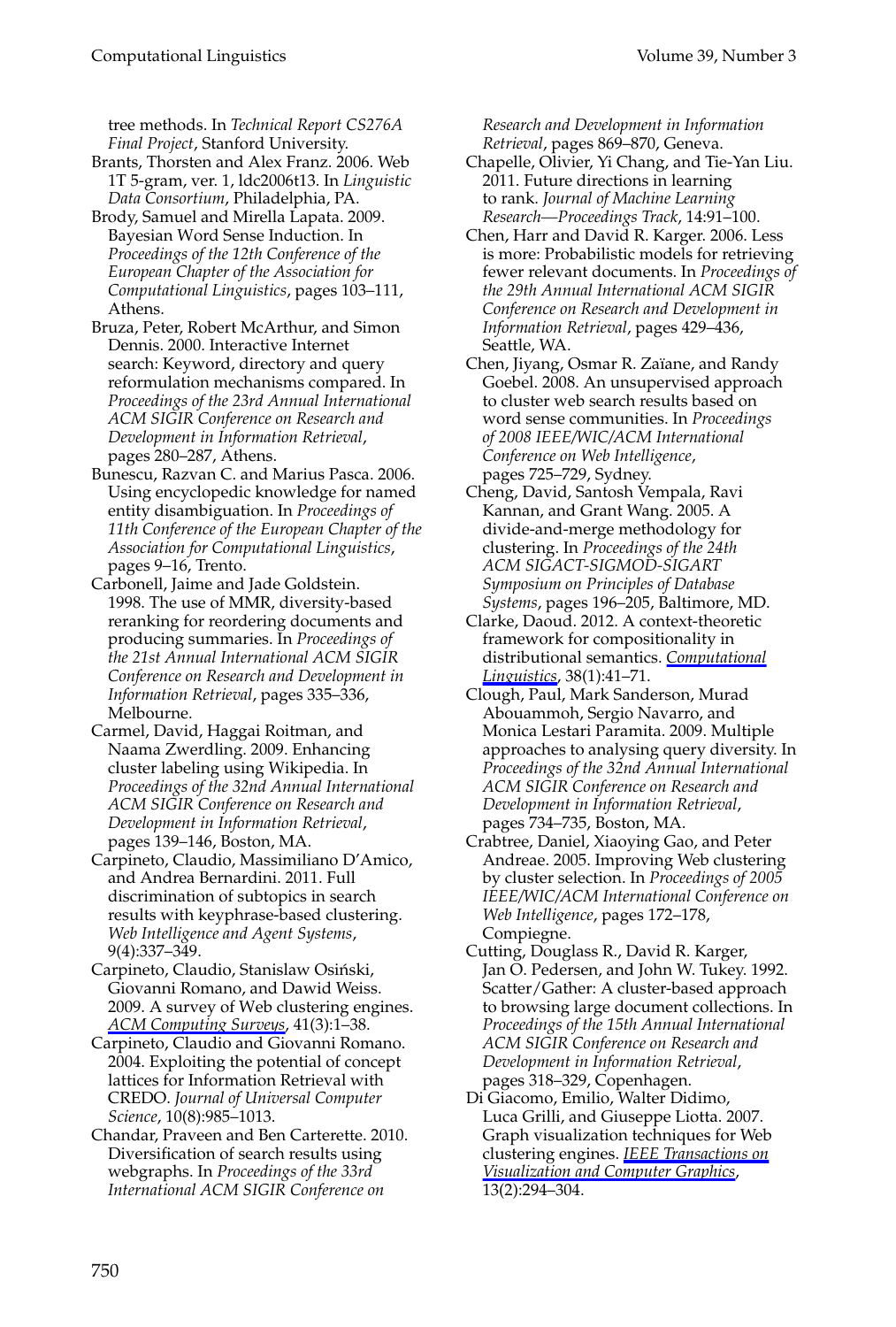tree methods. In *Technical Report CS276A Final Project*, Stanford University.

Brants, Thorsten and Alex Franz. 2006. Web 1T 5-gram, ver. 1, ldc2006t13. In *Linguistic Data Consortium*, Philadelphia, PA.

Brody, Samuel and Mirella Lapata. 2009. Bayesian Word Sense Induction. In *Proceedings of the 12th Conference of the European Chapter of the Association for Computational Linguistics*, pages 103–111, Athens.

Bruza, Peter, Robert McArthur, and Simon Dennis. 2000. Interactive Internet search: Keyword, directory and query reformulation mechanisms compared. In *Proceedings of the 23rd Annual International ACM SIGIR Conference on Research and Development in Information Retrieval*, pages 280–287, Athens.

Bunescu, Razvan C. and Marius Pasca. 2006. Using encyclopedic knowledge for named entity disambiguation. In *Proceedings of 11th Conference of the European Chapter of the Association for Computational Linguistics*, pages 9–16, Trento.

Carbonell, Jaime and Jade Goldstein. 1998. The use of MMR, diversity-based reranking for reordering documents and producing summaries. In *Proceedings of the 21st Annual International ACM SIGIR Conference on Research and Development in Information Retrieval*, pages 335–336, Melbourne.

Carmel, David, Haggai Roitman, and Naama Zwerdling. 2009. Enhancing cluster labeling using Wikipedia. In *Proceedings of the 32nd Annual International ACM SIGIR Conference on Research and Development in Information Retrieval*, pages 139–146, Boston, MA.

Carpineto, Claudio, Massimiliano D'Amico, and Andrea Bernardini. 2011. Full discrimination of subtopics in search results with keyphrase-based clustering. *Web Intelligence and Agent Systems*, 9(4):337–349.

Carpineto, Claudio, Stanislaw Osiński, Giovanni Romano, and Dawid Weiss. 2009. A survey of Web clustering engines. *ACM Computing Surveys*, 41(3):1–38.

Carpineto, Claudio and Giovanni Romano. 2004. Exploiting the potential of concept lattices for Information Retrieval with CREDO. *Journal of Universal Computer Science*, 10(8):985–1013.

Chandar, Praveen and Ben Carterette. 2010. Diversification of search results using webgraphs. In *Proceedings of the 33rd International ACM SIGIR Conference on Research and Development in Information Retrieval*, pages 869–870, Geneva.

Chapelle, Olivier, Yi Chang, and Tie-Yan Liu. 2011. Future directions in learning to rank. *Journal of Machine Learning Research—Proceedings Track*, 14:91–100.

Chen, Harr and David R. Karger. 2006. Less is more: Probabilistic models for retrieving fewer relevant documents. In *Proceedings of the 29th Annual International ACM SIGIR Conference on Research and Development in Information Retrieval*, pages 429–436, Seattle, WA.

Chen, Jiyang, Osmar R. Zaïane, and Randy Goebel. 2008. An unsupervised approach to cluster web search results based on word sense communities. In *Proceedings of 2008 IEEE/WIC/ACM International Conference on Web Intelligence*, pages 725–729, Sydney.

Cheng, David, Santosh Vempala, Ravi Kannan, and Grant Wang. 2005. A divide-and-merge methodology for clustering. In *Proceedings of the 24th ACM SIGACT-SIGMOD-SIGART Symposium on Principles of Database Systems*, pages 196–205, Baltimore, MD.

Clarke, Daoud. 2012. A context-theoretic framework for compositionality in distributional semantics. *Computational Linguistics*, 38(1):41–71.

Clough, Paul, Mark Sanderson, Murad Abouammoh, Sergio Navarro, and Monica Lestari Paramita. 2009. Multiple approaches to analysing query diversity. In *Proceedings of the 32nd Annual International ACM SIGIR Conference on Research and Development in Information Retrieval*, pages 734–735, Boston, MA.

Crabtree, Daniel, Xiaoying Gao, and Peter Andreae. 2005. Improving Web clustering by cluster selection. In *Proceedings of 2005 IEEE/WIC/ACM International Conference on Web Intelligence*, pages 172–178, Compiegne.

Cutting, Douglass R., David R. Karger, Jan O. Pedersen, and John W. Tukey. 1992. Scatter/Gather: A cluster-based approach to browsing large document collections. In *Proceedings of the 15th Annual International ACM SIGIR Conference on Research and Development in Information Retrieval*, pages 318–329, Copenhagen.

Di Giacomo, Emilio, Walter Didimo, Luca Grilli, and Giuseppe Liotta. 2007. Graph visualization techniques for Web clustering engines. *IEEE Transactions on Visualization and Computer Graphics*, 13(2):294–304.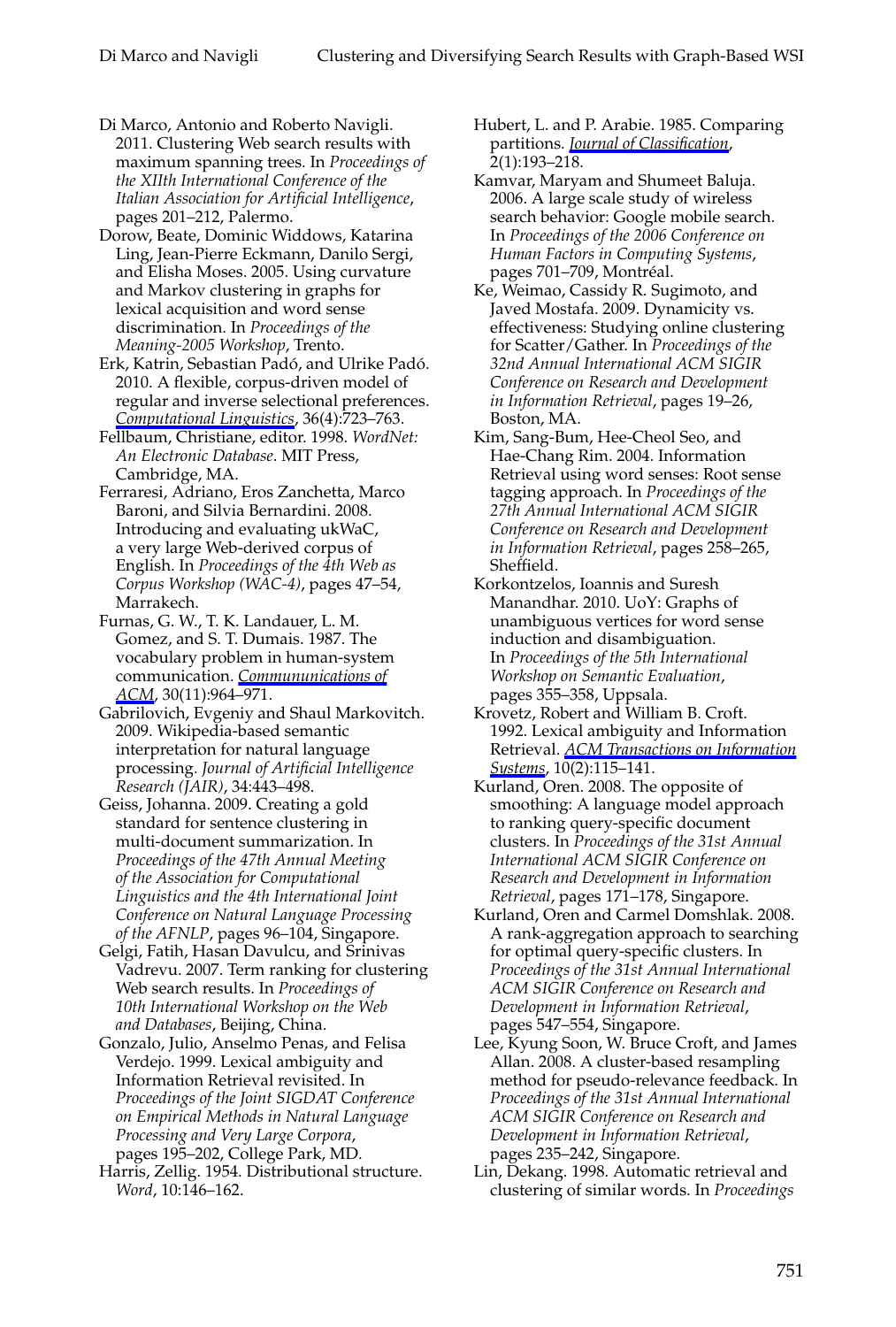Di Marco, Antonio and Roberto Navigli. 2011. Clustering Web search results with maximum spanning trees. In *Proceedings of the XIIth International Conference of the Italian Association for Artificial Intelligence*, pages 201–212, Palermo.

Dorow, Beate, Dominic Widdows, Katarina Ling, Jean-Pierre Eckmann, Danilo Sergi, and Elisha Moses. 2005. Using curvature and Markov clustering in graphs for lexical acquisition and word sense discrimination. In *Proceedings of the Meaning-2005 Workshop*, Trento.

Erk, Katrin, Sebastian Padó, and Ulrike Padó. 2010. A flexible, corpus-driven model of regular and inverse selectional preferences. *Computational Linguistics*, 36(4):723–763.

Fellbaum, Christiane, editor. 1998. *WordNet: An Electronic Database*. MIT Press, Cambridge, MA.

Ferraresi, Adriano, Eros Zanchetta, Marco Baroni, and Silvia Bernardini. 2008. Introducing and evaluating ukWaC, a very large Web-derived corpus of English. In *Proceedings of the 4th Web as Corpus Workshop (WAC-4)*, pages 47–54, Marrakech.

Furnas, G. W., T. K. Landauer, L. M. Gomez, and S. T. Dumais. 1987. The vocabulary problem in human-system communication. *Communinications of ACM*, 30(11):964–971.

Gabrilovich, Evgeniy and Shaul Markovitch. 2009. Wikipedia-based semantic interpretation for natural language processing. *Journal of Artificial Intelligence Research (JAIR)*, 34:443–498.

Geiss, Johanna. 2009. Creating a gold standard for sentence clustering in multi-document summarization. In *Proceedings of the 47th Annual Meeting of the Association for Computational Linguistics and the 4th International Joint Conference on Natural Language Processing of the AFNLP*, pages 96–104, Singapore.

Gelgi, Fatih, Hasan Davulcu, and Srinivas Vadrevu. 2007. Term ranking for clustering Web search results. In *Proceedings of 10th International Workshop on the Web and Databases*, Beijing, China.

Gonzalo, Julio, Anselmo Penas, and Felisa Verdejo. 1999. Lexical ambiguity and Information Retrieval revisited. In *Proceedings of the Joint SIGDAT Conference on Empirical Methods in Natural Language Processing and Very Large Corpora*, pages 195–202, College Park, MD.

Harris, Zellig. 1954. Distributional structure. *Word*, 10:146–162.

Hubert, L. and P. Arabie. 1985. Comparing partitions. *Journal of Classification*, 2(1):193–218.

Kamvar, Maryam and Shumeet Baluja. 2006. A large scale study of wireless search behavior: Google mobile search. In *Proceedings of the 2006 Conference on Human Factors in Computing Systems*, pages 701–709, Montréal.

Ke, Weimao, Cassidy R. Sugimoto, and Javed Mostafa. 2009. Dynamicity vs. effectiveness: Studying online clustering for Scatter/Gather. In *Proceedings of the 32nd Annual International ACM SIGIR Conference on Research and Development in Information Retrieval*, pages 19–26, Boston, MA.

Kim, Sang-Bum, Hee-Cheol Seo, and Hae-Chang Rim. 2004. Information Retrieval using word senses: Root sense tagging approach. In *Proceedings of the 27th Annual International ACM SIGIR Conference on Research and Development in Information Retrieval*, pages 258–265, Sheffield.

Korkontzelos, Ioannis and Suresh Manandhar. 2010. UoY: Graphs of unambiguous vertices for word sense induction and disambiguation. In *Proceedings of the 5th International Workshop on Semantic Evaluation*, pages 355–358, Uppsala.

Krovetz, Robert and William B. Croft. 1992. Lexical ambiguity and Information Retrieval. *ACM Transactions on Information Systems*, 10(2):115–141.

Kurland, Oren. 2008. The opposite of smoothing: A language model approach to ranking query-specific document clusters. In *Proceedings of the 31st Annual International ACM SIGIR Conference on Research and Development in Information Retrieval*, pages 171–178, Singapore.

Kurland, Oren and Carmel Domshlak. 2008. A rank-aggregation approach to searching for optimal query-specific clusters. In *Proceedings of the 31st Annual International ACM SIGIR Conference on Research and Development in Information Retrieval*, pages 547–554, Singapore.

Lee, Kyung Soon, W. Bruce Croft, and James Allan. 2008. A cluster-based resampling method for pseudo-relevance feedback. In *Proceedings of the 31st Annual International ACM SIGIR Conference on Research and Development in Information Retrieval*, pages 235–242, Singapore.

Lin, Dekang. 1998. Automatic retrieval and clustering of similar words. In *Proceedings*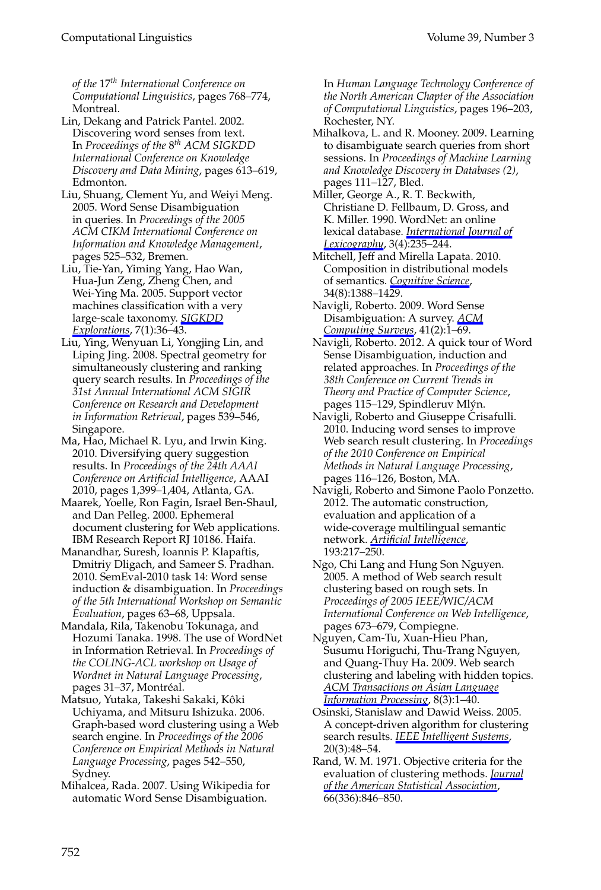*of the 17th International Conference on Computational Linguistics*, pages 768–774, Montreal.

Lin, Dekang and Patrick Pantel. 2002. Discovering word senses from text. In *Proceedings of the 8th ACM SIGKDD International Conference on Knowledge Discovery and Data Mining*, pages 613–619, Edmonton.

Liu, Shuang, Clement Yu, and Weiyi Meng. 2005. Word Sense Disambiguation in queries. In *Proceedings of the 2005 ACM CIKM International Conference on Information and Knowledge Management*, pages 525–532, Bremen.

Liu, Tie-Yan, Yiming Yang, Hao Wan, Hua-Jun Zeng, Zheng Chen, and Wei-Ying Ma. 2005. Support vector machines classification with a very large-scale taxonomy. *SIGKDD Explorations*, 7(1):36–43.

Liu, Ying, Wenyuan Li, Yongjing Lin, and Liping Jing. 2008. Spectral geometry for simultaneously clustering and ranking query search results. In *Proceedings of the 31st Annual International ACM SIGIR Conference on Research and Development in Information Retrieval*, pages 539–546, Singapore.

Ma, Hao, Michael R. Lyu, and Irwin King. 2010. Diversifying query suggestion results. In *Proceedings of the 24th AAAI Conference on Artificial Intelligence*, AAAI 2010, pages 1,399–1,404, Atlanta, GA.

Maarek, Yoelle, Ron Fagin, Israel Ben-Shaul, and Dan Pelleg. 2000. Ephemeral document clustering for Web applications. IBM Research Report RJ 10186. Haifa.

Manandhar, Suresh, Ioannis P. Klapaftis, Dmitriy Dligach, and Sameer S. Pradhan. 2010. SemEval-2010 task 14: Word sense induction & disambiguation. In *Proceedings of the 5th International Workshop on Semantic Evaluation*, pages 63–68, Uppsala.

Mandala, Rila, Takenobu Tokunaga, and Hozumi Tanaka. 1998. The use of WordNet in Information Retrieval. In *Proceedings of the COLING-ACL workshop on Usage of Wordnet in Natural Language Processing*, pages 31–37, Montréal.

Matsuo, Yutaka, Takeshi Sakaki, Kôki Uchiyama, and Mitsuru Ishizuka. 2006. Graph-based word clustering using a Web search engine. In *Proceedings of the 2006 Conference on Empirical Methods in Natural Language Processing*, pages 542–550, Sydney.

Mihalcea, Rada. 2007. Using Wikipedia for automatic Word Sense Disambiguation. In *Human Language Technology Conference of the North American Chapter of the Association of Computational Linguistics*, pages 196–203, Rochester, NY.

Mihalkova, L. and R. Mooney. 2009. Learning to disambiguate search queries from short sessions. In *Proceedings of Machine Learning and Knowledge Discovery in Databases (2)*, pages 111–127, Bled.

Miller, George A., R. T. Beckwith, Christiane D. Fellbaum, D. Gross, and K. Miller. 1990. WordNet: an online lexical database. *International Journal of Lexicography*, 3(4):235–244.

Mitchell, Jeff and Mirella Lapata. 2010. Composition in distributional models of semantics. *Cognitive Science*, 34(8):1388–1429.

Navigli, Roberto. 2009. Word Sense Disambiguation: A survey. *ACM Computing Surveys*, 41(2):1–69.

Navigli, Roberto. 2012. A quick tour of Word Sense Disambiguation, induction and related approaches. In *Proceedings of the 38th Conference on Current Trends in Theory and Practice of Computer Science*, pages 115–129, Spindleruv Mlýn.

Navigli, Roberto and Giuseppe Crisafulli. 2010. Inducing word senses to improve Web search result clustering. In *Proceedings of the 2010 Conference on Empirical Methods in Natural Language Processing*, pages 116–126, Boston, MA.

Navigli, Roberto and Simone Paolo Ponzetto. 2012. The automatic construction, evaluation and application of a wide-coverage multilingual semantic network. *Artificial Intelligence*, 193:217–250.

Ngo, Chi Lang and Hung Son Nguyen. 2005. A method of Web search result clustering based on rough sets. In *Proceedings of 2005 IEEE/WIC/ACM International Conference on Web Intelligence*, pages 673–679, Compiegne.

Nguyen, Cam-Tu, Xuan-Hieu Phan, Susumu Horiguchi, Thu-Trang Nguyen, and Quang-Thuy Ha. 2009. Web search clustering and labeling with hidden topics. *ACM Transactions on Asian Language Information Processing*, 8(3):1–40.

Osinski, Stanislaw and Dawid Weiss. 2005. A concept-driven algorithm for clustering search results. *IEEE Intelligent Systems*, 20(3):48–54.

Rand, W. M. 1971. Objective criteria for the evaluation of clustering methods. *Journal of the American Statistical Association*, 66(336):846–850.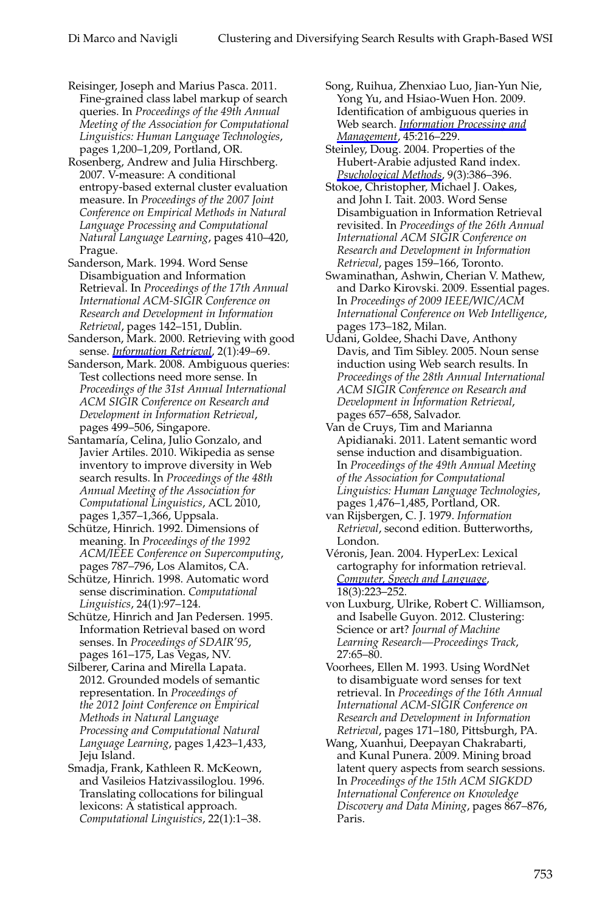Reisinger, Joseph and Marius Pasca. 2011. Fine-grained class label markup of search queries. In *Proceedings of the 49th Annual Meeting of the Association for Computational Linguistics: Human Language Technologies*, pages 1,200–1,209, Portland, OR.

Rosenberg, Andrew and Julia Hirschberg. 2007. V-measure: A conditional entropy-based external cluster evaluation measure. In *Proceedings of the 2007 Joint Conference on Empirical Methods in Natural Language Processing and Computational Natural Language Learning*, pages 410–420, Prague.

Sanderson, Mark. 1994. Word Sense Disambiguation and Information Retrieval. In *Proceedings of the 17th Annual International ACM-SIGIR Conference on Research and Development in Information Retrieval*, pages 142–151, Dublin.

Sanderson, Mark. 2000. Retrieving with good sense. *Information Retrieval*, 2(1):49–69.

Sanderson, Mark. 2008. Ambiguous queries: Test collections need more sense. In *Proceedings of the 31st Annual International ACM SIGIR Conference on Research and Development in Information Retrieval*, pages 499–506, Singapore.

Santamaría, Celina, Julio Gonzalo, and Javier Artiles. 2010. Wikipedia as sense inventory to improve diversity in Web search results. In *Proceedings of the 48th Annual Meeting of the Association for Computational Linguistics*, ACL 2010, pages 1,357–1,366, Uppsala.

Schütze, Hinrich. 1992. Dimensions of meaning. In *Proceedings of the 1992 ACM/IEEE Conference on Supercomputing*, pages 787–796, Los Alamitos, CA.

Schütze, Hinrich. 1998. Automatic word sense discrimination. *Computational Linguistics*, 24(1):97–124.

Schütze, Hinrich and Jan Pedersen. 1995. Information Retrieval based on word senses. In *Proceedings of SDAIR'95*, pages 161–175, Las Vegas, NV.

Silberer, Carina and Mirella Lapata. 2012. Grounded models of semantic representation. In *Proceedings of the 2012 Joint Conference on Empirical Methods in Natural Language Processing and Computational Natural Language Learning*, pages 1,423–1,433, Jeju Island.

Smadja, Frank, Kathleen R. McKeown, and Vasileios Hatzivassiloglou. 1996. Translating collocations for bilingual lexicons: A statistical approach. *Computational Linguistics*, 22(1):1–38.

Song, Ruihua, Zhenxiao Luo, Jian-Yun Nie, Yong Yu, and Hsiao-Wuen Hon. 2009. Identification of ambiguous queries in Web search. *Information Processing and Management*, 45:216–229.

Steinley, Doug. 2004. Properties of the Hubert-Arabie adjusted Rand index. *Psychological Methods*, 9(3):386–396.

Stokoe, Christopher, Michael J. Oakes, and John I. Tait. 2003. Word Sense Disambiguation in Information Retrieval revisited. In *Proceedings of the 26th Annual International ACM SIGIR Conference on Research and Development in Information Retrieval*, pages 159–166, Toronto.

Swaminathan, Ashwin, Cherian V. Mathew, and Darko Kirovski. 2009. Essential pages. In *Proceedings of 2009 IEEE/WIC/ACM International Conference on Web Intelligence*, pages 173–182, Milan.

Udani, Goldee, Shachi Dave, Anthony Davis, and Tim Sibley. 2005. Noun sense induction using Web search results. In *Proceedings of the 28th Annual International ACM SIGIR Conference on Research and Development in Information Retrieval*, pages 657–658, Salvador.

Van de Cruys, Tim and Marianna Apidianaki. 2011. Latent semantic word sense induction and disambiguation. In *Proceedings of the 49th Annual Meeting of the Association for Computational Linguistics: Human Language Technologies*, pages 1,476–1,485, Portland, OR.

van Rijsbergen, C. J. 1979. *Information Retrieval*, second edition. Butterworths, London.

Véronis, Jean. 2004. HyperLex: Lexical cartography for information retrieval. *Computer, Speech and Language*, 18(3):223–252.

von Luxburg, Ulrike, Robert C. Williamson, and Isabelle Guyon. 2012. Clustering: Science or art? *Journal of Machine Learning Research—Proceedings Track*, 27:65–80.

Voorhees, Ellen M. 1993. Using WordNet to disambiguate word senses for text retrieval. In *Proceedings of the 16th Annual International ACM-SIGIR Conference on Research and Development in Information Retrieval*, pages 171–180, Pittsburgh, PA.

Wang, Xuanhui, Deepayan Chakrabarti, and Kunal Punera. 2009. Mining broad latent query aspects from search sessions. In *Proceedings of the 15th ACM SIGKDD International Conference on Knowledge Discovery and Data Mining*, pages 867–876, Paris.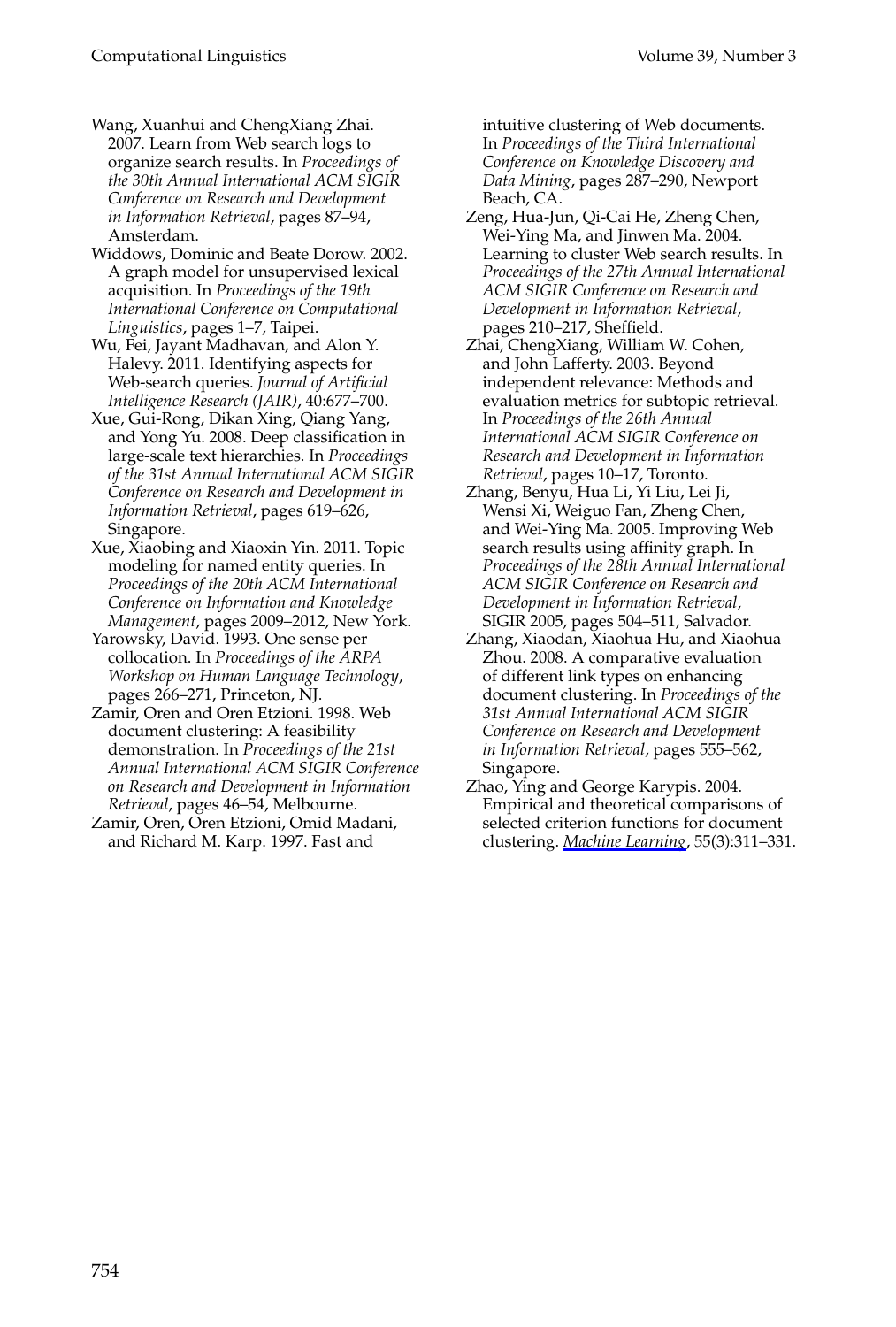Wang, Xuanhui and ChengXiang Zhai. 2007. Learn from Web search logs to organize search results. In *Proceedings of the 30th Annual International ACM SIGIR Conference on Research and Development in Information Retrieval*, pages 87–94, Amsterdam.

Widdows, Dominic and Beate Dorow. 2002. A graph model for unsupervised lexical acquisition. In *Proceedings of the 19th International Conference on Computational Linguistics*, pages 1–7, Taipei.

Wu, Fei, Jayant Madhavan, and Alon Y. Halevy. 2011. Identifying aspects for Web-search queries. *Journal of Artificial Intelligence Research (JAIR)*, 40:677–700.

Xue, Gui-Rong, Dikan Xing, Qiang Yang, and Yong Yu. 2008. Deep classification in large-scale text hierarchies. In *Proceedings of the 31st Annual International ACM SIGIR Conference on Research and Development in Information Retrieval*, pages 619–626, Singapore.

Xue, Xiaobing and Xiaoxin Yin. 2011. Topic modeling for named entity queries. In *Proceedings of the 20th ACM International Conference on Information and Knowledge Management*, pages 2009–2012, New York.

Yarowsky, David. 1993. One sense per collocation. In *Proceedings of the ARPA Workshop on Human Language Technology*, pages 266–271, Princeton, NJ.

Zamir, Oren and Oren Etzioni. 1998. Web document clustering: A feasibility demonstration. In *Proceedings of the 21st Annual International ACM SIGIR Conference on Research and Development in Information Retrieval*, pages 46–54, Melbourne.

Zamir, Oren, Oren Etzioni, Omid Madani, and Richard M. Karp. 1997. Fast and intuitive clustering of Web documents. In *Proceedings of the Third International Conference on Knowledge Discovery and Data Mining*, pages 287–290, Newport Beach, CA.

Zeng, Hua-Jun, Qi-Cai He, Zheng Chen, Wei-Ying Ma, and Jinwen Ma. 2004. Learning to cluster Web search results. In *Proceedings of the 27th Annual International ACM SIGIR Conference on Research and Development in Information Retrieval*, pages 210–217, Sheffield.

Zhai, ChengXiang, William W. Cohen, and John Lafferty. 2003. Beyond independent relevance: Methods and evaluation metrics for subtopic retrieval. In *Proceedings of the 26th Annual International ACM SIGIR Conference on Research and Development in Information Retrieval*, pages 10–17, Toronto.

Zhang, Benyu, Hua Li, Yi Liu, Lei Ji, Wensi Xi, Weiguo Fan, Zheng Chen, and Wei-Ying Ma. 2005. Improving Web search results using affinity graph. In *Proceedings of the 28th Annual International ACM SIGIR Conference on Research and Development in Information Retrieval*, SIGIR 2005, pages 504–511, Salvador.

Zhang, Xiaodan, Xiaohua Hu, and Xiaohua Zhou. 2008. A comparative evaluation of different link types on enhancing document clustering. In *Proceedings of the 31st Annual International ACM SIGIR Conference on Research and Development in Information Retrieval*, pages 555–562, Singapore.

Zhao, Ying and George Karypis. 2004. Empirical and theoretical comparisons of selected criterion functions for document clustering. *Machine Learning*, 55(3):311–331.